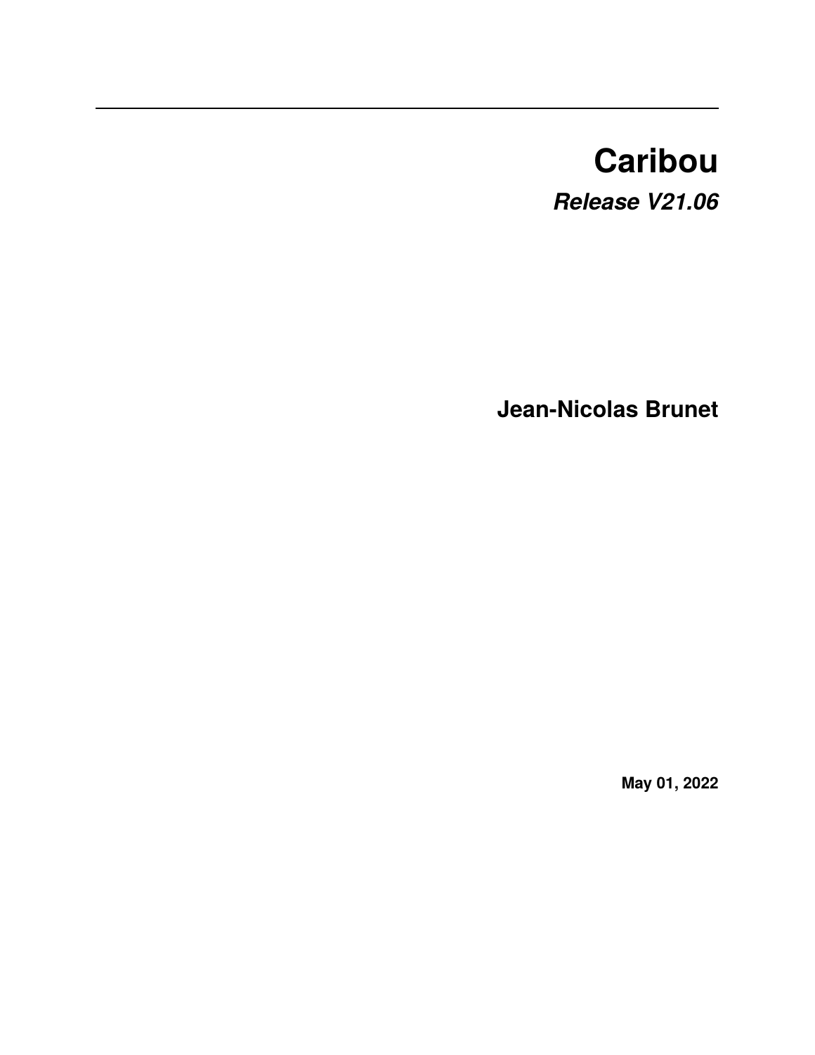# Caribou

***Release V21.06***

**Jean-Nicolas Brunet**

**May 01, 2022**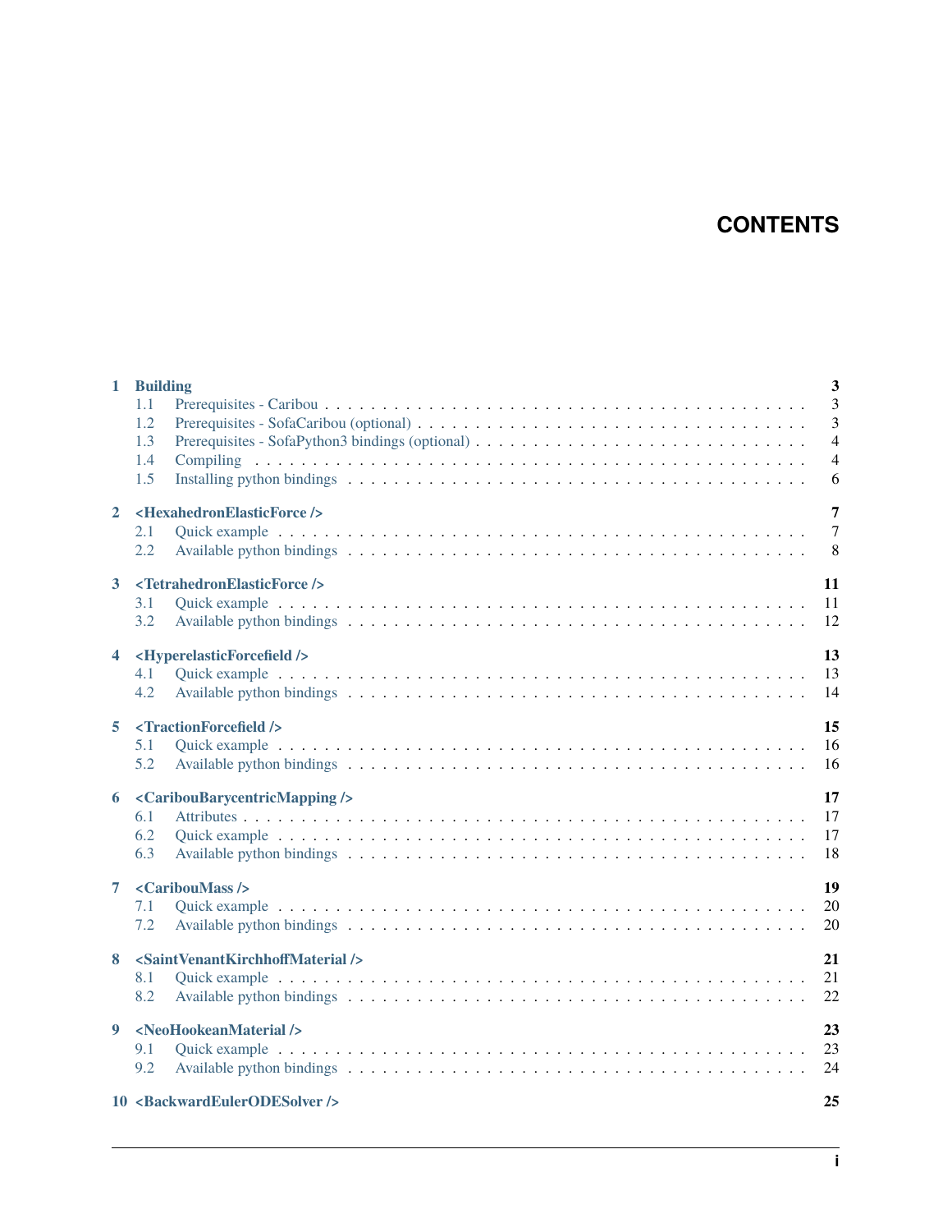# CONTENTS

- **1 Building** — 3
  - 1.1 Prerequisites - Caribou — 3
  - 1.2 Prerequisites - SofaCaribou (optional) — 3
  - 1.3 Prerequisites - SofaPython3 bindings (optional) — 4
  - 1.4 Compiling — 4
  - 1.5 Installing python bindings — 6
- **2 <HexahedronElasticForce />** — 7
  - 2.1 Quick example — 7
  - 2.2 Available python bindings — 8
- **3 <TetrahedronElasticForce />** — 11
  - 3.1 Quick example — 11
  - 3.2 Available python bindings — 12
- **4 <HyperelasticForcefield />** — 13
  - 4.1 Quick example — 13
  - 4.2 Available python bindings — 14
- **5 <TractionForcefield />** — 15
  - 5.1 Quick example — 16
  - 5.2 Available python bindings — 16
- **6 <CaribouBarycentricMapping />** — 17
  - 6.1 Attributes — 17
  - 6.2 Quick example — 17
  - 6.3 Available python bindings — 18
- **7 <CaribouMass />** — 19
  - 7.1 Quick example — 20
  - 7.2 Available python bindings — 20
- **8 <SaintVenantKirchhoffMaterial />** — 21
  - 8.1 Quick example — 21
  - 8.2 Available python bindings — 22
- **9 <NeoHookeanMaterial />** — 23
  - 9.1 Quick example — 23
  - 9.2 Available python bindings — 24
- **10 <BackwardEulerODESolver />** — 25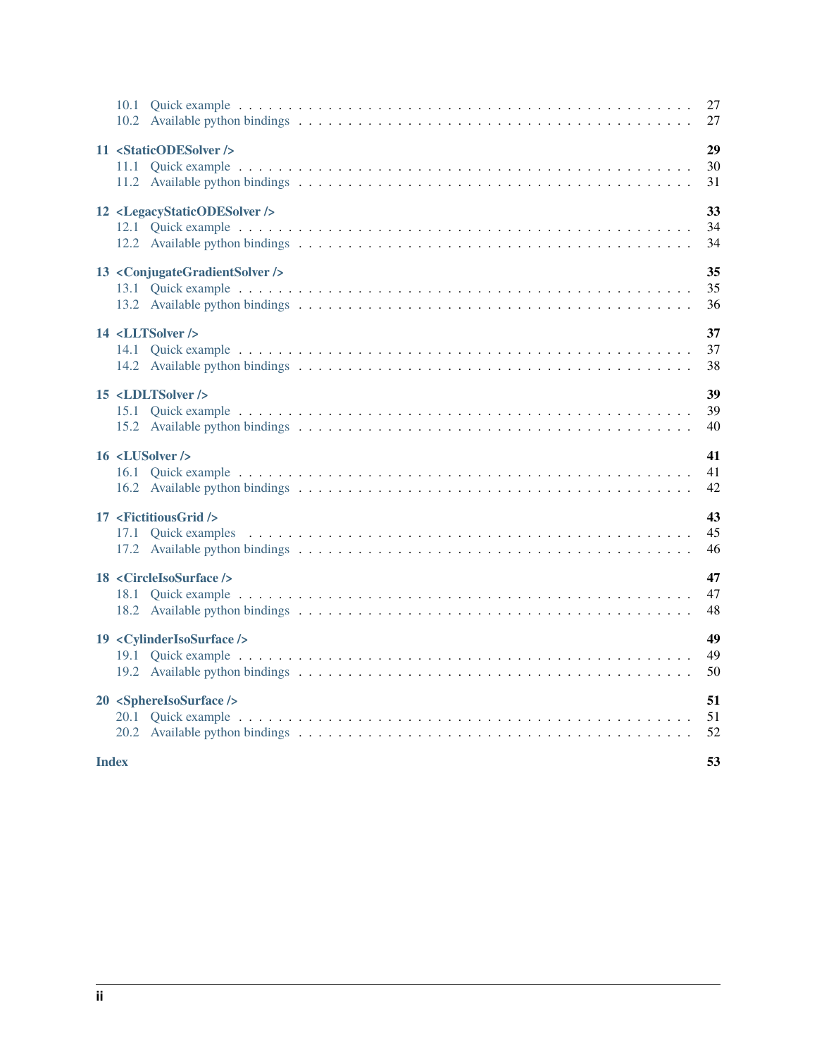- 10.1 Quick example . . . . . 27
- 10.2 Available python bindings . . . . . 27

**11 <StaticODESolver />** **29**

- 11.1 Quick example . . . . . 30
- 11.2 Available python bindings . . . . . 31

**12 <LegacyStaticODESolver />** **33**

- 12.1 Quick example . . . . . 34
- 12.2 Available python bindings . . . . . 34

**13 <ConjugateGradientSolver />** **35**

- 13.1 Quick example . . . . . 35
- 13.2 Available python bindings . . . . . 36

**14 <LLTSolver />** **37**

- 14.1 Quick example . . . . . 37
- 14.2 Available python bindings . . . . . 38

**15 <LDLTSolver />** **39**

- 15.1 Quick example . . . . . 39
- 15.2 Available python bindings . . . . . 40

**16 <LUSolver />** **41**

- 16.1 Quick example . . . . . 41
- 16.2 Available python bindings . . . . . 42

**17 <FictitiousGrid />** **43**

- 17.1 Quick examples . . . . . 45
- 17.2 Available python bindings . . . . . 46

**18 <CircleIsoSurface />** **47**

- 18.1 Quick example . . . . . 47
- 18.2 Available python bindings . . . . . 48

**19 <CylinderIsoSurface />** **49**

- 19.1 Quick example . . . . . 49
- 19.2 Available python bindings . . . . . 50

**20 <SphereIsoSurface />** **51**

- 20.1 Quick example . . . . . 51
- 20.2 Available python bindings . . . . . 52

**Index** **53**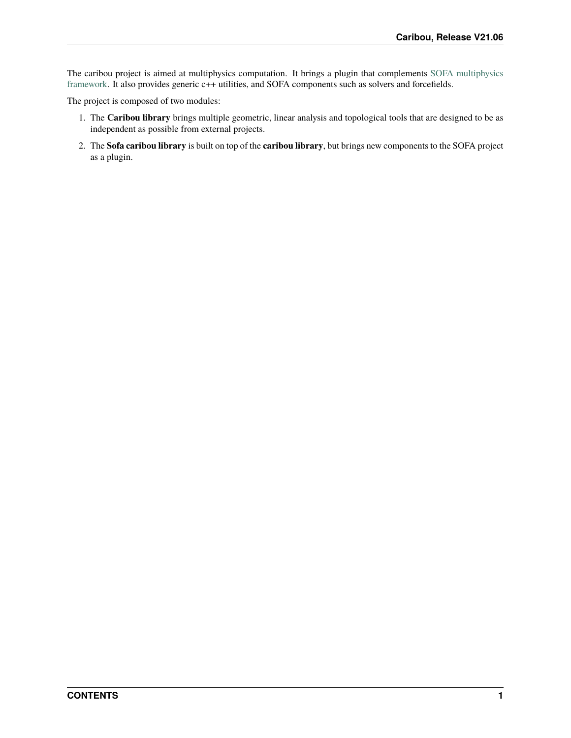The caribou project is aimed at multiphysics computation. It brings a plugin that complements SOFA multiphysics framework. It also provides generic c++ utilities, and SOFA components such as solvers and forcefields.

The project is composed of two modules:

1. The **Caribou library** brings multiple geometric, linear analysis and topological tools that are designed to be as independent as possible from external projects.
2. The **Sofa caribou library** is built on top of the **caribou library**, but brings new components to the SOFA project as a plugin.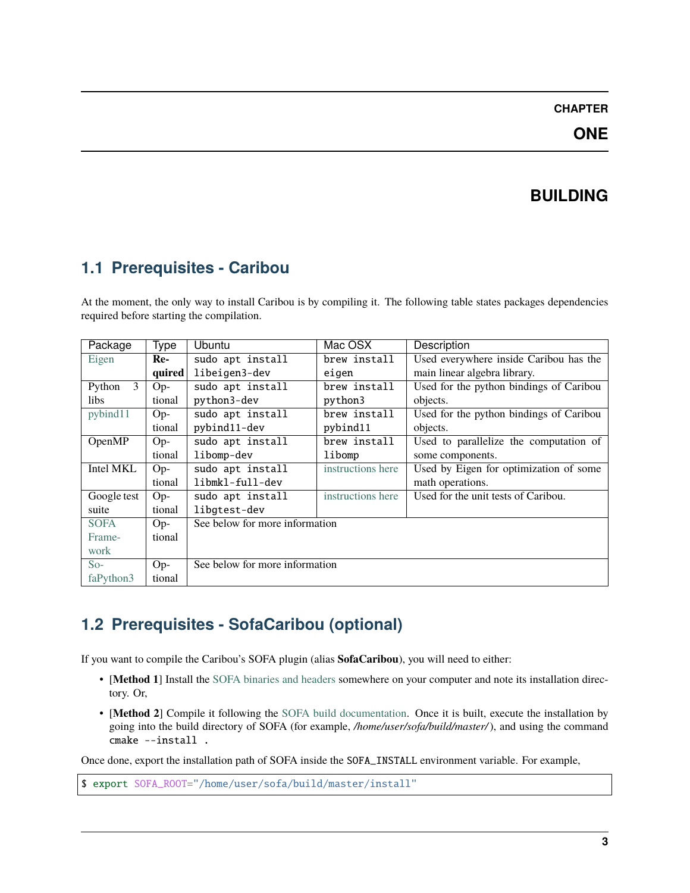# CHAPTER ONE

# BUILDING

## 1.1 Prerequisites - Caribou

At the moment, the only way to install Caribou is by compiling it. The following table states packages dependencies required before starting the compilation.

| Package | Type | Ubuntu | Mac OSX | Description |
|---|---|---|---|---|
| Eigen | **Required** | `sudo apt install libeigen3-dev` | `brew install eigen` | Used everywhere inside Caribou has the main linear algebra library. |
| Python 3 libs | Optional | `sudo apt install python3-dev` | `brew install python3` | Used for the python bindings of Caribou objects. |
| pybind11 | Optional | `sudo apt install pybind11-dev` | `brew install pybind11` | Used for the python bindings of Caribou objects. |
| OpenMP | Optional | `sudo apt install libomp-dev` | `brew install libomp` | Used to parallelize the computation of some components. |
| Intel MKL | Optional | `sudo apt install libmkl-full-dev` | instructions here | Used by Eigen for optimization of some math operations. |
| Google test suite | Optional | `sudo apt install libgtest-dev` | instructions here | Used for the unit tests of Caribou. |
| SOFA Framework | Optional | See below for more information | | |
| SofaPython3 | Optional | See below for more information | | |

## 1.2 Prerequisites - SofaCaribou (optional)

If you want to compile the Caribou's SOFA plugin (alias **SofaCaribou**), you will need to either:

- [**Method 1**] Install the SOFA binaries and headers somewhere on your computer and note its installation directory. Or,
- [**Method 2**] Compile it following the SOFA build documentation. Once it is built, execute the installation by going into the build directory of SOFA (for example, */home/user/sofa/build/master/*), and using the command `cmake --install .`

Once done, export the installation path of SOFA inside the `SOFA_INSTALL` environment variable. For example,

```
$ export SOFA_ROOT="/home/user/sofa/build/master/install"
```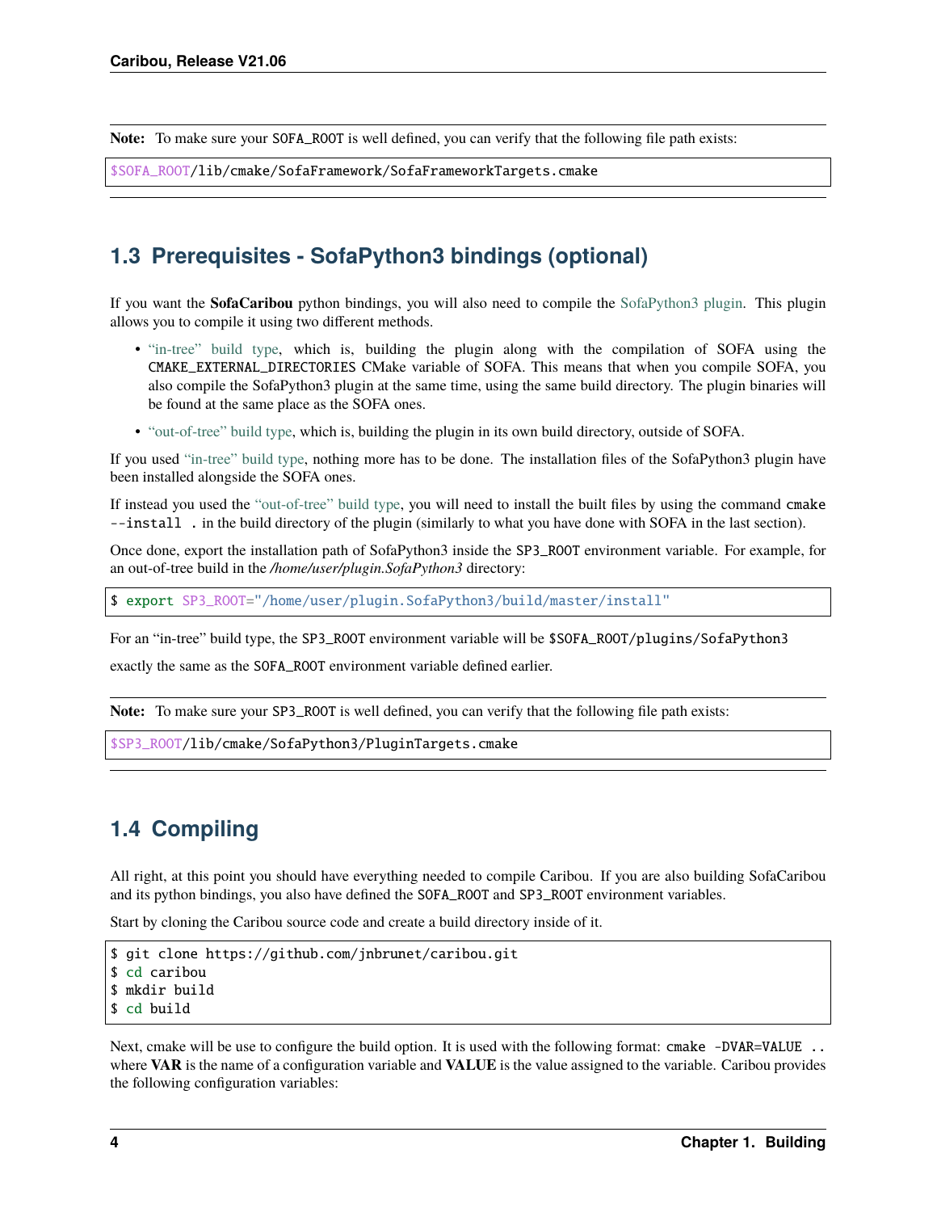**Note:** To make sure your SOFA_ROOT is well defined, you can verify that the following file path exists:

```
$SOFA_ROOT/lib/cmake/SofaFramework/SofaFrameworkTargets.cmake
```

## 1.3 Prerequisites - SofaPython3 bindings (optional)

If you want the **SofaCaribou** python bindings, you will also need to compile the SofaPython3 plugin. This plugin allows you to compile it using two different methods.

- "in-tree" build type, which is, building the plugin along with the compilation of SOFA using the CMAKE_EXTERNAL_DIRECTORIES CMake variable of SOFA. This means that when you compile SOFA, you also compile the SofaPython3 plugin at the same time, using the same build directory. The plugin binaries will be found at the same place as the SOFA ones.
- "out-of-tree" build type, which is, building the plugin in its own build directory, outside of SOFA.

If you used "in-tree" build type, nothing more has to be done. The installation files of the SofaPython3 plugin have been installed alongside the SOFA ones.

If instead you used the "out-of-tree" build type, you will need to install the built files by using the command `cmake --install .` in the build directory of the plugin (similarly to what you have done with SOFA in the last section).

Once done, export the installation path of SofaPython3 inside the SP3_ROOT environment variable. For example, for an out-of-tree build in the */home/user/plugin.SofaPython3* directory:

```
$ export SP3_ROOT="/home/user/plugin.SofaPython3/build/master/install"
```

For an "in-tree" build type, the SP3_ROOT environment variable will be `$SOFA_ROOT/plugins/SofaPython3`

exactly the same as the SOFA_ROOT environment variable defined earlier.

**Note:** To make sure your SP3_ROOT is well defined, you can verify that the following file path exists:

```
$SP3_ROOT/lib/cmake/SofaPython3/PluginTargets.cmake
```

## 1.4 Compiling

All right, at this point you should have everything needed to compile Caribou. If you are also building SofaCaribou and its python bindings, you also have defined the SOFA_ROOT and SP3_ROOT environment variables.

Start by cloning the Caribou source code and create a build directory inside of it.

```
$ git clone https://github.com/jnbrunet/caribou.git
$ cd caribou
$ mkdir build
$ cd build
```

Next, cmake will be use to configure the build option. It is used with the following format: `cmake -DVAR=VALUE ..` where **VAR** is the name of a configuration variable and **VALUE** is the value assigned to the variable. Caribou provides the following configuration variables: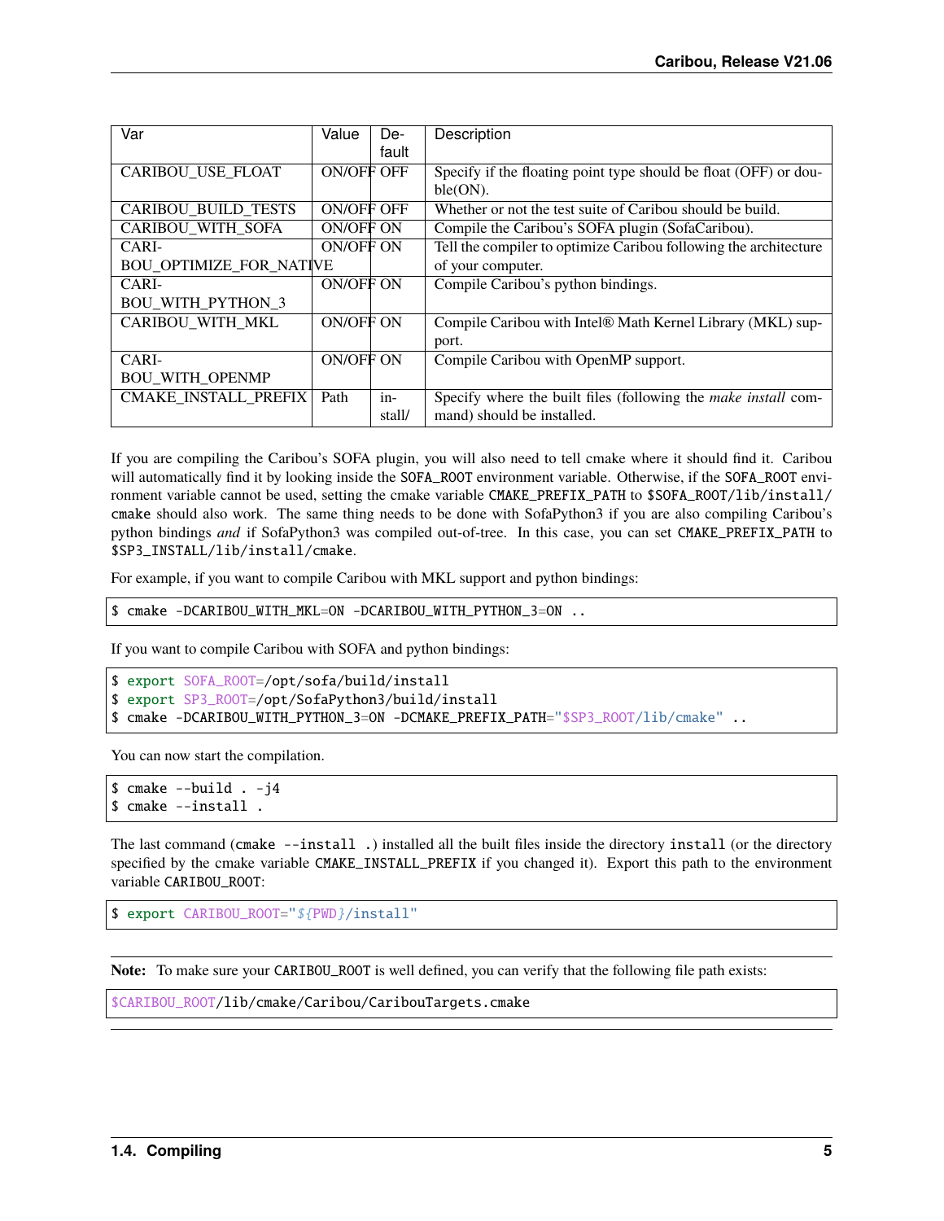| Var | Value | Default | Description |
| --- | --- | --- | --- |
| CARIBOU_USE_FLOAT | ON/OFF | OFF | Specify if the floating point type should be float (OFF) or double(ON). |
| CARIBOU_BUILD_TESTS | ON/OFF | OFF | Whether or not the test suite of Caribou should be build. |
| CARIBOU_WITH_SOFA | ON/OFF | ON | Compile the Caribou's SOFA plugin (SofaCaribou). |
| CARIBOU_OPTIMIZE_FOR_NATIVE | ON/OFF | ON | Tell the compiler to optimize Caribou following the architecture of your computer. |
| CARIBOU_WITH_PYTHON_3 | ON/OFF | ON | Compile Caribou's python bindings. |
| CARIBOU_WITH_MKL | ON/OFF | ON | Compile Caribou with Intel® Math Kernel Library (MKL) support. |
| CARIBOU_WITH_OPENMP | ON/OFF | ON | Compile Caribou with OpenMP support. |
| CMAKE_INSTALL_PREFIX | Path | install/ | Specify where the built files (following the *make install* command) should be installed. |

If you are compiling the Caribou's SOFA plugin, you will also need to tell cmake where it should find it. Caribou will automatically find it by looking inside the `SOFA_ROOT` environment variable. Otherwise, if the `SOFA_ROOT` environment variable cannot be used, setting the cmake variable `CMAKE_PREFIX_PATH` to `$SOFA_ROOT/lib/install/cmake` should also work. The same thing needs to be done with SofaPython3 if you are also compiling Caribou's python bindings *and* if SofaPython3 was compiled out-of-tree. In this case, you can set `CMAKE_PREFIX_PATH` to `$SP3_INSTALL/lib/install/cmake`.

For example, if you want to compile Caribou with MKL support and python bindings:

```
$ cmake -DCARIBOU_WITH_MKL=ON -DCARIBOU_WITH_PYTHON_3=ON ..
```

If you want to compile Caribou with SOFA and python bindings:

```
$ export SOFA_ROOT=/opt/sofa/build/install
$ export SP3_ROOT=/opt/SofaPython3/build/install
$ cmake -DCARIBOU_WITH_PYTHON_3=ON -DCMAKE_PREFIX_PATH="$SP3_ROOT/lib/cmake" ..
```

You can now start the compilation.

```
$ cmake --build . -j4
$ cmake --install .
```

The last command (`cmake --install .`) installed all the built files inside the directory `install` (or the directory specified by the cmake variable `CMAKE_INSTALL_PREFIX` if you changed it). Export this path to the environment variable `CARIBOU_ROOT`:

```
$ export CARIBOU_ROOT="${PWD}/install"
```

**Note:** To make sure your `CARIBOU_ROOT` is well defined, you can verify that the following file path exists:

```
$CARIBOU_ROOT/lib/cmake/Caribou/CaribouTargets.cmake
```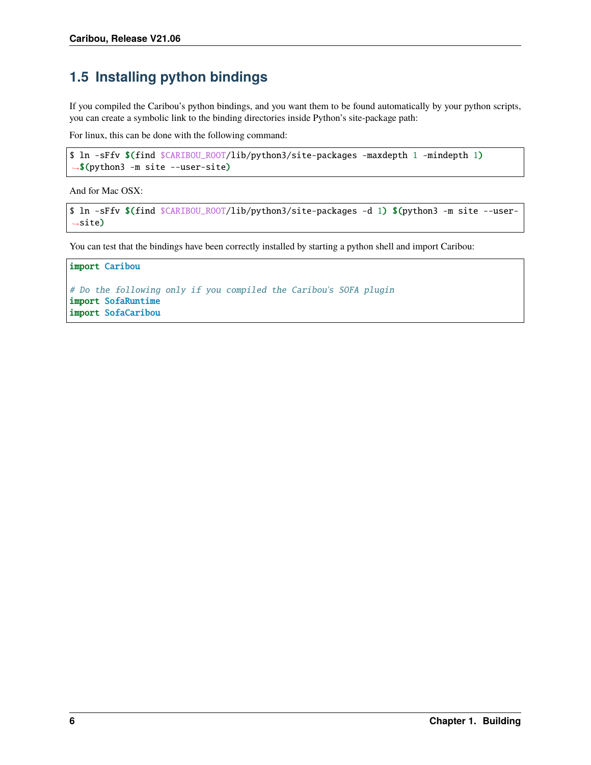## 1.5 Installing python bindings

If you compiled the Caribou's python bindings, and you want them to be found automatically by your python scripts, you can create a symbolic link to the binding directories inside Python's site-package path:

For linux, this can be done with the following command:

```
$ ln -sFfv $(find $CARIBOU_ROOT/lib/python3/site-packages -maxdepth 1 -mindepth 1) $(python3 -m site --user-site)
```

And for Mac OSX:

```
$ ln -sFfv $(find $CARIBOU_ROOT/lib/python3/site-packages -d 1) $(python3 -m site --user-site)
```

You can test that the bindings have been correctly installed by starting a python shell and import Caribou:

```python
import Caribou

# Do the following only if you compiled the Caribou's SOFA plugin
import SofaRuntime
import SofaCaribou
```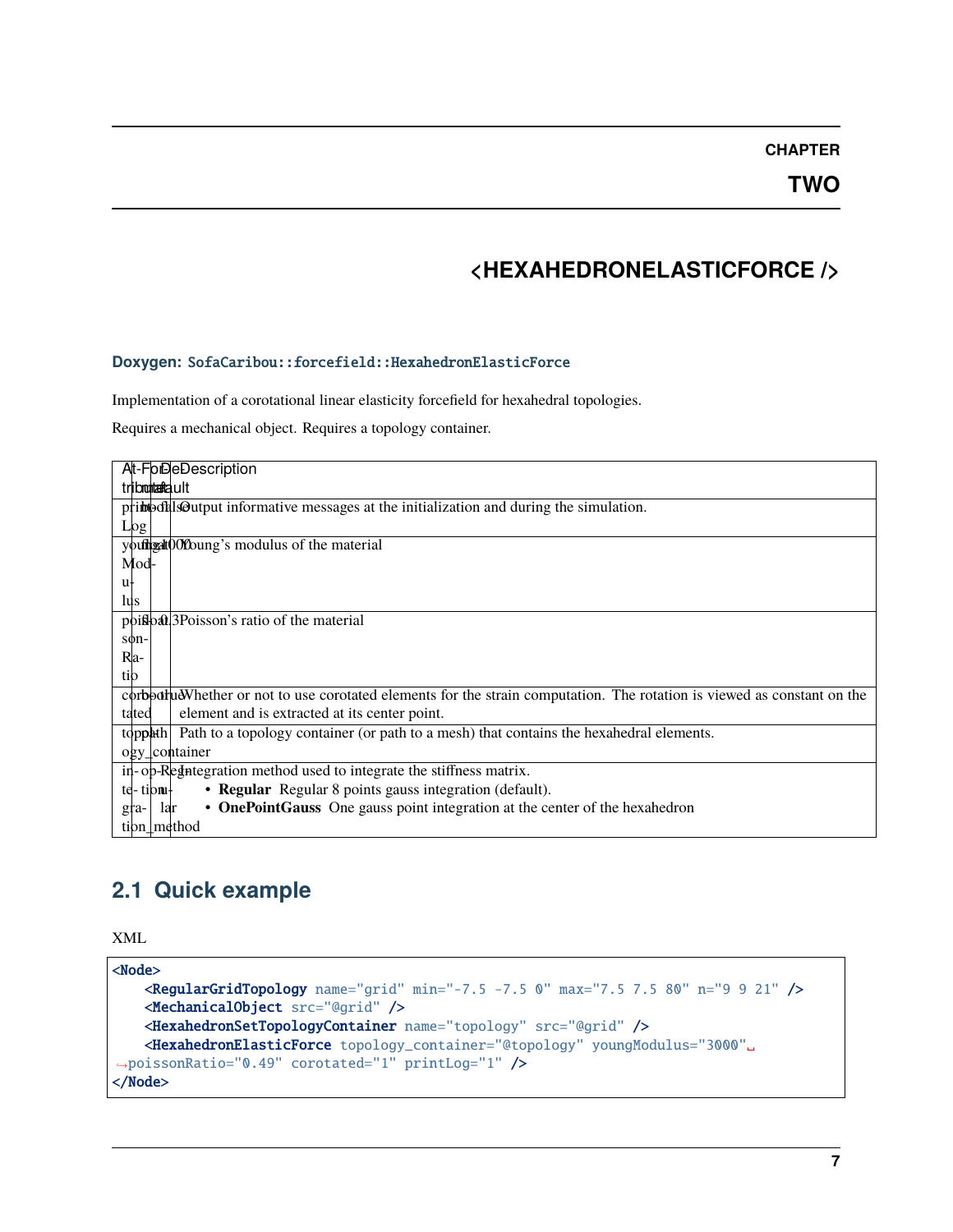# <HEXAHEDRONELASTICFORCE />

**Doxygen:** `SofaCaribou::forcefield::HexahedronElasticForce`

Implementation of a corotational linear elasticity forcefield for hexahedral topologies.

Requires a mechanical object. Requires a topology container.

| Attribute | Format | Default | Description |
|---|---|---|---|
| printLog | bool | false | Output informative messages at the initialization and during the simulation. |
| youngModulus | float | 1000 | Young's modulus of the material |
| poissonRatio | float | 0.3 | Poisson's ratio of the material |
| corotated | bool | true | Whether or not to use corotated elements for the strain computation. The rotation is viewed as constant on the element and is extracted at its center point. |
| topology_container | path | | Path to a topology container (or path to a mesh) that contains the hexahedral elements. |
| integration_method | option | Regular | Integration method used to integrate the stiffness matrix.<br>• **Regular** Regular 8 points gauss integration (default).<br>• **OnePointGauss** One gauss point integration at the center of the hexahedron |

## 2.1 Quick example

XML

```xml
<Node>
    <RegularGridTopology name="grid" min="-7.5 -7.5 0" max="7.5 7.5 80" n="9 9 21" />
    <MechanicalObject src="@grid" />
    <HexahedronSetTopologyContainer name="topology" src="@grid" />
    <HexahedronElasticForce topology_container="@topology" youngModulus="3000" poissonRatio="0.49" corotated="1" printLog="1" />
</Node>
```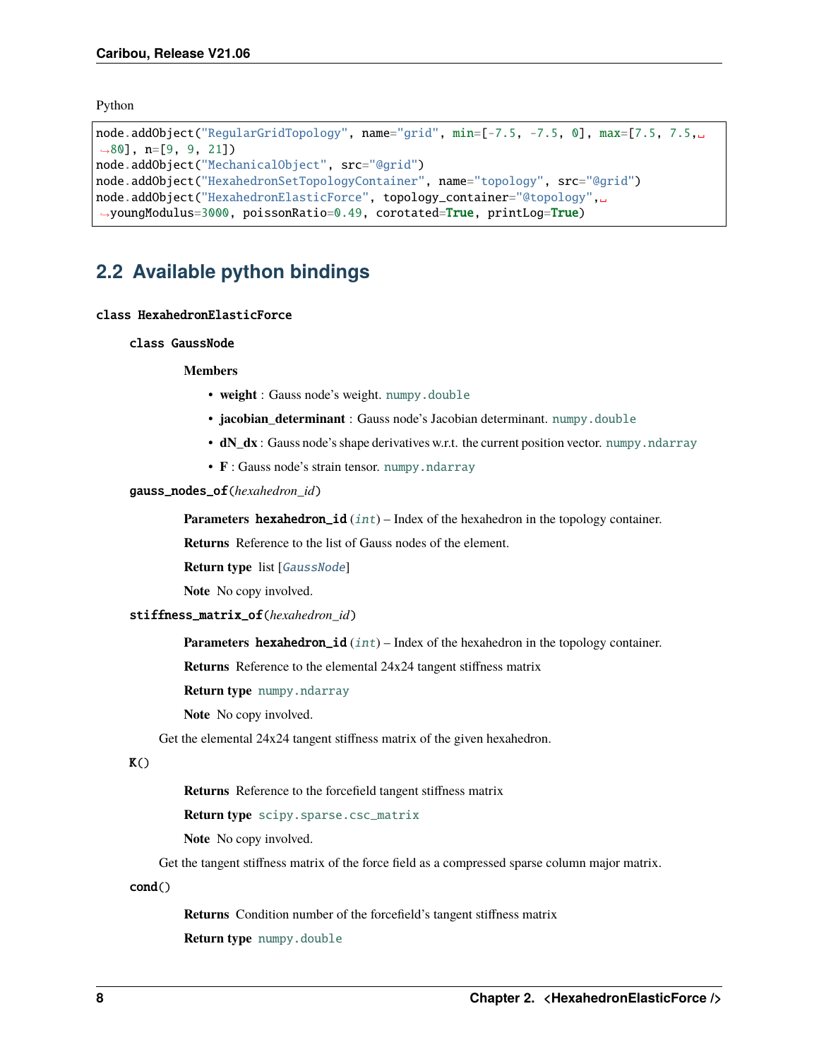Python

```
node.addObject("RegularGridTopology", name="grid", min=[-7.5, -7.5, 0], max=[7.5, 7.5, 80], n=[9, 9, 21])
node.addObject("MechanicalObject", src="@grid")
node.addObject("HexahedronSetTopologyContainer", name="topology", src="@grid")
node.addObject("HexahedronElasticForce", topology_container="@topology", youngModulus=3000, poissonRatio=0.49, corotated=True, printLog=True)
```

## 2.2 Available python bindings

`class HexahedronElasticForce`

`class GaussNode`

**Members**

- **weight** : Gauss node's weight. `numpy.double`
- **jacobian_determinant** : Gauss node's Jacobian determinant. `numpy.double`
- **dN_dx** : Gauss node's shape derivatives w.r.t. the current position vector. `numpy.ndarray`
- **F** : Gauss node's strain tensor. `numpy.ndarray`

`gauss_nodes_of(hexahedron_id)`

**Parameters** **hexahedron_id** (*int*) – Index of the hexahedron in the topology container.

**Returns** Reference to the list of Gauss nodes of the element.

**Return type** list [*GaussNode*]

**Note** No copy involved.

`stiffness_matrix_of(hexahedron_id)`

**Parameters** **hexahedron_id** (*int*) – Index of the hexahedron in the topology container.

**Returns** Reference to the elemental 24x24 tangent stiffness matrix

**Return type** `numpy.ndarray`

**Note** No copy involved.

Get the elemental 24x24 tangent stiffness matrix of the given hexahedron.

`K()`

**Returns** Reference to the forcefield tangent stiffness matrix

**Return type** `scipy.sparse.csc_matrix`

**Note** No copy involved.

Get the tangent stiffness matrix of the force field as a compressed sparse column major matrix.

`cond()`

**Returns** Condition number of the forcefield's tangent stiffness matrix

**Return type** `numpy.double`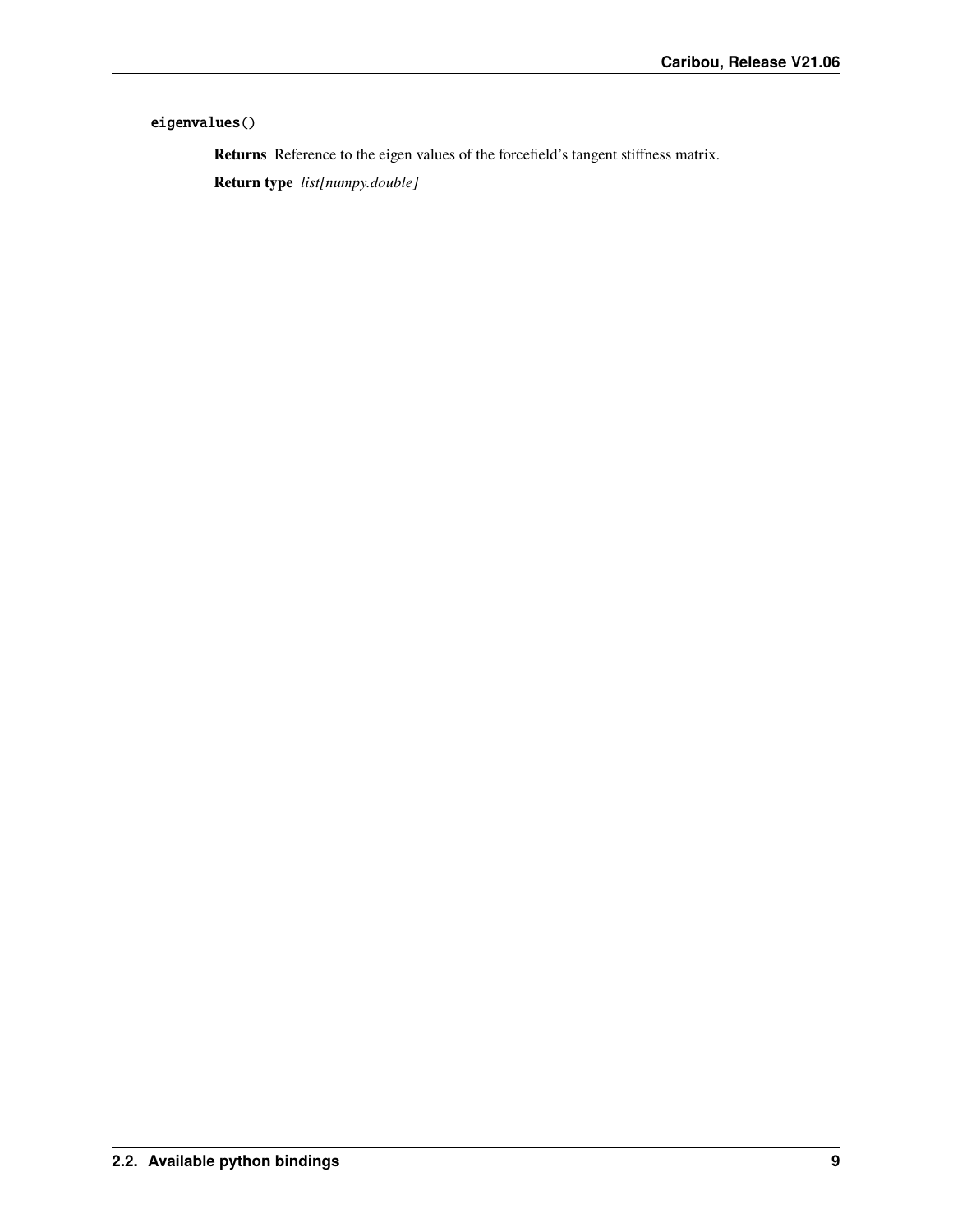`eigenvalues()`

**Returns** Reference to the eigen values of the forcefield's tangent stiffness matrix.

**Return type** *list[numpy.double]*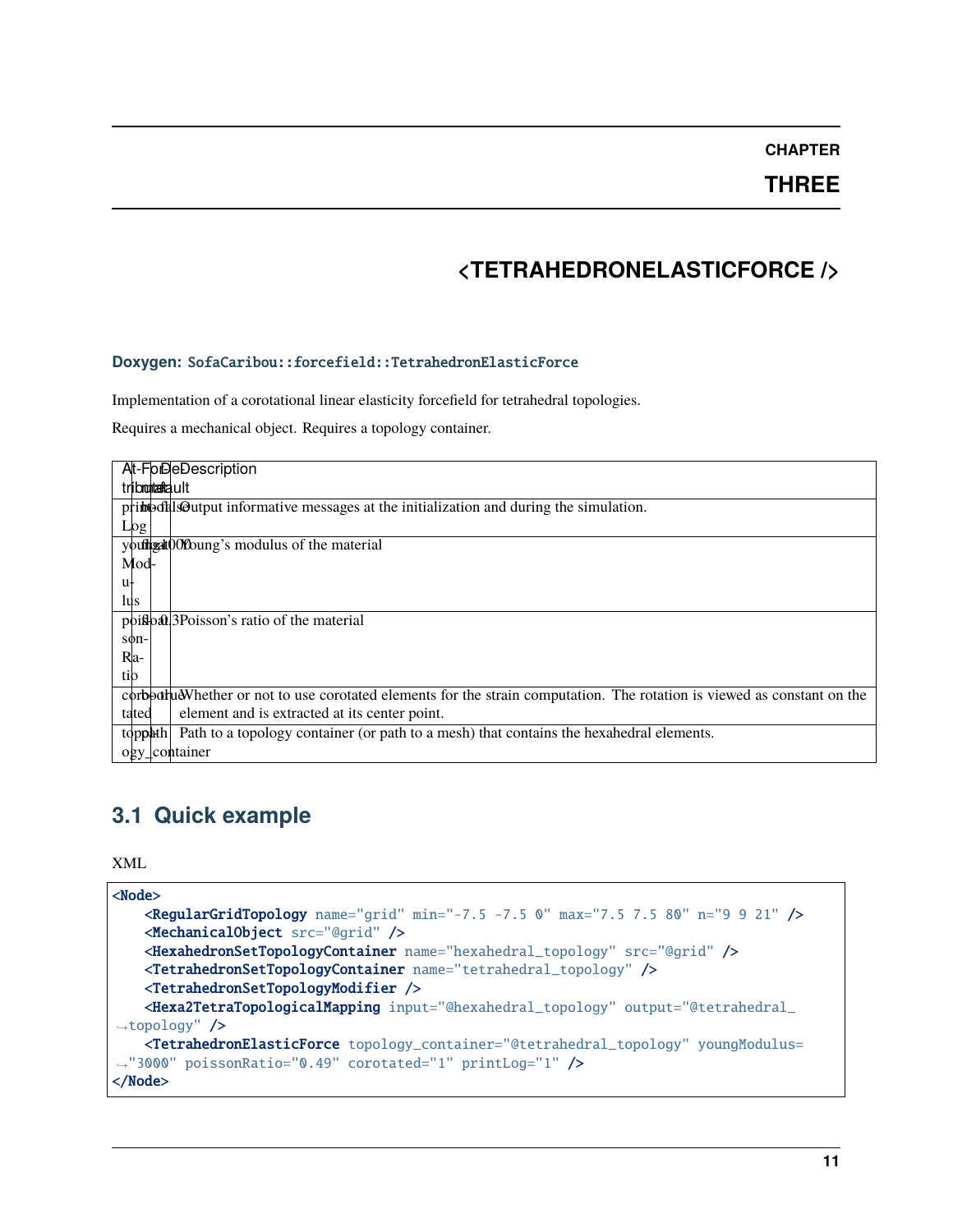# CHAPTER THREE

# <TETRAHEDRONELASTICFORCE />

**Doxygen:** SofaCaribou::forcefield::TetrahedronElasticForce

Implementation of a corotational linear elasticity forcefield for tetrahedral topologies.

Requires a mechanical object. Requires a topology container.

| Attribute | Format | Default | Description |
|---|---|---|---|
| printLog | bool | false | Output informative messages at the initialization and during the simulation. |
| youngModulus | float | 1000 | Young's modulus of the material |
| poissonRatio | float | 0.3 | Poisson's ratio of the material |
| corotated | bool | true | Whether or not to use corotated elements for the strain computation. The rotation is viewed as constant on the element and is extracted at its center point. |
| topology_container | path | | Path to a topology container (or path to a mesh) that contains the hexahedral elements. |

## 3.1 Quick example

XML

```xml
<Node>
    <RegularGridTopology name="grid" min="-7.5 -7.5 0" max="7.5 7.5 80" n="9 9 21" />
    <MechanicalObject src="@grid" />
    <HexahedronSetTopologyContainer name="hexahedral_topology" src="@grid" />
    <TetrahedronSetTopologyContainer name="tetrahedral_topology" />
    <TetrahedronSetTopologyModifier />
    <Hexa2TetraTopologicalMapping input="@hexahedral_topology" output="@tetrahedral_topology" />
    <TetrahedronElasticForce topology_container="@tetrahedral_topology" youngModulus="3000" poissonRatio="0.49" corotated="1" printLog="1" />
</Node>
```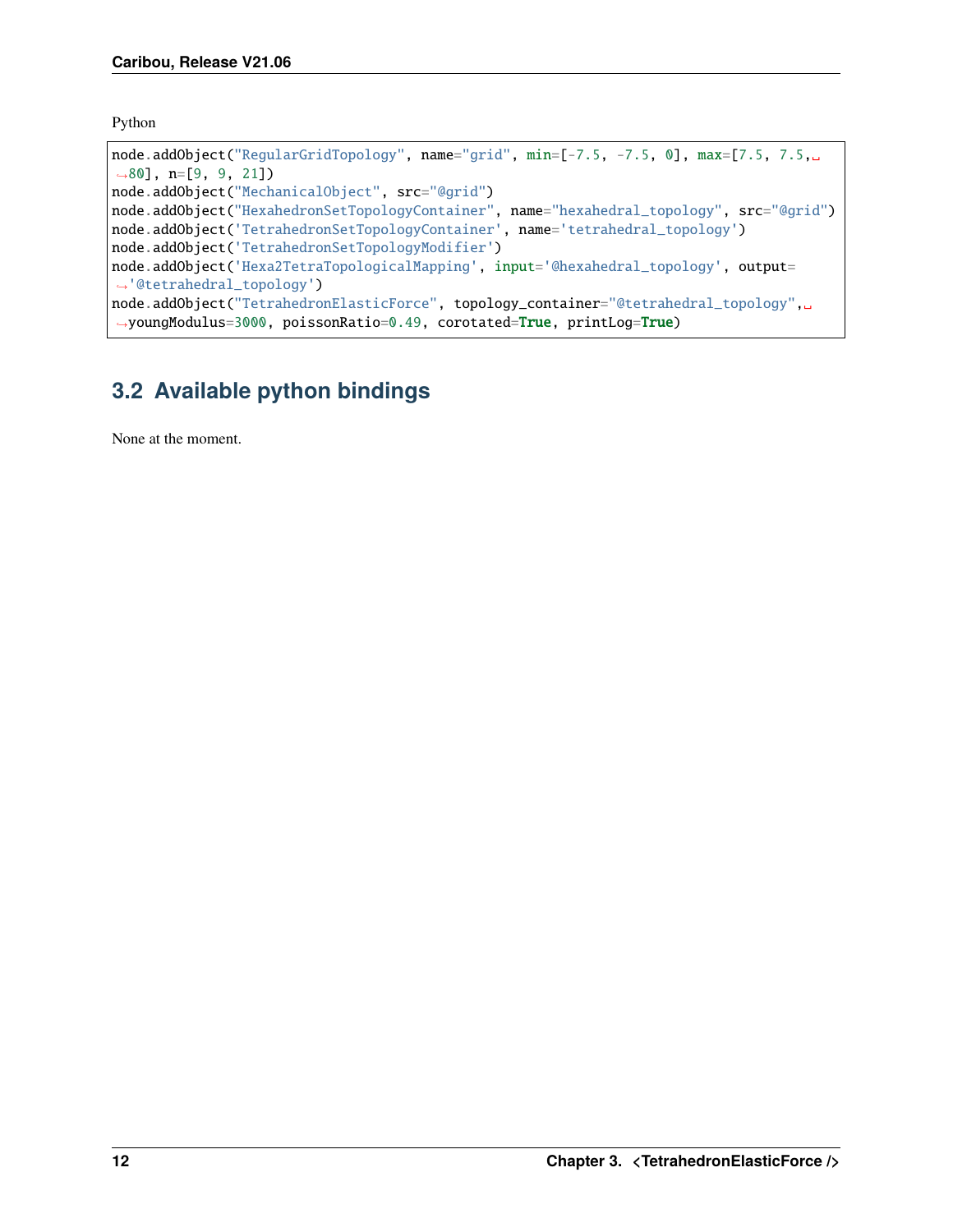Python

```
node.addObject("RegularGridTopology", name="grid", min=[-7.5, -7.5, 0], max=[7.5, 7.5, 80], n=[9, 9, 21])
node.addObject("MechanicalObject", src="@grid")
node.addObject("HexahedronSetTopologyContainer", name="hexahedral_topology", src="@grid")
node.addObject('TetrahedronSetTopologyContainer', name='tetrahedral_topology')
node.addObject('TetrahedronSetTopologyModifier')
node.addObject('Hexa2TetraTopologicalMapping', input='@hexahedral_topology', output='@tetrahedral_topology')
node.addObject("TetrahedronElasticForce", topology_container="@tetrahedral_topology", youngModulus=3000, poissonRatio=0.49, corotated=True, printLog=True)
```

## 3.2 Available python bindings

None at the moment.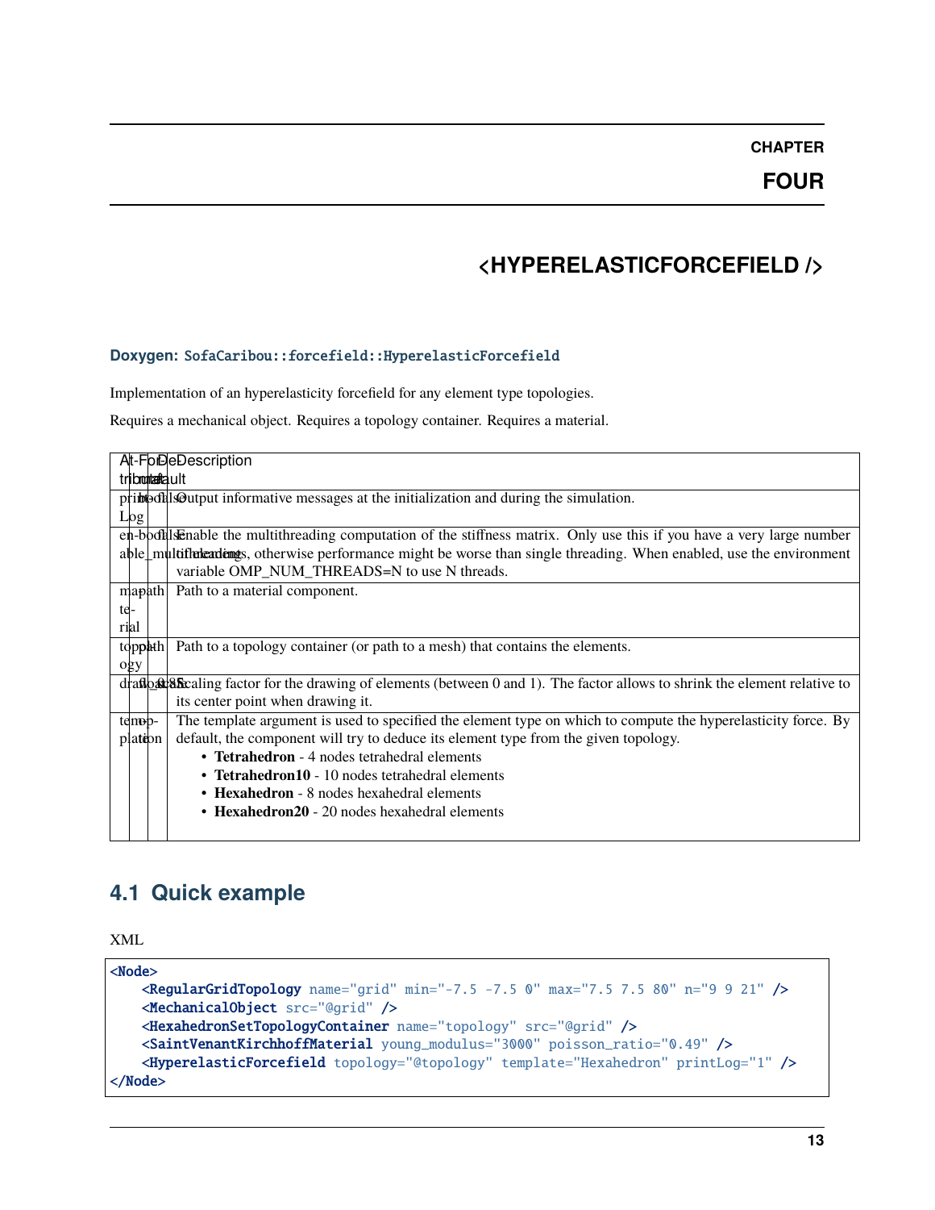# CHAPTER FOUR

# <HYPERELASTICFORCEFIELD />

**Doxygen:** `SofaCaribou::forcefield::HyperelasticForcefield`

Implementation of an hyperelasticity forcefield for any element type topologies.

Requires a mechanical object. Requires a topology container. Requires a material.

| Attribute | Format | Default | Description |
|---|---|---|---|
| printLog | bool | false | Output informative messages at the initialization and during the simulation. |
| enable_multithreading | bool | false | Enable the multithreading computation of the stiffness matrix. Only use this if you have a very large number of elements, otherwise performance might be worse than single threading. When enabled, use the environment variable OMP_NUM_THREADS=N to use N threads. |
| material | path | | Path to a material component. |
| topology | path | | Path to a topology container (or path to a mesh) that contains the elements. |
| drawScale | float | 0.85 | Scaling factor for the drawing of elements (between 0 and 1). The factor allows to shrink the element relative to its center point when drawing it. |
| template | option | | The template argument is used to specified the element type on which to compute the hyperelasticity force. By default, the component will try to deduce its element type from the given topology.<br>• **Tetrahedron** - 4 nodes tetrahedral elements<br>• **Tetrahedron10** - 10 nodes tetrahedral elements<br>• **Hexahedron** - 8 nodes hexahedral elements<br>• **Hexahedron20** - 20 nodes hexahedral elements |

## 4.1 Quick example

XML

```xml
<Node>
    <RegularGridTopology name="grid" min="-7.5 -7.5 0" max="7.5 7.5 80" n="9 9 21" />
    <MechanicalObject src="@grid" />
    <HexahedronSetTopologyContainer name="topology" src="@grid" />
    <SaintVenantKirchhoffMaterial young_modulus="3000" poisson_ratio="0.49" />
    <HyperelasticForcefield topology="@topology" template="Hexahedron" printLog="1" />
</Node>
```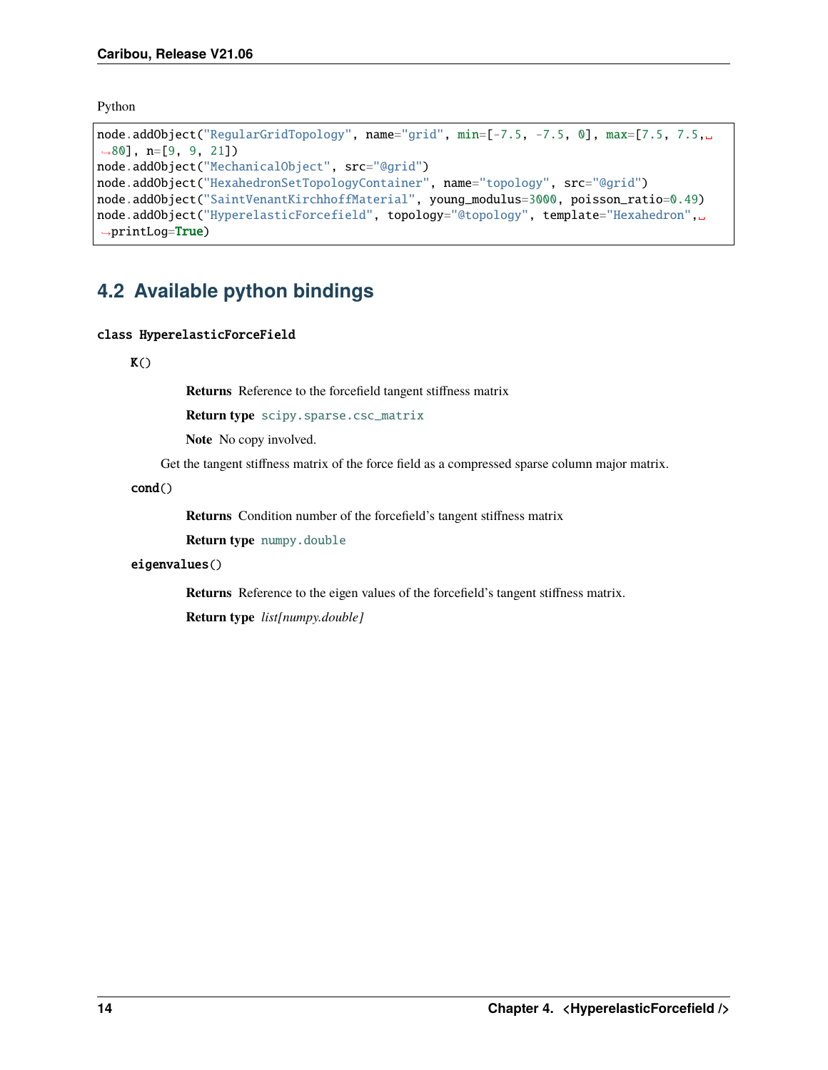Python

```
node.addObject("RegularGridTopology", name="grid", min=[-7.5, -7.5, 0], max=[7.5, 7.5, 80], n=[9, 9, 21])
node.addObject("MechanicalObject", src="@grid")
node.addObject("HexahedronSetTopologyContainer", name="topology", src="@grid")
node.addObject("SaintVenantKirchhoffMaterial", young_modulus=3000, poisson_ratio=0.49)
node.addObject("HyperelasticForcefield", topology="@topology", template="Hexahedron", printLog=True)
```

## 4.2 Available python bindings

**class HyperelasticForceField**

**K()**

> **Returns** Reference to the forcefield tangent stiffness matrix
>
> **Return type** `scipy.sparse.csc_matrix`
>
> **Note** No copy involved.

Get the tangent stiffness matrix of the force field as a compressed sparse column major matrix.

**cond()**

> **Returns** Condition number of the forcefield's tangent stiffness matrix
>
> **Return type** `numpy.double`

**eigenvalues()**

> **Returns** Reference to the eigen values of the forcefield's tangent stiffness matrix.
>
> **Return type** *list[numpy.double]*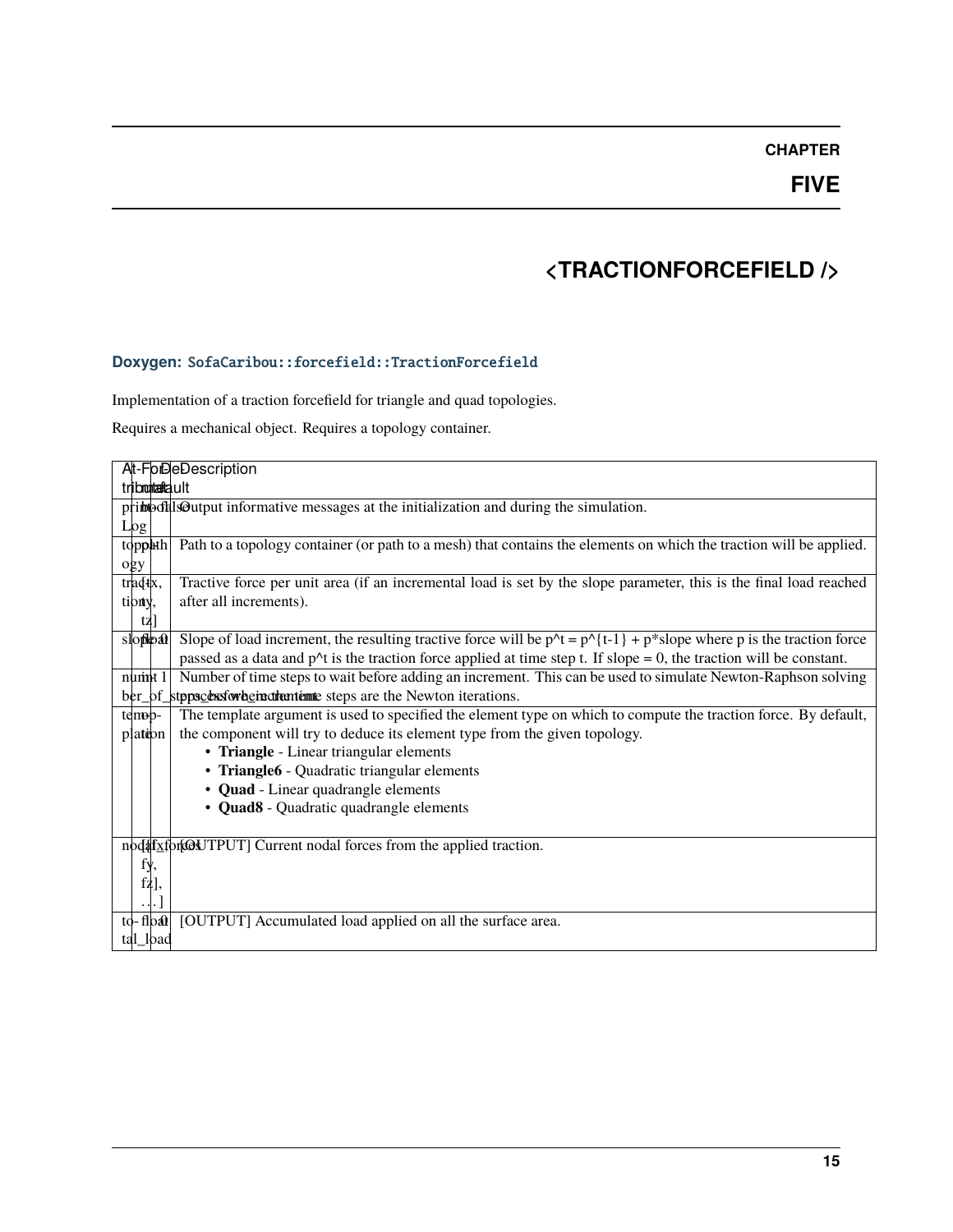# CHAPTER FIVE

# <TRACTIONFORCEFIELD />

### Doxygen: SofaCaribou::forcefield::TractionForcefield

Implementation of a traction forcefield for triangle and quad topologies.

Requires a mechanical object. Requires a topology container.

| Attribute | Format | Default | Description |
|---|---|---|---|
| printLog | bool | false | Output informative messages at the initialization and during the simulation. |
| topology | path | | Path to a topology container (or path to a mesh) that contains the elements on which the traction will be applied. |
| traction | [tx, ty, tz] | | Tractive force per unit area (if an incremental load is set by the slope parameter, this is the final load reached after all increments). |
| slope | float | 0 | Slope of load increment, the resulting tractive force will be p^t = p^{t-1} + p*slope where p is the traction force passed as a data and p^t is the traction force applied at time step t. If slope = 0, the traction will be constant. |
| number_of_steps_before_increment | int | 1 | Number of time steps to wait before adding an increment. This can be used to simulate Newton-Raphson solving process where the time steps are the Newton iterations. |
| template | | option | The template argument is used to specified the element type on which to compute the traction force. By default, the component will try to deduce its element type from the given topology.<br>• **Triangle** - Linear triangular elements<br>• **Triangle6** - Quadratic triangular elements<br>• **Quad** - Linear quadrangle elements<br>• **Quad8** - Quadratic quadrangle elements |
| nodal_forces | [[fx, fy, fz], . . . ] | | [OUTPUT] Current nodal forces from the applied traction. |
| total_load | float | 0 | [OUTPUT] Accumulated load applied on all the surface area. |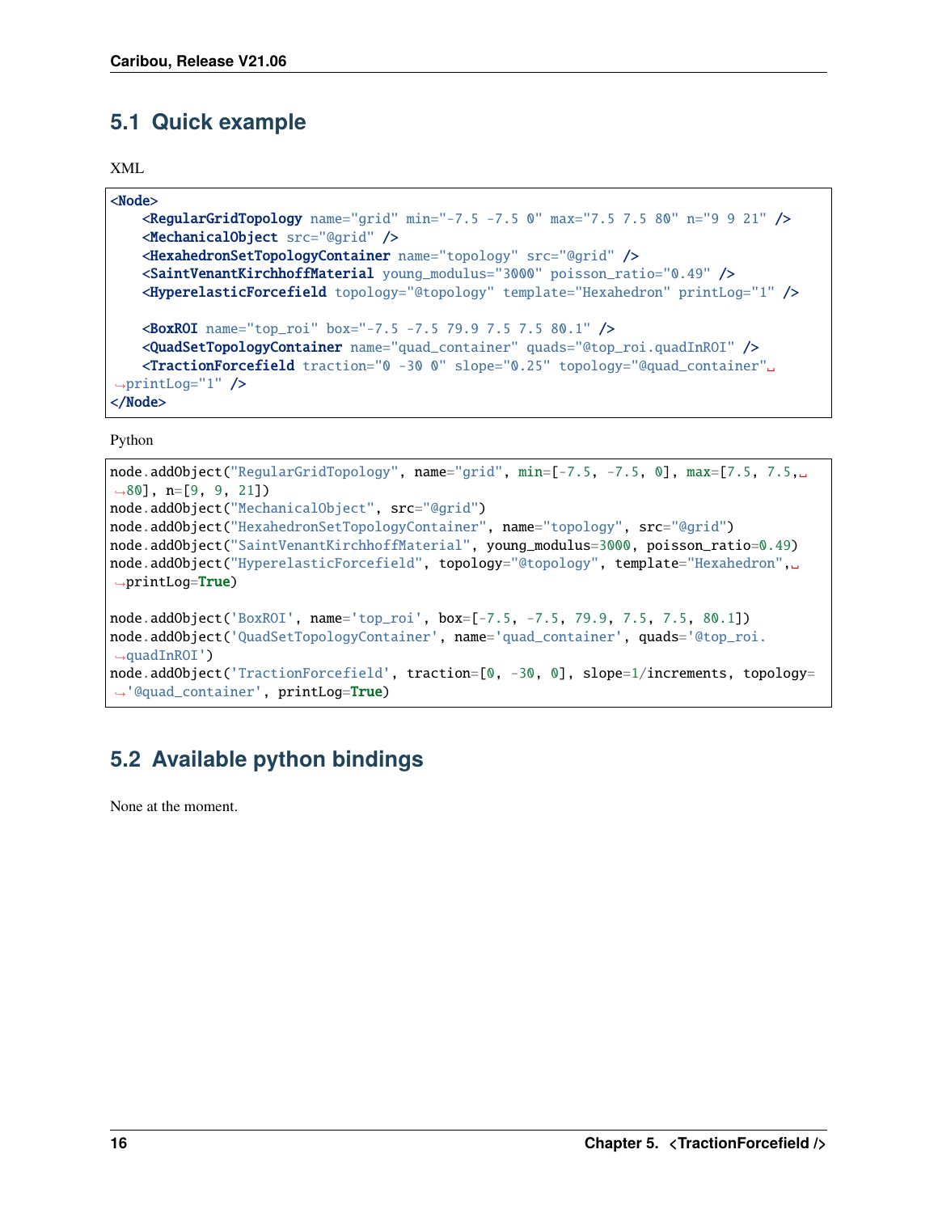## 5.1 Quick example

XML

```xml
<Node>
    <RegularGridTopology name="grid" min="-7.5 -7.5 0" max="7.5 7.5 80" n="9 9 21" />
    <MechanicalObject src="@grid" />
    <HexahedronSetTopologyContainer name="topology" src="@grid" />
    <SaintVenantKirchhoffMaterial young_modulus="3000" poisson_ratio="0.49" />
    <HyperelasticForcefield topology="@topology" template="Hexahedron" printLog="1" />

    <BoxROI name="top_roi" box="-7.5 -7.5 79.9 7.5 7.5 80.1" />
    <QuadSetTopologyContainer name="quad_container" quads="@top_roi.quadInROI" />
    <TractionForcefield traction="0 -30 0" slope="0.25" topology="@quad_container" printLog="1" />
</Node>
```

Python

```python
node.addObject("RegularGridTopology", name="grid", min=[-7.5, -7.5, 0], max=[7.5, 7.5, 80], n=[9, 9, 21])
node.addObject("MechanicalObject", src="@grid")
node.addObject("HexahedronSetTopologyContainer", name="topology", src="@grid")
node.addObject("SaintVenantKirchhoffMaterial", young_modulus=3000, poisson_ratio=0.49)
node.addObject("HyperelasticForcefield", topology="@topology", template="Hexahedron", printLog=True)

node.addObject('BoxROI', name='top_roi', box=[-7.5, -7.5, 79.9, 7.5, 7.5, 80.1])
node.addObject('QuadSetTopologyContainer', name='quad_container', quads='@top_roi.quadInROI')
node.addObject('TractionForcefield', traction=[0, -30, 0], slope=1/increments, topology='@quad_container', printLog=True)
```

## 5.2 Available python bindings

None at the moment.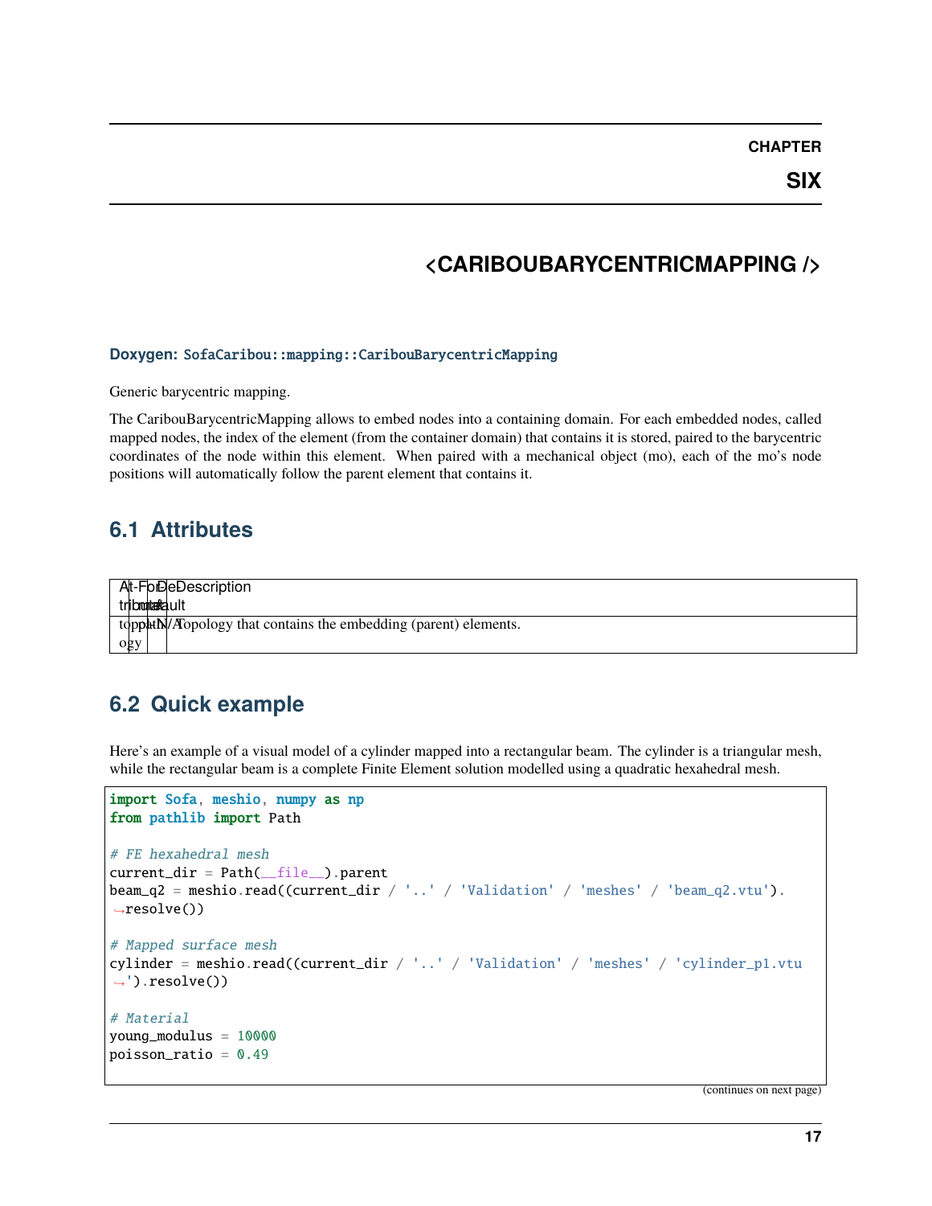# <CARIBOUBARYCENTRICMAPPING />

**Doxygen:** `SofaCaribou::mapping::CaribouBarycentricMapping`

Generic barycentric mapping.

The CaribouBarycentricMapping allows to embed nodes into a containing domain. For each embedded nodes, called mapped nodes, the index of the element (from the container domain) that contains it is stored, paired to the barycentric coordinates of the node within this element. When paired with a mechanical object (mo), each of the mo's node positions will automatically follow the parent element that contains it.

## 6.1 Attributes

| Attribute | Format | Default | Description |
|---|---|---|---|
| topology | path | N/A | Topology that contains the embedding (parent) elements. |

## 6.2 Quick example

Here's an example of a visual model of a cylinder mapped into a rectangular beam. The cylinder is a triangular mesh, while the rectangular beam is a complete Finite Element solution modelled using a quadratic hexahedral mesh.

```
import Sofa, meshio, numpy as np
from pathlib import Path

# FE hexahedral mesh
current_dir = Path(__file__).parent
beam_q2 = meshio.read((current_dir / '..' / 'Validation' / 'meshes' / 'beam_q2.vtu').
↪resolve())

# Mapped surface mesh
cylinder = meshio.read((current_dir / '..' / 'Validation' / 'meshes' / 'cylinder_p1.vtu
↪').resolve())

# Material
young_modulus = 10000
poisson_ratio = 0.49
```

(continues on next page)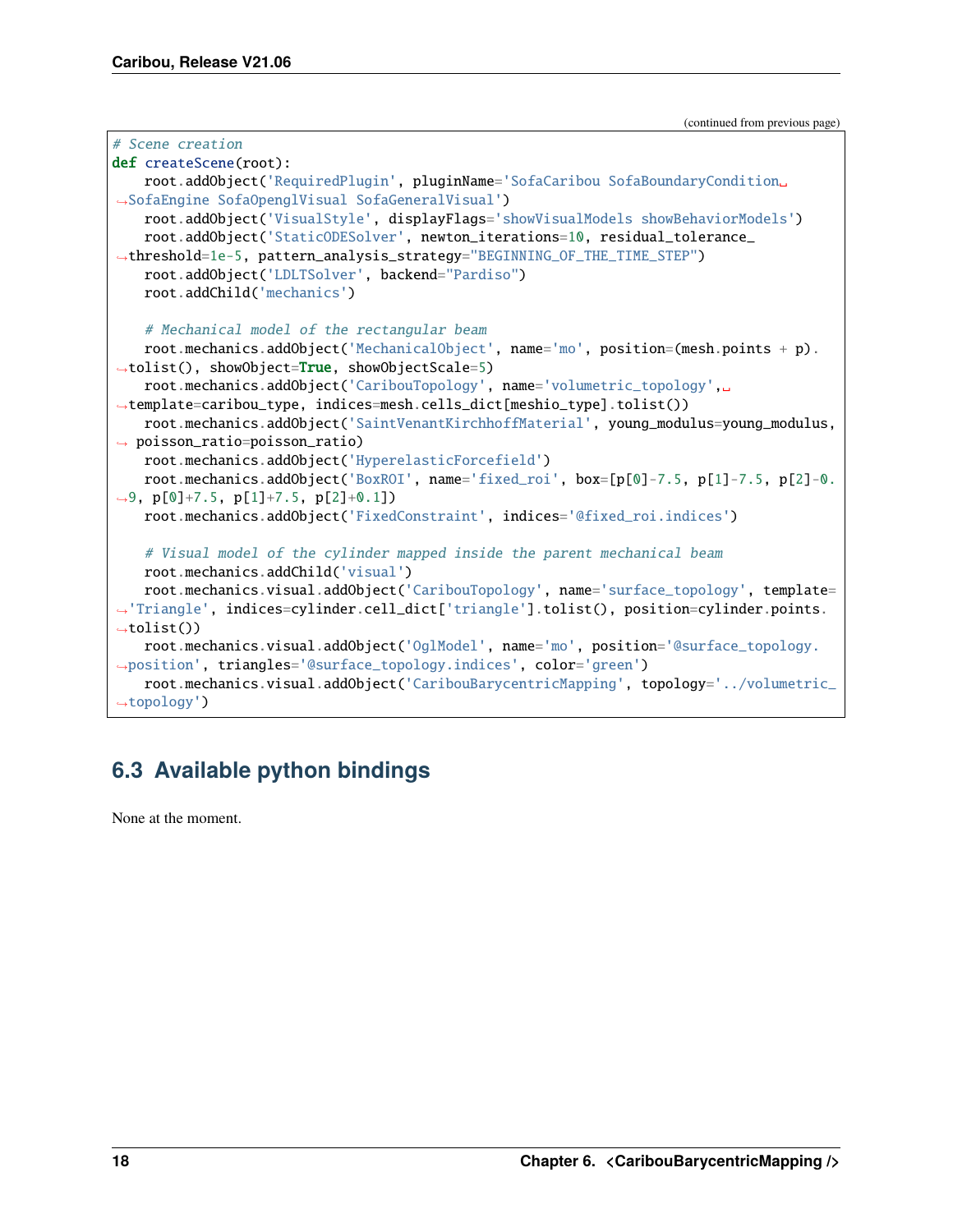(continued from previous page)

```python
# Scene creation
def createScene(root):
    root.addObject('RequiredPlugin', pluginName='SofaCaribou SofaBoundaryCondition SofaEngine SofaOpenglVisual SofaGeneralVisual')
    root.addObject('VisualStyle', displayFlags='showVisualModels showBehaviorModels')
    root.addObject('StaticODESolver', newton_iterations=10, residual_tolerance_threshold=1e-5, pattern_analysis_strategy="BEGINNING_OF_THE_TIME_STEP")
    root.addObject('LDLTSolver', backend="Pardiso")
    root.addChild('mechanics')

    # Mechanical model of the rectangular beam
    root.mechanics.addObject('MechanicalObject', name='mo', position=(mesh.points + p).tolist(), showObject=True, showObjectScale=5)
    root.mechanics.addObject('CaribouTopology', name='volumetric_topology', template=caribou_type, indices=mesh.cells_dict[meshio_type].tolist())
    root.mechanics.addObject('SaintVenantKirchhoffMaterial', young_modulus=young_modulus, poisson_ratio=poisson_ratio)
    root.mechanics.addObject('HyperelasticForcefield')
    root.mechanics.addObject('BoxROI', name='fixed_roi', box=[p[0]-7.5, p[1]-7.5, p[2]-0.9, p[0]+7.5, p[1]+7.5, p[2]+0.1])
    root.mechanics.addObject('FixedConstraint', indices='@fixed_roi.indices')

    # Visual model of the cylinder mapped inside the parent mechanical beam
    root.mechanics.addChild('visual')
    root.mechanics.visual.addObject('CaribouTopology', name='surface_topology', template='Triangle', indices=cylinder.cell_dict['triangle'].tolist(), position=cylinder.points.tolist())
    root.mechanics.visual.addObject('OglModel', name='mo', position='@surface_topology.position', triangles='@surface_topology.indices', color='green')
    root.mechanics.visual.addObject('CaribouBarycentricMapping', topology='../volumetric_topology')
```

## 6.3 Available python bindings

None at the moment.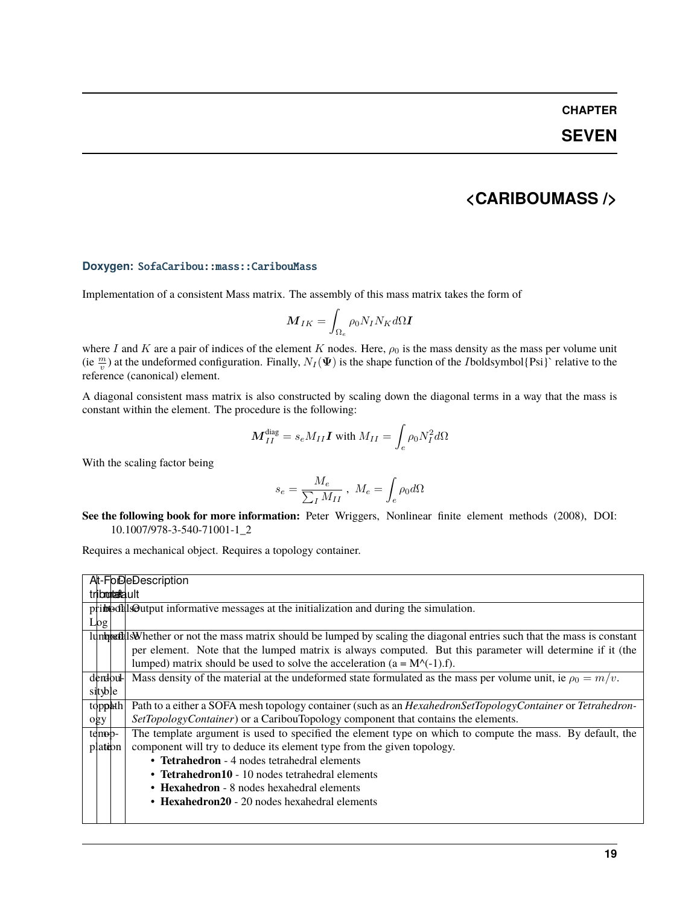# CHAPTER SEVEN

# <CARIBOUMASS />

**Doxygen:** `SofaCaribou::mass::CaribouMass`

Implementation of a consistent Mass matrix. The assembly of this mass matrix takes the form of

$$\boldsymbol{M}_{IK} = \int_{\Omega_e} \rho_0 N_I N_K d\Omega \boldsymbol{I}$$

where $I$ and $K$ are a pair of indices of the element $K$ nodes. Here, $\rho_0$ is the mass density as the mass per volume unit (ie $\frac{m}{v}$) at the undeformed configuration. Finally, $N_I(\boldsymbol{\Psi})$ is the shape function of the $I$boldsymbol{Psi}` relative to the reference (canonical) element.

A diagonal consistent mass matrix is also constructed by scaling down the diagonal terms in a way that the mass is constant within the element. The procedure is the following:

$$\boldsymbol{M}^{\text{diag}}_{II} = s_e M_{II} \boldsymbol{I} \text{ with } M_{II} = \int_e \rho_0 N_I^2 d\Omega$$

With the scaling factor being

$$s_e = \frac{M_e}{\sum_I M_{II}} \ , \ M_e = \int_e \rho_0 d\Omega$$

**See the following book for more information:** Peter Wriggers, Nonlinear finite element methods (2008), DOI: 10.1007/978-3-540-71001-1_2

Requires a mechanical object. Requires a topology container.

| Attribute | Format | Default | Description |
|---|---|---|---|
| printLog | bool | false | Output informative messages at the initialization and during the simulation. |
| lumped | bool | false | Whether or not the mass matrix should be lumped by scaling the diagonal entries such that the mass is constant per element. Note that the lumped matrix is always computed. But this parameter will determine if it (the lumped) matrix should be used to solve the acceleration (a = M^(-1).f). |
| density | double | 1 | Mass density of the material at the undeformed state formulated as the mass per volume unit, ie $\rho_0 = m/v$. |
| topology | path | | Path to a either a SOFA mesh topology container (such as an *HexahedronSetTopologyContainer* or *TetrahedronSetTopologyContainer*) or a CaribouTopology component that contains the elements. |
| template | option | | The template argument is used to specified the element type on which to compute the mass. By default, the component will try to deduce its element type from the given topology.<br>• **Tetrahedron** - 4 nodes tetrahedral elements<br>• **Tetrahedron10** - 10 nodes tetrahedral elements<br>• **Hexahedron** - 8 nodes hexahedral elements<br>• **Hexahedron20** - 20 nodes hexahedral elements |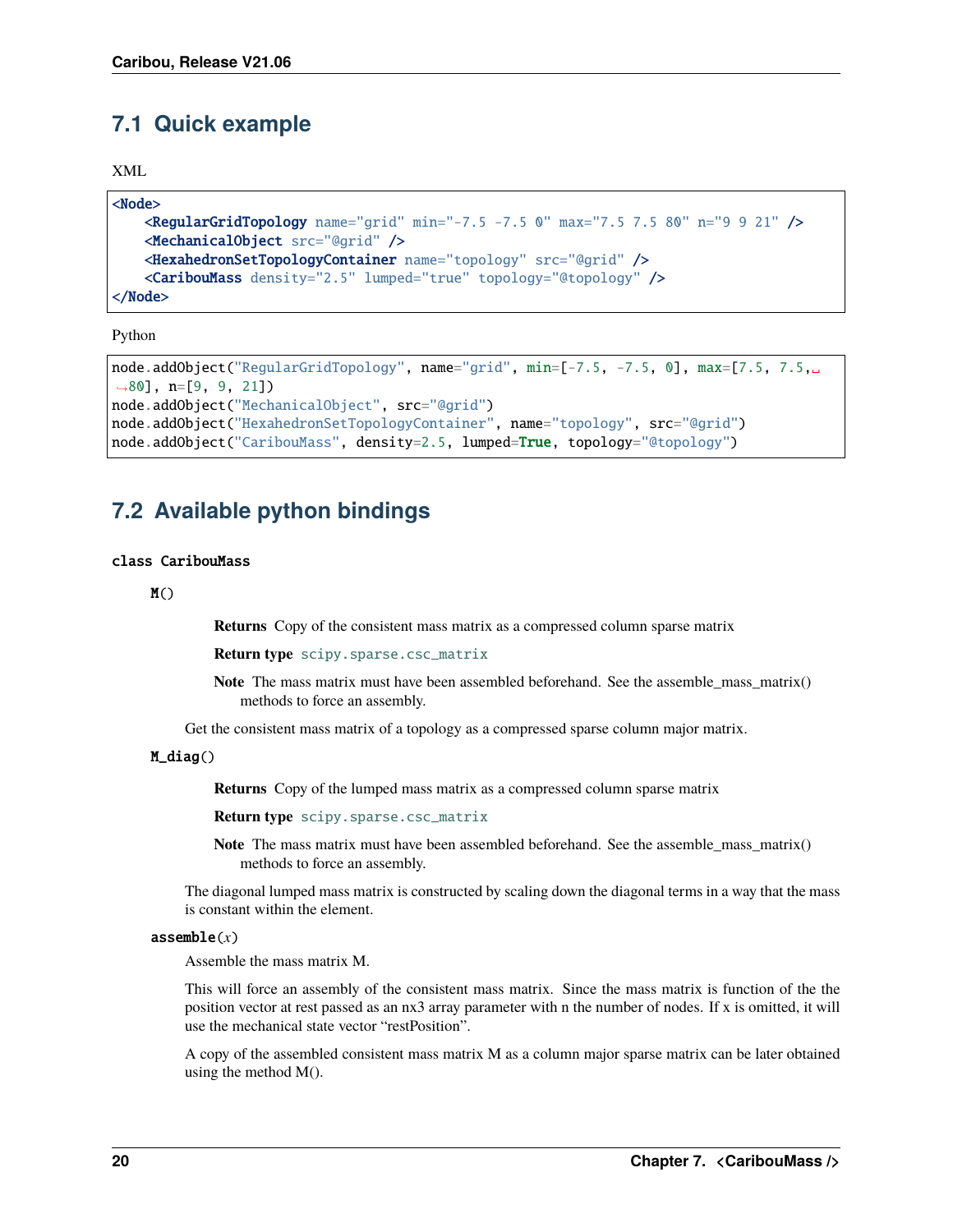## 7.1 Quick example

XML

```xml
<Node>
    <RegularGridTopology name="grid" min="-7.5 -7.5 0" max="7.5 7.5 80" n="9 9 21" />
    <MechanicalObject src="@grid" />
    <HexahedronSetTopologyContainer name="topology" src="@grid" />
    <CaribouMass density="2.5" lumped="true" topology="@topology" />
</Node>
```

Python

```python
node.addObject("RegularGridTopology", name="grid", min=[-7.5, -7.5, 0], max=[7.5, 7.5,
↪80], n=[9, 9, 21])
node.addObject("MechanicalObject", src="@grid")
node.addObject("HexahedronSetTopologyContainer", name="topology", src="@grid")
node.addObject("CaribouMass", density=2.5, lumped=True, topology="@topology")
```

## 7.2 Available python bindings

**class CaribouMass**

**M()**

**Returns** Copy of the consistent mass matrix as a compressed column sparse matrix

**Return type** `scipy.sparse.csc_matrix`

**Note** The mass matrix must have been assembled beforehand. See the assemble_mass_matrix() methods to force an assembly.

Get the consistent mass matrix of a topology as a compressed sparse column major matrix.

**M_diag()**

**Returns** Copy of the lumped mass matrix as a compressed column sparse matrix

**Return type** `scipy.sparse.csc_matrix`

**Note** The mass matrix must have been assembled beforehand. See the assemble_mass_matrix() methods to force an assembly.

The diagonal lumped mass matrix is constructed by scaling down the diagonal terms in a way that the mass is constant within the element.

**assemble**(*x*)

Assemble the mass matrix M.

This will force an assembly of the consistent mass matrix. Since the mass matrix is function of the the position vector at rest passed as an nx3 array parameter with n the number of nodes. If x is omitted, it will use the mechanical state vector "restPosition".

A copy of the assembled consistent mass matrix M as a column major sparse matrix can be later obtained using the method M().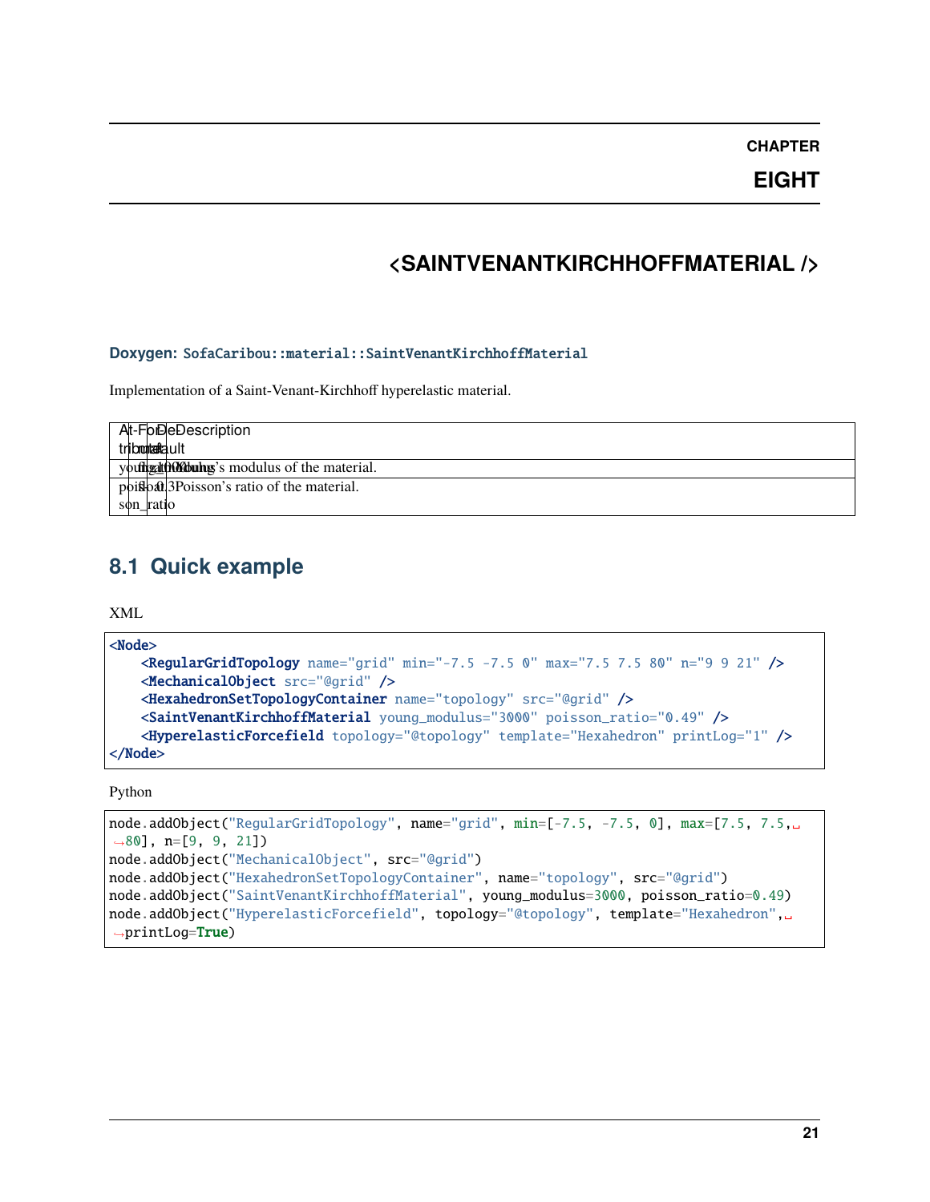# CHAPTER EIGHT

# <SAINTVENANTKIRCHHOFFMATERIAL />

**Doxygen:** `SofaCaribou::material::SaintVenantKirchhoffMaterial`

Implementation of a Saint-Venant-Kirchhoff hyperelastic material.

| Attribute | Format | Default | Description |
|---|---|---|---|
| young_modulus | float | 1000 | Young's modulus of the material. |
| poisson_ratio | float | 0.3 | Poisson's ratio of the material. |

## 8.1 Quick example

XML

```xml
<Node>
    <RegularGridTopology name="grid" min="-7.5 -7.5 0" max="7.5 7.5 80" n="9 9 21" />
    <MechanicalObject src="@grid" />
    <HexahedronSetTopologyContainer name="topology" src="@grid" />
    <SaintVenantKirchhoffMaterial young_modulus="3000" poisson_ratio="0.49" />
    <HyperelasticForcefield topology="@topology" template="Hexahedron" printLog="1" />
</Node>
```

Python

```python
node.addObject("RegularGridTopology", name="grid", min=[-7.5, -7.5, 0], max=[7.5, 7.5, 80], n=[9, 9, 21])
node.addObject("MechanicalObject", src="@grid")
node.addObject("HexahedronSetTopologyContainer", name="topology", src="@grid")
node.addObject("SaintVenantKirchhoffMaterial", young_modulus=3000, poisson_ratio=0.49)
node.addObject("HyperelasticForcefield", topology="@topology", template="Hexahedron", printLog=True)
```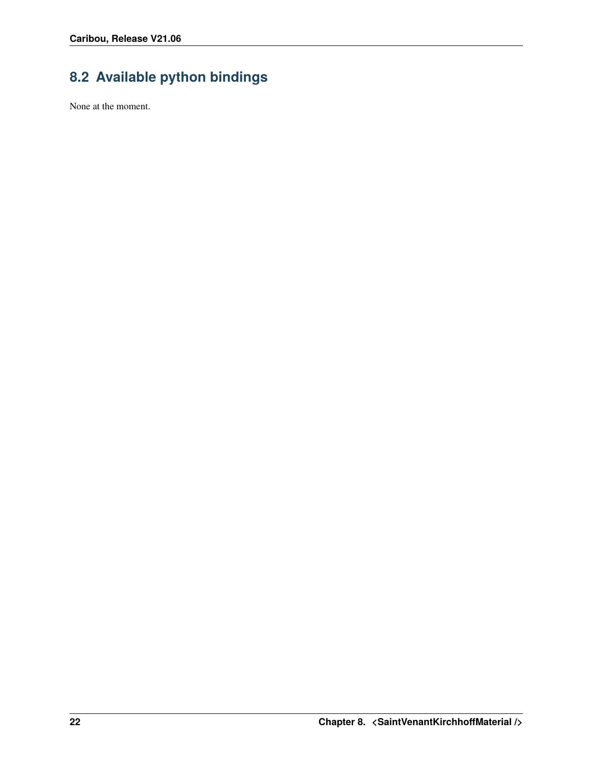## 8.2 Available python bindings

None at the moment.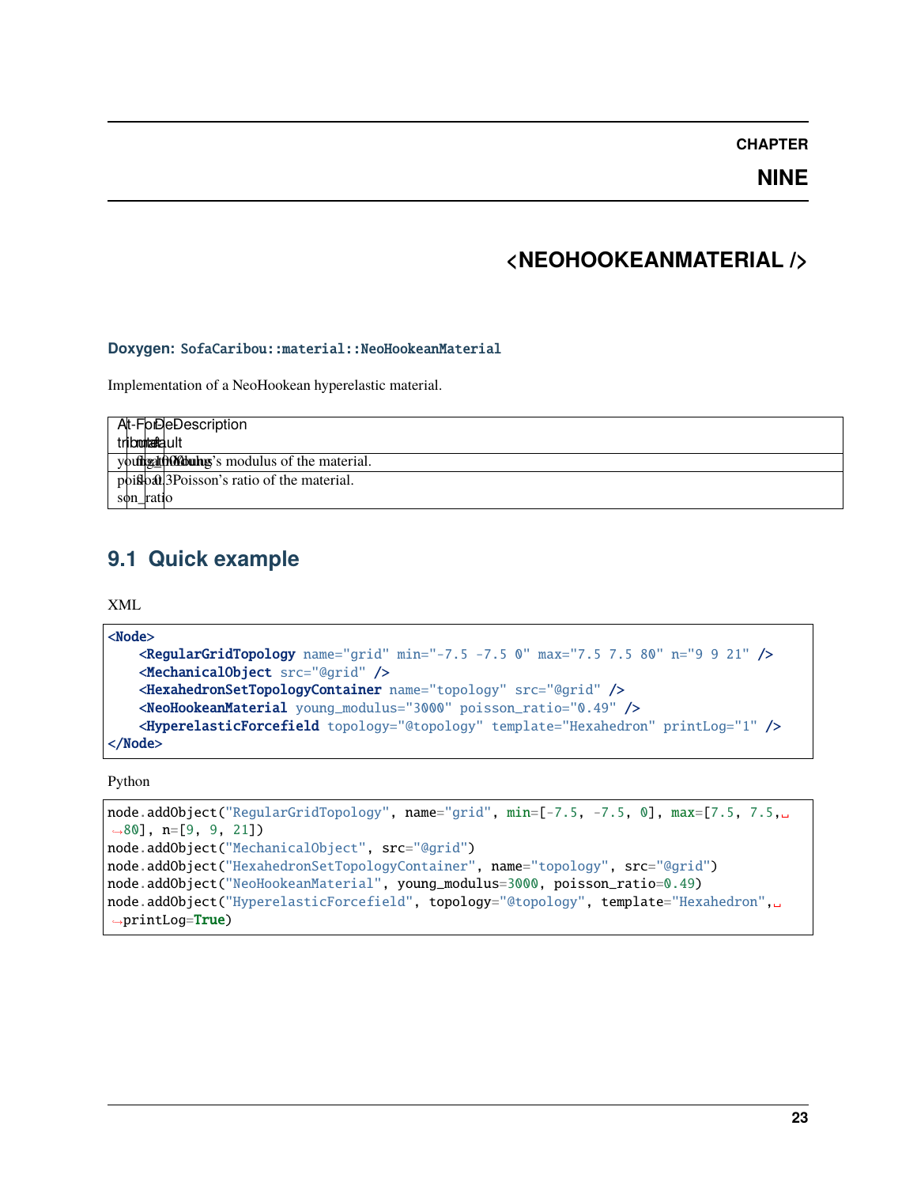# CHAPTER NINE

# <NEOHOOKEANMATERIAL />

**Doxygen:** `SofaCaribou::material::NeoHookeanMaterial`

Implementation of a NeoHookean hyperelastic material.

| Attribute | Format | Default | Description |
|---|---|---|---|
| young_modulus | float | 1000 | Young's modulus of the material. |
| poisson_ratio | float | 0.3 | Poisson's ratio of the material. |

## 9.1 Quick example

XML

```xml
<Node>
    <RegularGridTopology name="grid" min="-7.5 -7.5 0" max="7.5 7.5 80" n="9 9 21" />
    <MechanicalObject src="@grid" />
    <HexahedronSetTopologyContainer name="topology" src="@grid" />
    <NeoHookeanMaterial young_modulus="3000" poisson_ratio="0.49" />
    <HyperelasticForcefield topology="@topology" template="Hexahedron" printLog="1" />
</Node>
```

Python

```python
node.addObject("RegularGridTopology", name="grid", min=[-7.5, -7.5, 0], max=[7.5, 7.5, 80], n=[9, 9, 21])
node.addObject("MechanicalObject", src="@grid")
node.addObject("HexahedronSetTopologyContainer", name="topology", src="@grid")
node.addObject("NeoHookeanMaterial", young_modulus=3000, poisson_ratio=0.49)
node.addObject("HyperelasticForcefield", topology="@topology", template="Hexahedron", printLog=True)
```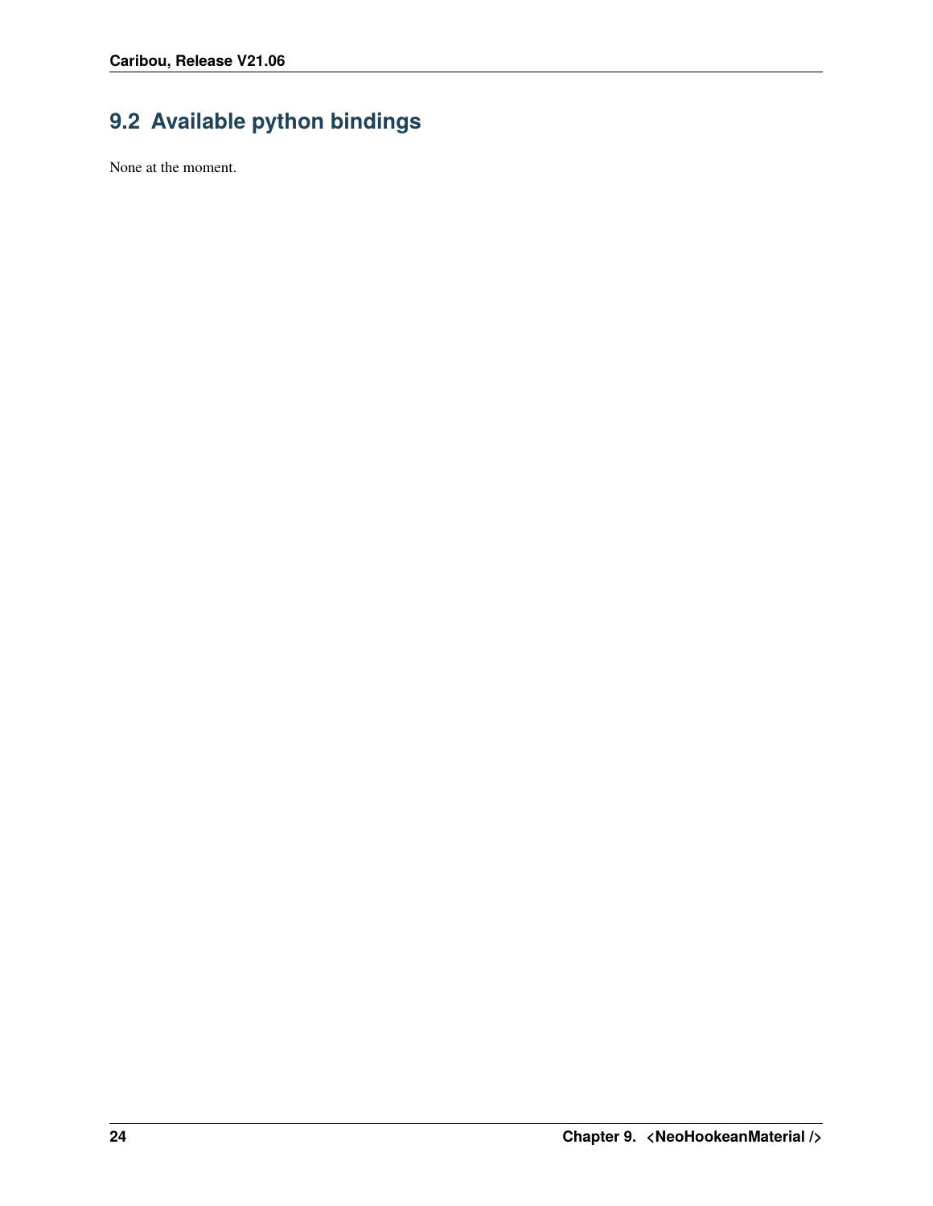## 9.2 Available python bindings

None at the moment.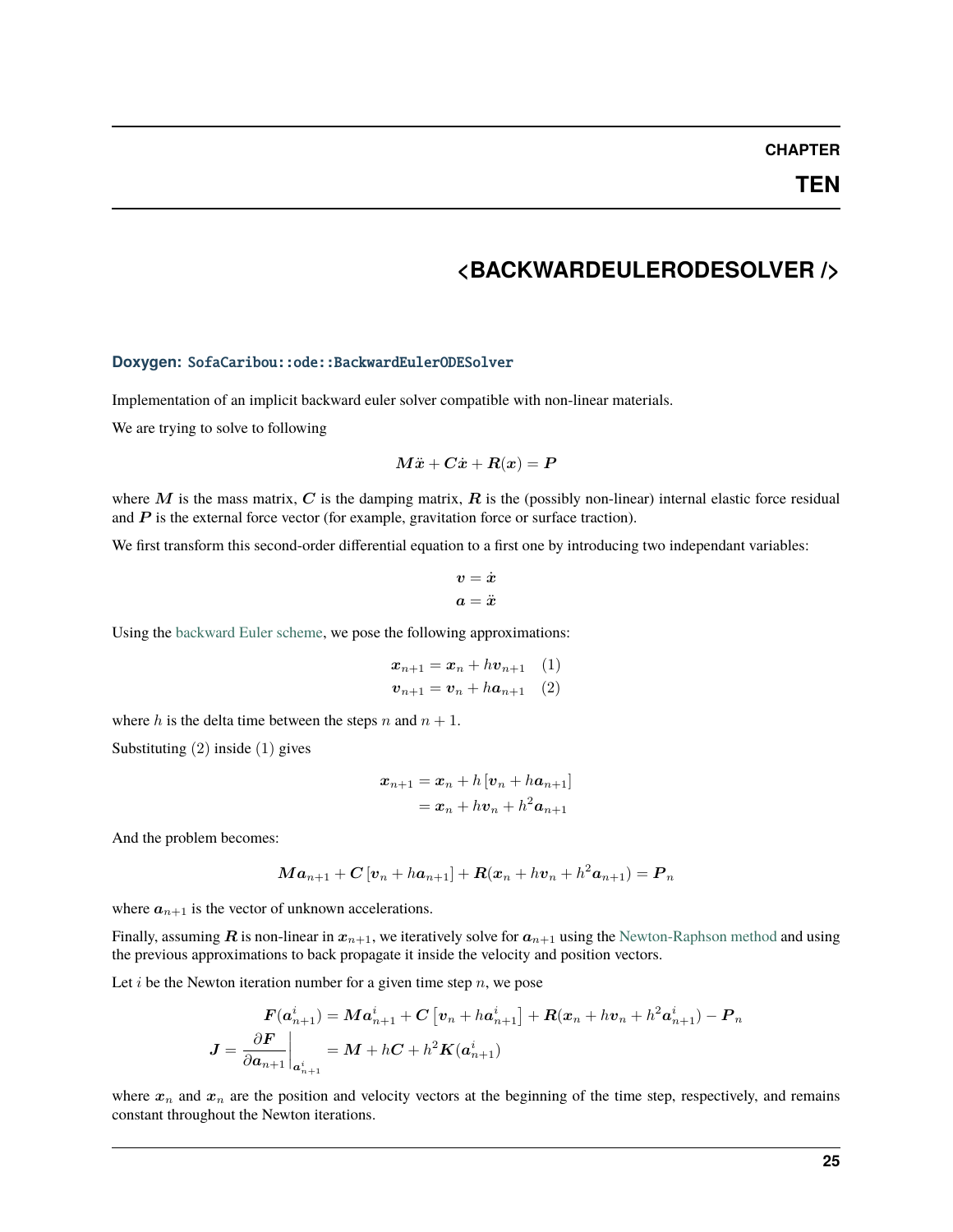# CHAPTER TEN

# <BACKWARDEULERODESOLVER />

**Doxygen:** `SofaCaribou::ode::BackwardEulerODESolver`

Implementation of an implicit backward euler solver compatible with non-linear materials.

We are trying to solve to following

$$\boldsymbol{M}\ddot{\boldsymbol{x}} + \boldsymbol{C}\dot{\boldsymbol{x}} + \boldsymbol{R}(\boldsymbol{x}) = \boldsymbol{P}$$

where $\boldsymbol{M}$ is the mass matrix, $\boldsymbol{C}$ is the damping matrix, $\boldsymbol{R}$ is the (possibly non-linear) internal elastic force residual and $\boldsymbol{P}$ is the external force vector (for example, gravitation force or surface traction).

We first transform this second-order differential equation to a first one by introducing two independant variables:

$$\begin{aligned}
\boldsymbol{v} &= \dot{\boldsymbol{x}} \\
\boldsymbol{a} &= \ddot{\boldsymbol{x}}
\end{aligned}$$

Using the backward Euler scheme, we pose the following approximations:

$$\begin{aligned}
\boldsymbol{x}_{n+1} &= \boldsymbol{x}_n + h\boldsymbol{v}_{n+1} \quad (1) \\
\boldsymbol{v}_{n+1} &= \boldsymbol{v}_n + h\boldsymbol{a}_{n+1} \quad (2)
\end{aligned}$$

where $h$ is the delta time between the steps $n$ and $n+1$.

Substituting $(2)$ inside $(1)$ gives

$$\begin{aligned}
\boldsymbol{x}_{n+1} &= \boldsymbol{x}_n + h\left[\boldsymbol{v}_n + h\boldsymbol{a}_{n+1}\right] \\
&= \boldsymbol{x}_n + h\boldsymbol{v}_n + h^2\boldsymbol{a}_{n+1}
\end{aligned}$$

And the problem becomes:

$$\boldsymbol{M}\boldsymbol{a}_{n+1} + \boldsymbol{C}\left[\boldsymbol{v}_n + h\boldsymbol{a}_{n+1}\right] + \boldsymbol{R}(\boldsymbol{x}_n + h\boldsymbol{v}_n + h^2\boldsymbol{a}_{n+1}) = \boldsymbol{P}_n$$

where $\boldsymbol{a}_{n+1}$ is the vector of unknown accelerations.

Finally, assuming $\boldsymbol{R}$ is non-linear in $\boldsymbol{x}_{n+1}$, we iteratively solve for $\boldsymbol{a}_{n+1}$ using the Newton-Raphson method and using the previous approximations to back propagate it inside the velocity and position vectors.

Let $i$ be the Newton iteration number for a given time step $n$, we pose

$$\begin{aligned}
\boldsymbol{F}(\boldsymbol{a}^i_{n+1}) &= \boldsymbol{M}\boldsymbol{a}^i_{n+1} + \boldsymbol{C}\left[\boldsymbol{v}_n + h\boldsymbol{a}^i_{n+1}\right] + \boldsymbol{R}(\boldsymbol{x}_n + h\boldsymbol{v}_n + h^2\boldsymbol{a}^i_{n+1}) - \boldsymbol{P}_n \\
\boldsymbol{J} = \left.\frac{\partial \boldsymbol{F}}{\partial \boldsymbol{a}_{n+1}}\right|_{\boldsymbol{a}^i_{n+1}} &= \boldsymbol{M} + h\boldsymbol{C} + h^2\boldsymbol{K}(\boldsymbol{a}^i_{n+1})
\end{aligned}$$

where $\boldsymbol{x}_n$ and $\boldsymbol{x}_n$ are the position and velocity vectors at the beginning of the time step, respectively, and remains constant throughout the Newton iterations.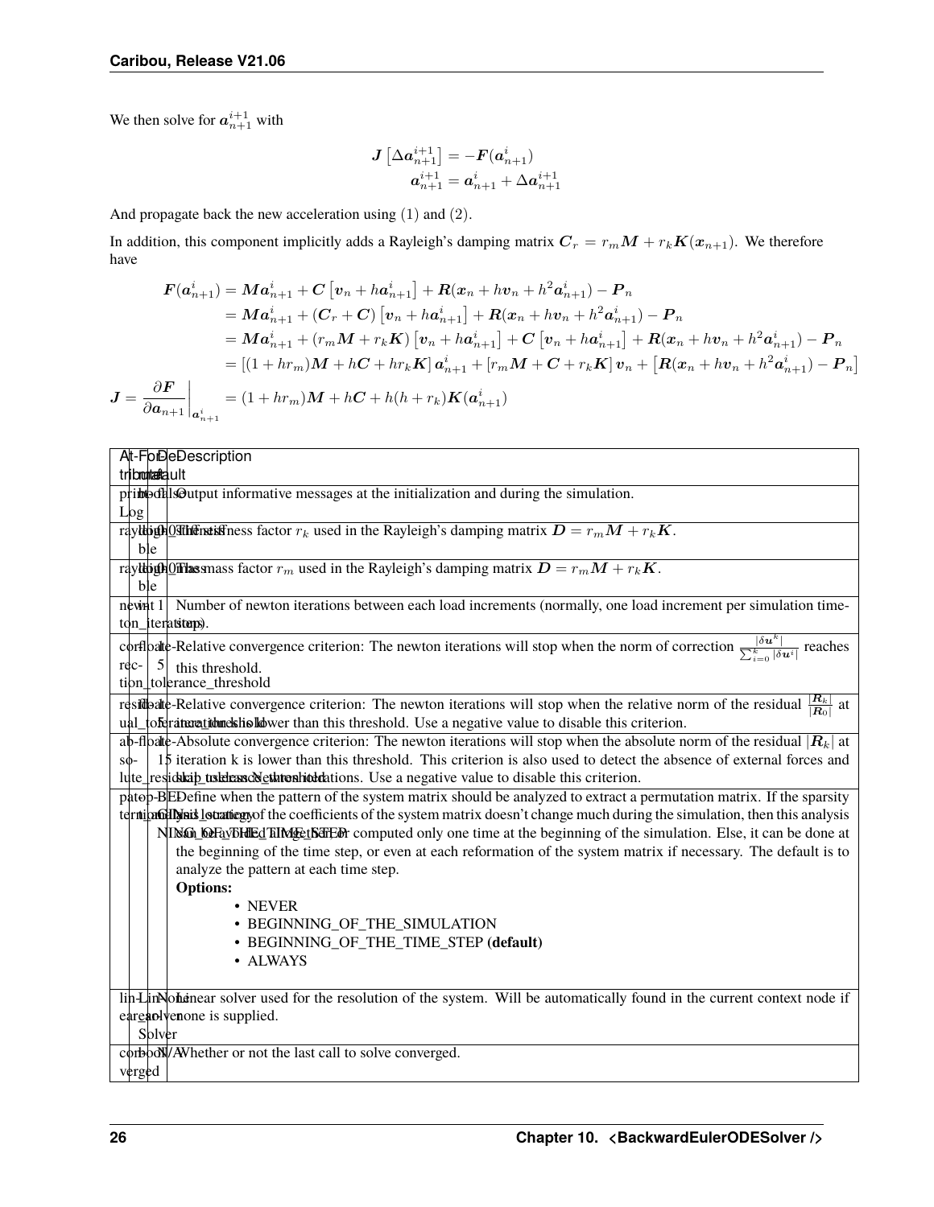We then solve for $\boldsymbol{a}_{n+1}^{i+1}$ with

$$
\begin{aligned}
\boldsymbol{J}\left[\Delta \boldsymbol{a}_{n+1}^{i+1}\right] &= -\boldsymbol{F}(\boldsymbol{a}_{n+1}^{i}) \\
\boldsymbol{a}_{n+1}^{i+1} &= \boldsymbol{a}_{n+1}^{i} + \Delta \boldsymbol{a}_{n+1}^{i+1}
\end{aligned}
$$

And propagate back the new acceleration using (1) and (2).

In addition, this component implicitly adds a Rayleigh's damping matrix $\boldsymbol{C}_r = r_m \boldsymbol{M} + r_k \boldsymbol{K}(\boldsymbol{x}_{n+1})$. We therefore have

$$
\begin{aligned}
\boldsymbol{F}(\boldsymbol{a}_{n+1}^{i}) &= \boldsymbol{M}\boldsymbol{a}_{n+1}^{i} + \boldsymbol{C}\left[\boldsymbol{v}_n + h\boldsymbol{a}_{n+1}^{i}\right] + \boldsymbol{R}(\boldsymbol{x}_n + h\boldsymbol{v}_n + h^2\boldsymbol{a}_{n+1}^{i}) - \boldsymbol{P}_n \\
&= \boldsymbol{M}\boldsymbol{a}_{n+1}^{i} + (\boldsymbol{C}_r + \boldsymbol{C})\left[\boldsymbol{v}_n + h\boldsymbol{a}_{n+1}^{i}\right] + \boldsymbol{R}(\boldsymbol{x}_n + h\boldsymbol{v}_n + h^2\boldsymbol{a}_{n+1}^{i}) - \boldsymbol{P}_n \\
&= \boldsymbol{M}\boldsymbol{a}_{n+1}^{i} + (r_m\boldsymbol{M} + r_k\boldsymbol{K})\left[\boldsymbol{v}_n + h\boldsymbol{a}_{n+1}^{i}\right] + \boldsymbol{C}\left[\boldsymbol{v}_n + h\boldsymbol{a}_{n+1}^{i}\right] + \boldsymbol{R}(\boldsymbol{x}_n + h\boldsymbol{v}_n + h^2\boldsymbol{a}_{n+1}^{i}) - \boldsymbol{P}_n \\
&= \left[(1 + hr_m)\boldsymbol{M} + h\boldsymbol{C} + hr_k\boldsymbol{K}\right]\boldsymbol{a}_{n+1}^{i} + \left[r_m\boldsymbol{M} + \boldsymbol{C} + r_k\boldsymbol{K}\right]\boldsymbol{v}_n + \left[\boldsymbol{R}(\boldsymbol{x}_n + h\boldsymbol{v}_n + h^2\boldsymbol{a}_{n+1}^{i}) - \boldsymbol{P}_n\right] \\
\boldsymbol{J} = \left.\frac{\partial \boldsymbol{F}}{\partial \boldsymbol{a}_{n+1}}\right|_{\boldsymbol{a}_{n+1}^{i}} &= (1 + hr_m)\boldsymbol{M} + h\boldsymbol{C} + h(h + r_k)\boldsymbol{K}(\boldsymbol{a}_{n+1}^{i})
\end{aligned}
$$

| Attribute | Format | Default | Description |
|---|---|---|---|
| printLog | bool | false | Output informative messages at the initialization and during the simulation. |
| rayleigh_stiffness | double | 0 | The stiffness factor $r_k$ used in the Rayleigh's damping matrix $\boldsymbol{D} = r_m\boldsymbol{M} + r_k\boldsymbol{K}$. |
| rayleigh_mass | double | 0 | The mass factor $r_m$ used in the Rayleigh's damping matrix $\boldsymbol{D} = r_m\boldsymbol{M} + r_k\boldsymbol{K}$. |
| newton_iterations | int | 1 | Number of newton iterations between each load increments (normally, one load increment per simulation time-step). |
| correction_tolerance_threshold | float | 1e-5 | Relative convergence criterion: The newton iterations will stop when the norm of correction $\frac{\lvert\delta \boldsymbol{u}^k\rvert}{\sum_{i=0}^{k}\lvert\delta \boldsymbol{u}^i\rvert}$ reaches this threshold. |
| residual_tolerance_threshold | float | 1e-5 | Relative convergence criterion: The newton iterations will stop when the relative norm of the residual $\frac{\lvert\boldsymbol{R}_k\rvert}{\lvert\boldsymbol{R}_0\rvert}$ at iteration k is lower than this threshold. Use a negative value to disable this criterion. |
| absolute_residual_tolerance_threshold | float | 1e-15 | Absolute convergence criterion: The newton iterations will stop when the absolute norm of the residual $\lvert\boldsymbol{R}_k\rvert$ at iteration k is lower than this threshold. This criterion is also used to detect the absence of external forces and skip useless Newton iterations. Use a negative value to disable this criterion. |
| pattern_analysis_strategy | option | BEGINNING_OF_THE_TIME_STEP | Define when the pattern of the system matrix should be analyzed to extract a permutation matrix. If the sparsity and location of the coefficients of the system matrix doesn't change much during the simulation, then this analysis can be avoided altogether, or computed only one time at the beginning of the simulation. Else, it can be done at the beginning of the time step, or even at each reformation of the system matrix if necessary. The default is to analyze the pattern at each time step. **Options:** • NEVER • BEGINNING_OF_THE_SIMULATION • BEGINNING_OF_THE_TIME_STEP **(default)** • ALWAYS |
| linear_solver | LinearSolver | None | Linear solver used for the resolution of the system. Will be automatically found in the current context node if none is supplied. |
| converged | bool | N/A | Whether or not the last call to solve converged. |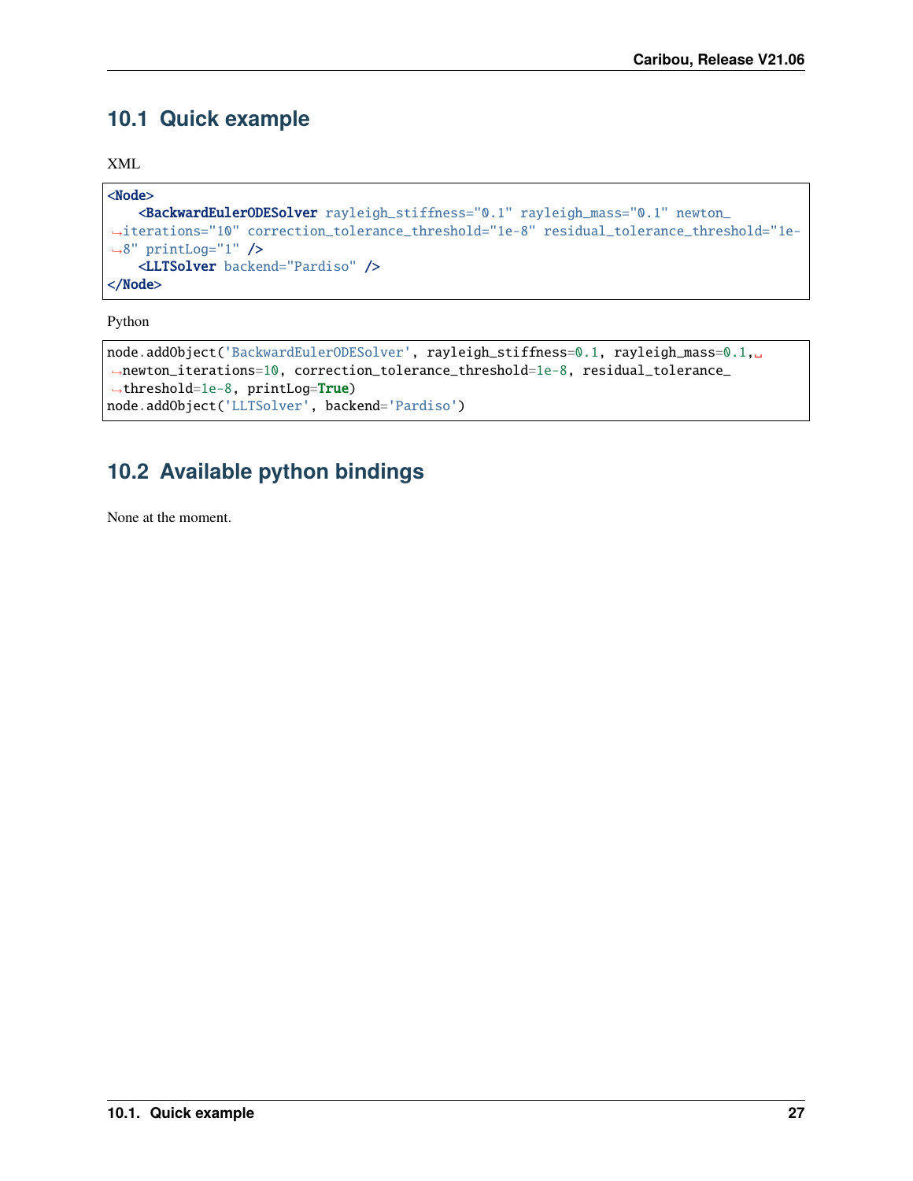## 10.1 Quick example

XML

```xml
<Node>
    <BackwardEulerODESolver rayleigh_stiffness="0.1" rayleigh_mass="0.1" newton_iterations="10" correction_tolerance_threshold="1e-8" residual_tolerance_threshold="1e-8" printLog="1" />
    <LLTSolver backend="Pardiso" />
</Node>
```

Python

```python
node.addObject('BackwardEulerODESolver', rayleigh_stiffness=0.1, rayleigh_mass=0.1, newton_iterations=10, correction_tolerance_threshold=1e-8, residual_tolerance_threshold=1e-8, printLog=True)
node.addObject('LLTSolver', backend='Pardiso')
```

## 10.2 Available python bindings

None at the moment.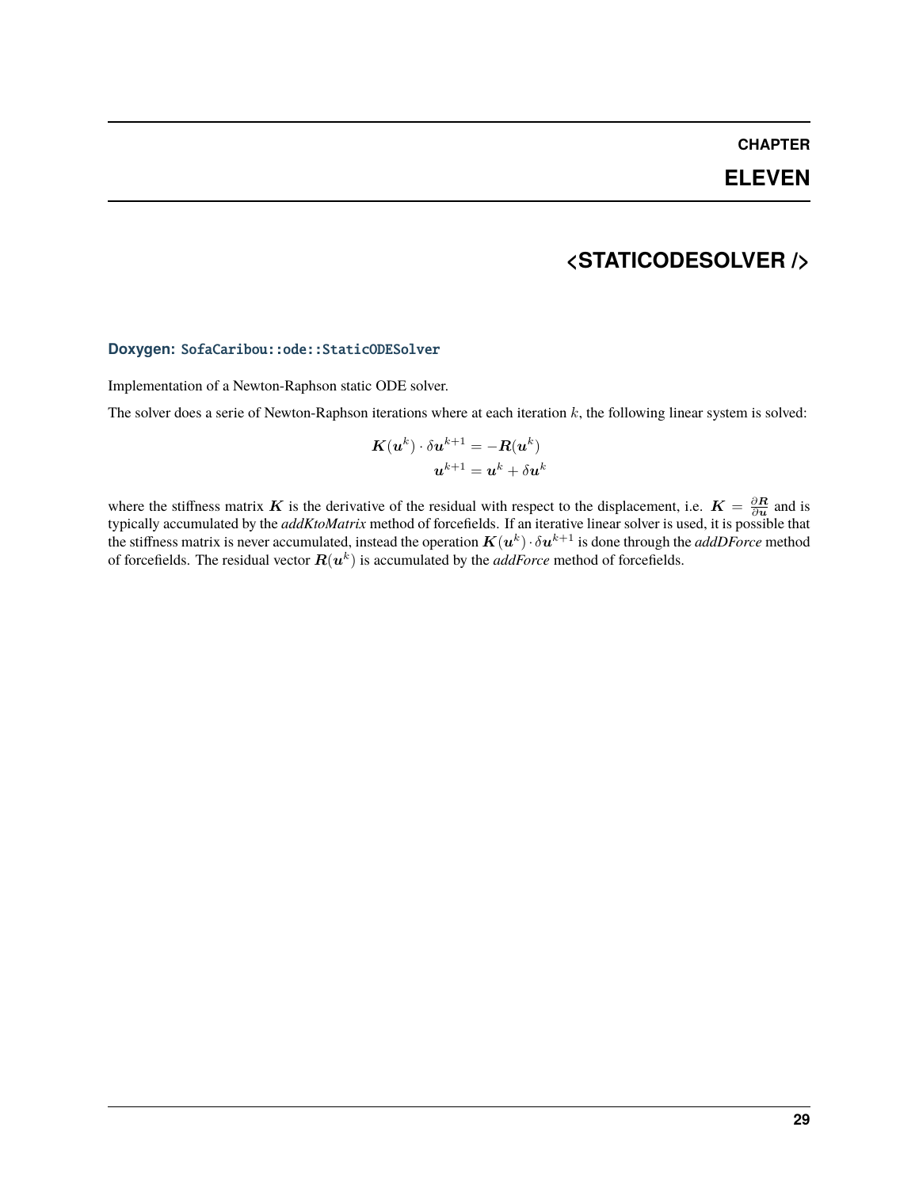# CHAPTER ELEVEN

# <STATICODESOLVER />

**Doxygen:** `SofaCaribou::ode::StaticODESolver`

Implementation of a Newton-Raphson static ODE solver.

The solver does a serie of Newton-Raphson iterations where at each iteration $k$, the following linear system is solved:

$$\boldsymbol{K}(\boldsymbol{u}^k) \cdot \delta\boldsymbol{u}^{k+1} = -\boldsymbol{R}(\boldsymbol{u}^k)$$
$$\boldsymbol{u}^{k+1} = \boldsymbol{u}^k + \delta\boldsymbol{u}^k$$

where the stiffness matrix $\boldsymbol{K}$ is the derivative of the residual with respect to the displacement, i.e. $\boldsymbol{K} = \frac{\partial \boldsymbol{R}}{\partial \boldsymbol{u}}$ and is typically accumulated by the *addKtoMatrix* method of forcefields. If an iterative linear solver is used, it is possible that the stiffness matrix is never accumulated, instead the operation $\boldsymbol{K}(\boldsymbol{u}^k) \cdot \delta\boldsymbol{u}^{k+1}$ is done through the *addDForce* method of forcefields. The residual vector $\boldsymbol{R}(\boldsymbol{u}^k)$ is accumulated by the *addForce* method of forcefields.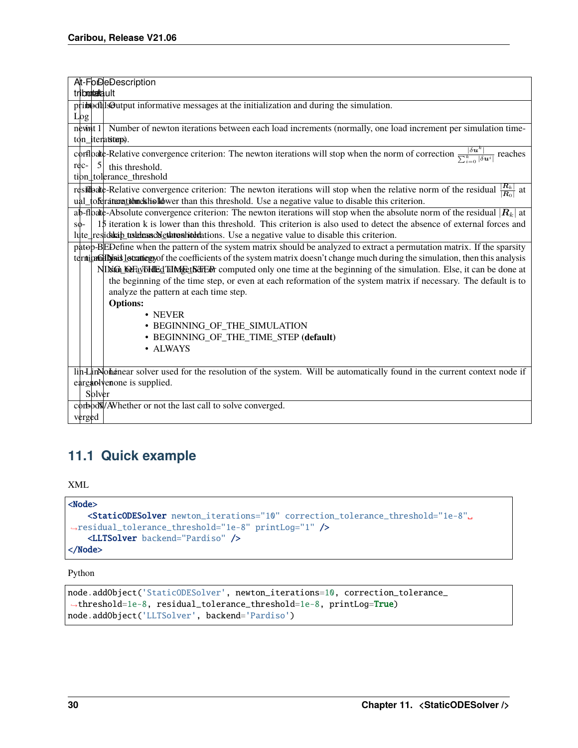| Attribute | Format | Default | Description |
|---|---|---|---|
| printLog | bool | false | Output informative messages at the initialization and during the simulation. |
| newton_iterations | int | 1 | Number of newton iterations between each load increments (normally, one load increment per simulation time-step). |
| correction_tolerance_threshold | float | 1e-5 | Relative convergence criterion: The newton iterations will stop when the norm of correction $\frac{\|\delta \boldsymbol{u}^k\|}{\sum_{i=0}^{k} \|\delta \boldsymbol{u}^i\|}$ reaches this threshold. |
| residual_tolerance_threshold | float | 1e-5 | Relative convergence criterion: The newton iterations will stop when the relative norm of the residual $\frac{\|\boldsymbol{R}_k\|}{\|\boldsymbol{R}_0\|}$ at iteration k is lower than this threshold. Use a negative value to disable this criterion. |
| absolute_residual_tolerance_threshold | float | 1e-15 | Absolute convergence criterion: The newton iterations will stop when the absolute norm of the residual $\|\boldsymbol{R}_k\|$ at iteration k is lower than this threshold. This criterion is also used to detect the absence of external forces and skip useless Newton iterations. Use a negative value to disable this criterion. |
| pattern_analysis_strategy | option | BEGINNING_OF_THE_TIME_STEP | Define when the pattern of the system matrix should be analyzed to extract a permutation matrix. If the sparsity and location of the coefficients of the system matrix doesn't change much during the simulation, then this analysis can be avoided altogether, or computed only one time at the beginning of the simulation. Else, it can be done at the beginning of the time step, or even at each reformation of the system matrix if necessary. The default is to analyze the pattern at each time step.<br>**Options:**<br>• NEVER<br>• BEGINNING_OF_THE_SIMULATION<br>• BEGINNING_OF_THE_TIME_STEP (**default**)<br>• ALWAYS |
| linear_solver | LinearSolver | None | Linear solver used for the resolution of the system. Will be automatically found in the current context node if none is supplied. |
| converged | bool | N/A | Whether or not the last call to solve converged. |

## 11.1 Quick example

XML

```xml
<Node>
    <StaticODESolver newton_iterations="10" correction_tolerance_threshold="1e-8" residual_tolerance_threshold="1e-8" printLog="1" />
    <LLTSolver backend="Pardiso" />
</Node>
```

Python

```python
node.addObject('StaticODESolver', newton_iterations=10, correction_tolerance_threshold=1e-8, residual_tolerance_threshold=1e-8, printLog=True)
node.addObject('LLTSolver', backend='Pardiso')
```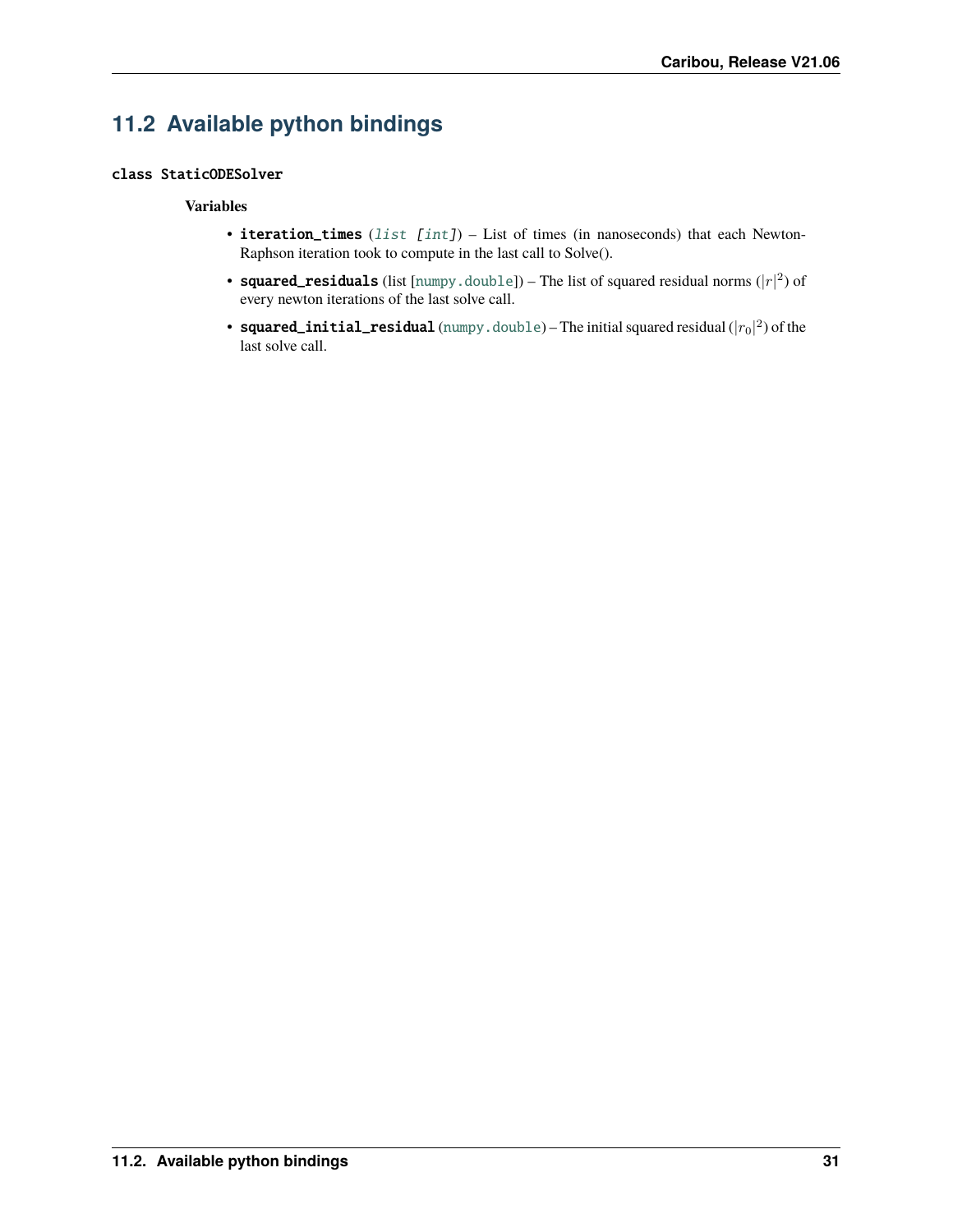## 11.2 Available python bindings

`class StaticODESolver`

**Variables**

- **iteration_times** (*list [int]*) – List of times (in nanoseconds) that each Newton-Raphson iteration took to compute in the last call to Solve().
- **squared_residuals** (list [numpy.double]) – The list of squared residual norms ($|r|^2$) of every newton iterations of the last solve call.
- **squared_initial_residual** (numpy.double) – The initial squared residual ($|r_0|^2$) of the last solve call.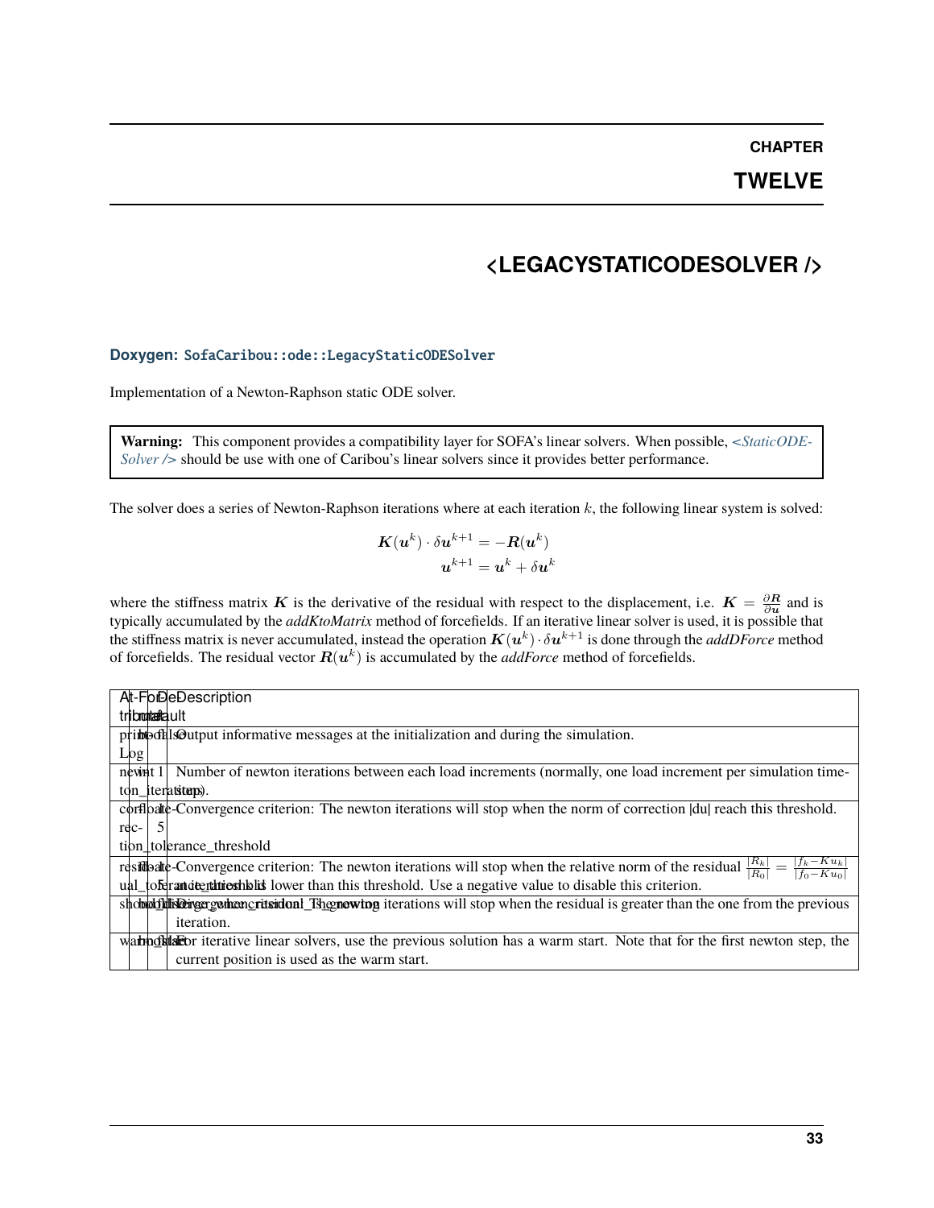# CHAPTER TWELVE

# <LEGACYSTATICODESOLVER />

**Doxygen:** SofaCaribou::ode::LegacyStaticODESolver

Implementation of a Newton-Raphson static ODE solver.

> **Warning:** This component provides a compatibility layer for SOFA's linear solvers. When possible, *<StaticODESolver />* should be use with one of Caribou's linear solvers since it provides better performance.

The solver does a series of Newton-Raphson iterations where at each iteration $k$, the following linear system is solved:

$$\boldsymbol{K}(\boldsymbol{u}^k) \cdot \delta \boldsymbol{u}^{k+1} = -\boldsymbol{R}(\boldsymbol{u}^k)$$
$$\boldsymbol{u}^{k+1} = \boldsymbol{u}^k + \delta \boldsymbol{u}^k$$

where the stiffness matrix $\boldsymbol{K}$ is the derivative of the residual with respect to the displacement, i.e. $\boldsymbol{K} = \frac{\partial \boldsymbol{R}}{\partial \boldsymbol{u}}$ and is typically accumulated by the *addKtoMatrix* method of forcefields. If an iterative linear solver is used, it is possible that the stiffness matrix is never accumulated, instead the operation $\boldsymbol{K}(\boldsymbol{u}^k) \cdot \delta \boldsymbol{u}^{k+1}$ is done through the *addDForce* method of forcefields. The residual vector $\boldsymbol{R}(\boldsymbol{u}^k)$ is accumulated by the *addForce* method of forcefields.

| Attribute | Format | Default | Description |
|---|---|---|---|
| printLog | bool | false | Output informative messages at the initialization and during the simulation. |
| newton_iterations | int | 1 | Number of newton iterations between each load increments (normally, one load increment per simulation time-step). |
| correction_tolerance_threshold | float | 1e-5 | Convergence criterion: The newton iterations will stop when the norm of correction \|du\| reach this threshold. |
| residual_tolerance_threshold | float | 1e-5 | Convergence criterion: The newton iterations will stop when the relative norm of the residual $\frac{\|R_k\|}{\|R_0\|} = \frac{\|f_k - Ku_k\|}{\|f_0 - Ku_0\|}$ is lower than this threshold. Use a negative value to disable this criterion. |
| should_diverge_when_residual_is_growing | bool | false | Divergence criterion: The newton iterations will stop when the residual is greater than the one from the previous iteration. |
| warm_start | bool | false | For iterative linear solvers, use the previous solution has a warm start. Note that for the first newton step, the current position is used as the warm start. |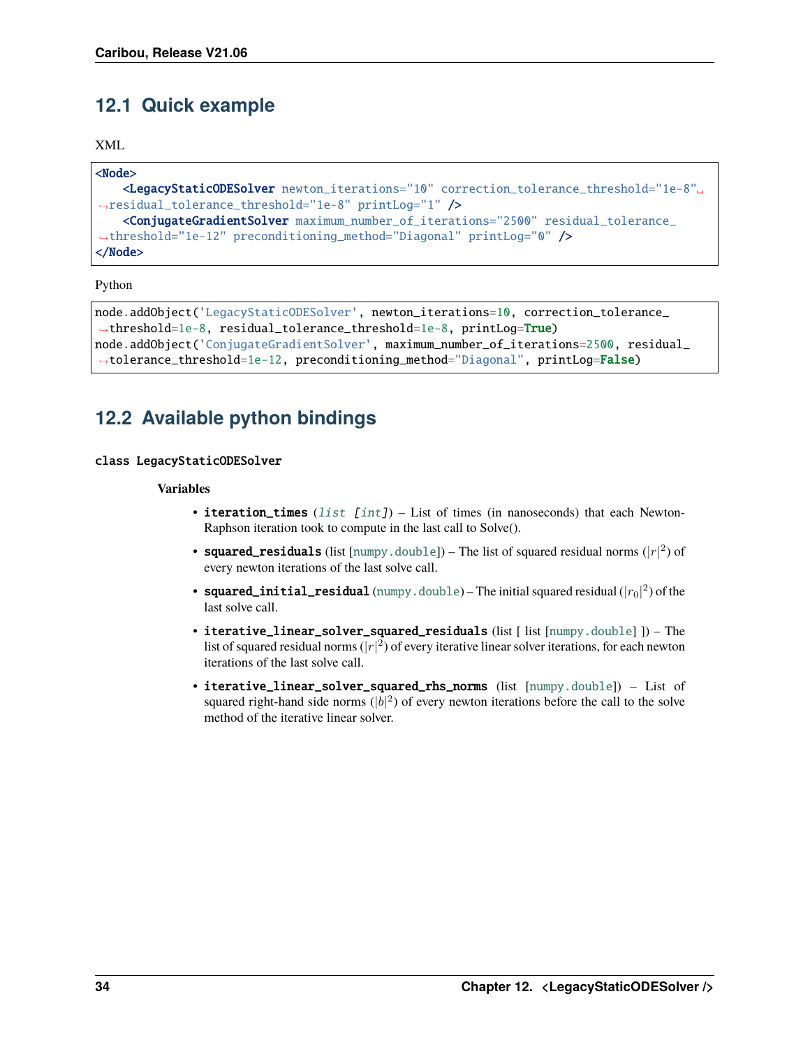## 12.1 Quick example

XML

```xml
<Node>
    <LegacyStaticODESolver newton_iterations="10" correction_tolerance_threshold="1e-8" residual_tolerance_threshold="1e-8" printLog="1" />
    <ConjugateGradientSolver maximum_number_of_iterations="2500" residual_tolerance_threshold="1e-12" preconditioning_method="Diagonal" printLog="0" />
</Node>
```

Python

```python
node.addObject('LegacyStaticODESolver', newton_iterations=10, correction_tolerance_threshold=1e-8, residual_tolerance_threshold=1e-8, printLog=True)
node.addObject('ConjugateGradientSolver', maximum_number_of_iterations=2500, residual_tolerance_threshold=1e-12, preconditioning_method="Diagonal", printLog=False)
```

## 12.2 Available python bindings

class LegacyStaticODESolver

**Variables**

- **iteration_times** (*list [int]*) – List of times (in nanoseconds) that each Newton-Raphson iteration took to compute in the last call to Solve().
- **squared_residuals** (list [numpy.double]) – The list of squared residual norms ($|r|^2$) of every newton iterations of the last solve call.
- **squared_initial_residual** (numpy.double) – The initial squared residual ($|r_0|^2$) of the last solve call.
- **iterative_linear_solver_squared_residuals** (list [ list [numpy.double] ]) – The list of squared residual norms ($|r|^2$) of every iterative linear solver iterations, for each newton iterations of the last solve call.
- **iterative_linear_solver_squared_rhs_norms** (list [numpy.double]) – List of squared right-hand side norms ($|b|^2$) of every newton iterations before the call to the solve method of the iterative linear solver.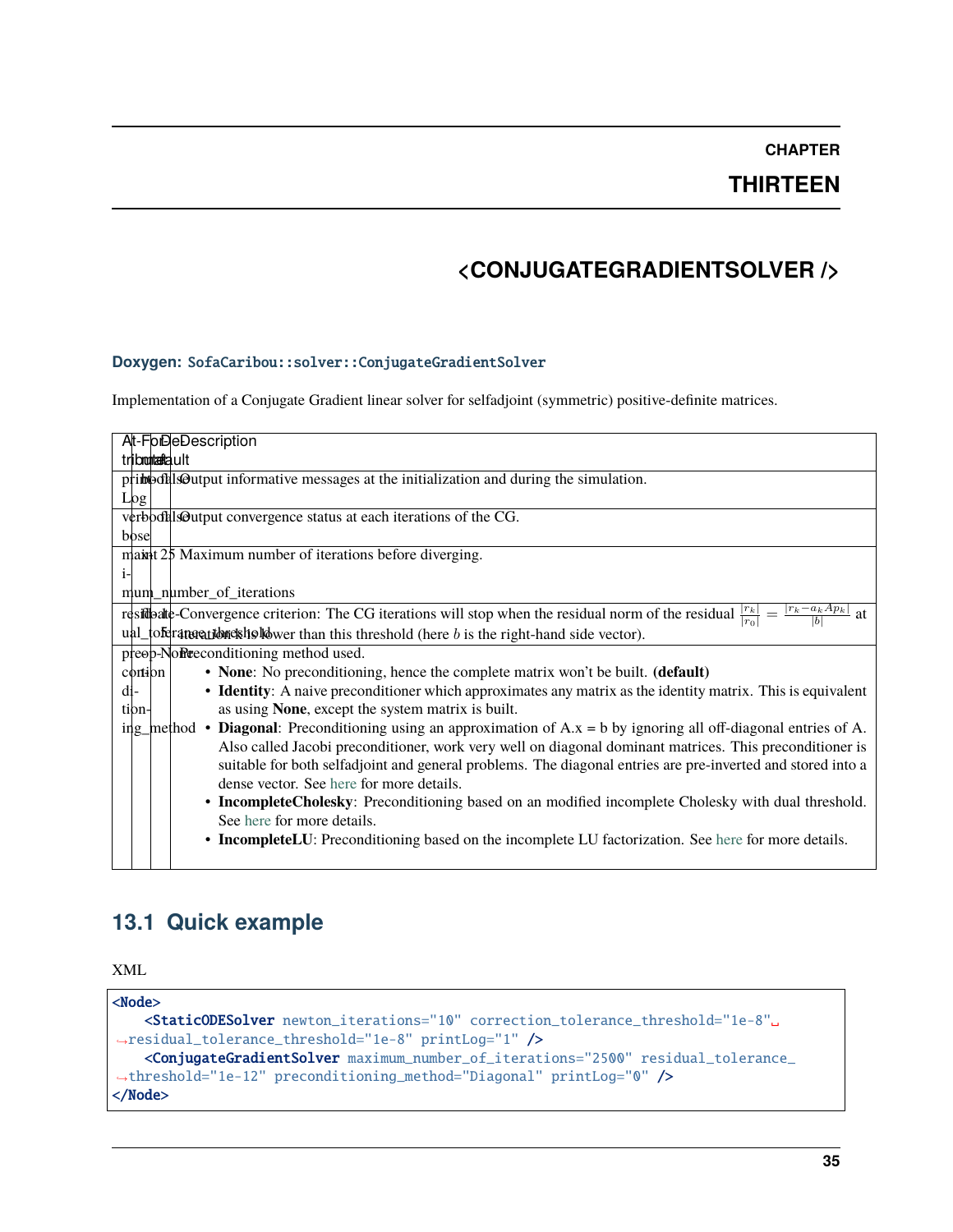# CHAPTER THIRTEEN

# <CONJUGATEGRADIENTSOLVER />

**Doxygen:** SofaCaribou::solver::ConjugateGradientSolver

Implementation of a Conjugate Gradient linear solver for selfadjoint (symmetric) positive-definite matrices.

| Attribute | Format | Default | Description |
|---|---|---|---|
| printLog | bool | false | Output informative messages at the initialization and during the simulation. |
| verbose | bool | false | Output convergence status at each iterations of the CG. |
| maximum_number_of_iterations | int | 25 | Maximum number of iterations before diverging. |
| residual_tolerance_threshold | float | 1e-5 | Convergence criterion: The CG iterations will stop when the residual norm of the residual $\frac{\|r_k\|}{\|r_0\|} = \frac{\|r_k - a_k A p_k\|}{\|b\|}$ at iteration k is lower than this threshold (here $b$ is the right-hand side vector). |
| preconditioning_method | option | None | Preconditioning method used.<br>• **None**: No preconditioning, hence the complete matrix won't be built. **(default)**<br>• **Identity**: A naive preconditioner which approximates any matrix as the identity matrix. This is equivalent as using **None**, except the system matrix is built.<br>• **Diagonal**: Preconditioning using an approximation of A.x = b by ignoring all off-diagonal entries of A. Also called Jacobi preconditioner, work very well on diagonal dominant matrices. This preconditioner is suitable for both selfadjoint and general problems. The diagonal entries are pre-inverted and stored into a dense vector. See here for more details.<br>• **IncompleteCholesky**: Preconditioning based on an modified incomplete Cholesky with dual threshold. See here for more details.<br>• **IncompleteLU**: Preconditioning based on the incomplete LU factorization. See here for more details. |

## 13.1 Quick example

XML

```xml
<Node>
    <StaticODESolver newton_iterations="10" correction_tolerance_threshold="1e-8" residual_tolerance_threshold="1e-8" printLog="1" />
    <ConjugateGradientSolver maximum_number_of_iterations="2500" residual_tolerance_threshold="1e-12" preconditioning_method="Diagonal" printLog="0" />
</Node>
```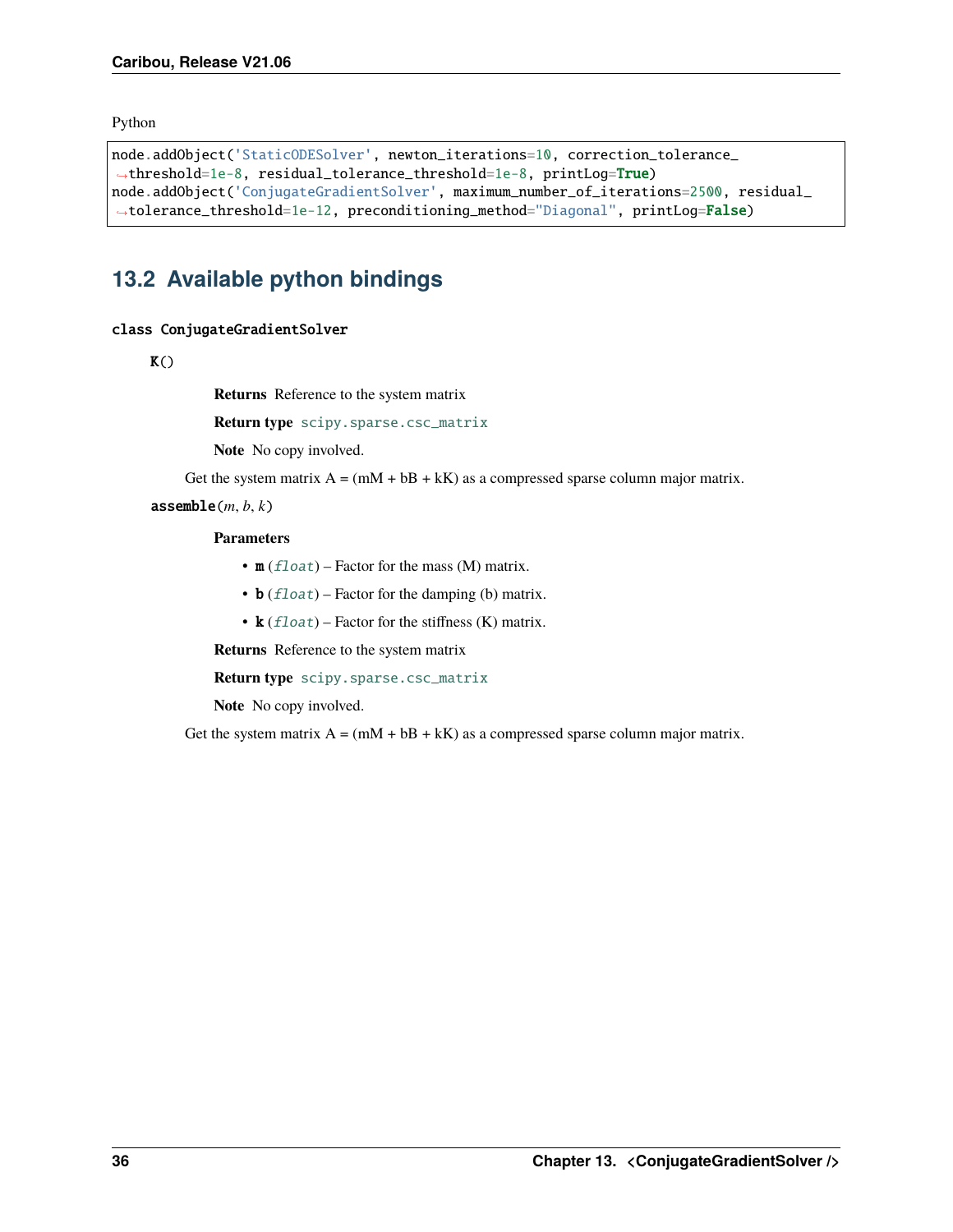Python

```
node.addObject('StaticODESolver', newton_iterations=10, correction_tolerance_threshold=1e-8, residual_tolerance_threshold=1e-8, printLog=True)
node.addObject('ConjugateGradientSolver', maximum_number_of_iterations=2500, residual_tolerance_threshold=1e-12, preconditioning_method="Diagonal", printLog=False)
```

## 13.2 Available python bindings

**class ConjugateGradientSolver**

**K()**

**Returns** Reference to the system matrix

**Return type** `scipy.sparse.csc_matrix`

**Note** No copy involved.

Get the system matrix A = (mM + bB + kK) as a compressed sparse column major matrix.

**assemble**(*m*, *b*, *k*)

**Parameters**

- **m** (*float*) – Factor for the mass (M) matrix.
- **b** (*float*) – Factor for the damping (b) matrix.
- **k** (*float*) – Factor for the stiffness (K) matrix.

**Returns** Reference to the system matrix

**Return type** `scipy.sparse.csc_matrix`

**Note** No copy involved.

Get the system matrix A = (mM + bB + kK) as a compressed sparse column major matrix.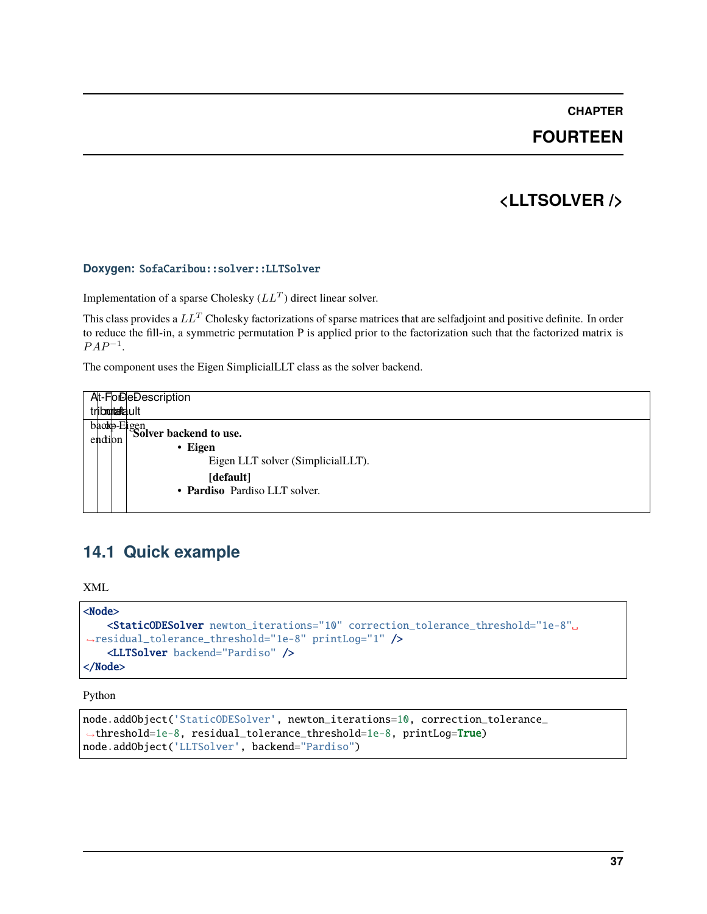# CHAPTER FOURTEEN

# <LLTSOLVER />

**Doxygen:** `SofaCaribou::solver::LLTSolver`

Implementation of a sparse Cholesky ($LL^T$) direct linear solver.

This class provides a $LL^T$ Cholesky factorizations of sparse matrices that are selfadjoint and positive definite. In order to reduce the fill-in, a symmetric permutation P is applied prior to the factorization such that the factorized matrix is $PAP^{-1}$.

The component uses the Eigen SimplicialLLT class as the solver backend.

| Attribute | Format | Default | Description |
|---|---|---|---|
| backend | option | Eigen | **Solver backend to use.**<br>• **Eigen** Eigen LLT solver (SimplicialLLT). **[default]**<br>• **Pardiso** Pardiso LLT solver. |

## 14.1 Quick example

XML

```xml
<Node>
    <StaticODESolver newton_iterations="10" correction_tolerance_threshold="1e-8" residual_tolerance_threshold="1e-8" printLog="1" />
    <LLTSolver backend="Pardiso" />
</Node>
```

Python

```python
node.addObject('StaticODESolver', newton_iterations=10, correction_tolerance_threshold=1e-8, residual_tolerance_threshold=1e-8, printLog=True)
node.addObject('LLTSolver', backend="Pardiso")
```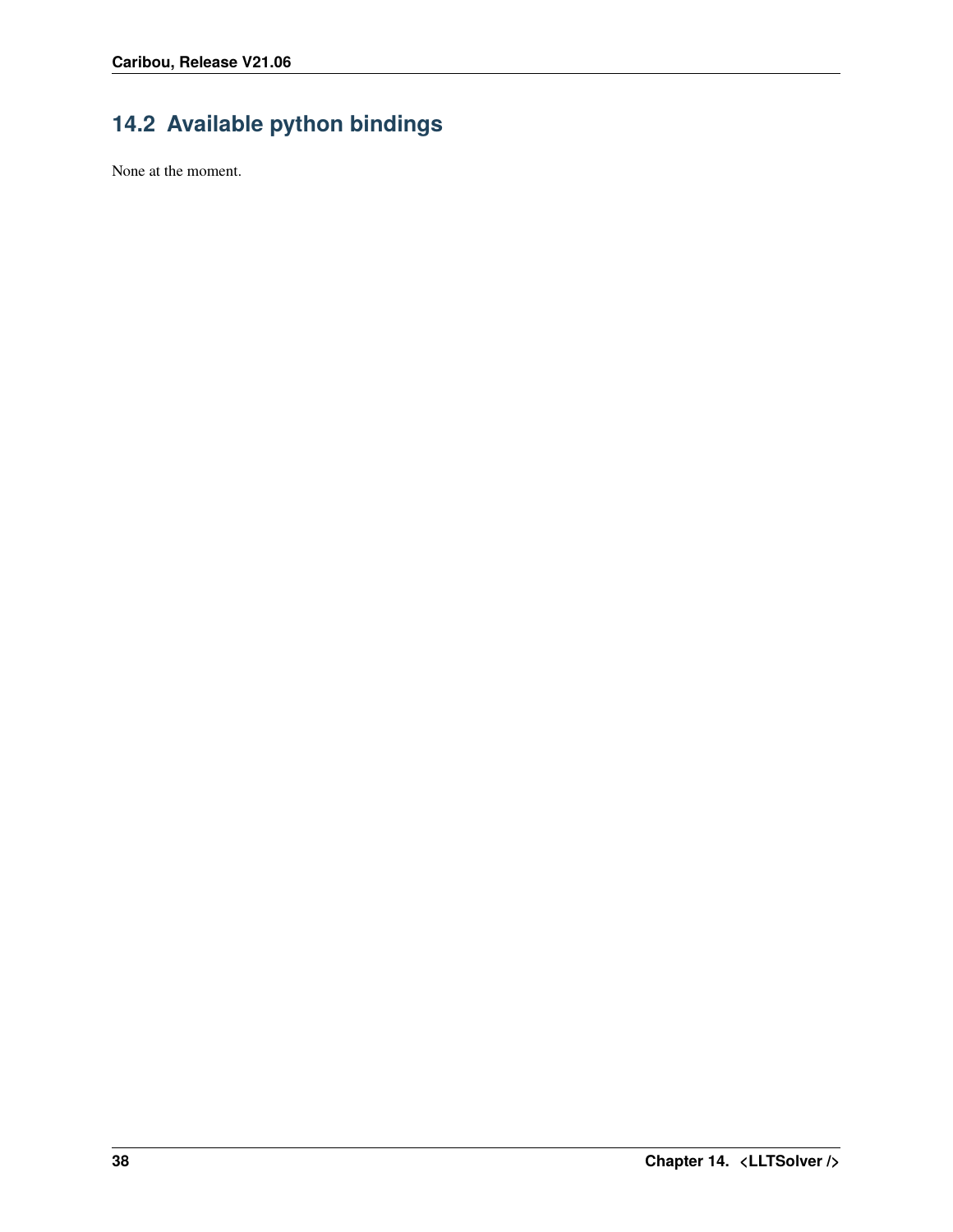## 14.2 Available python bindings

None at the moment.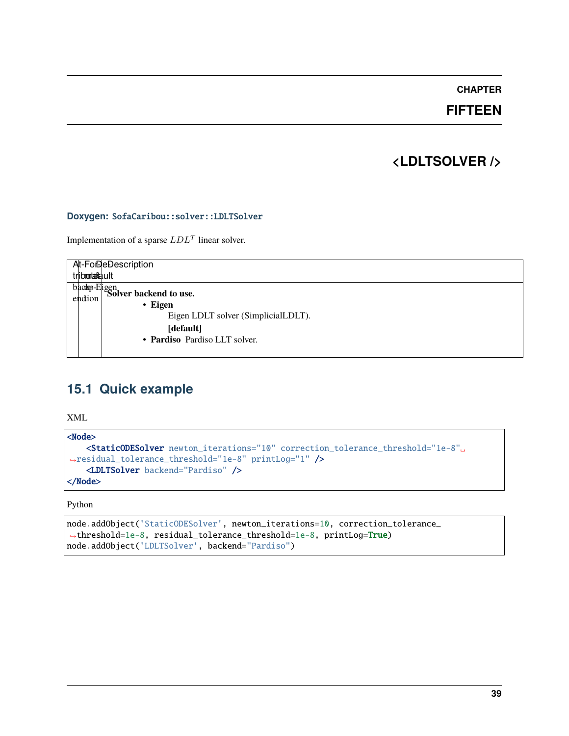# CHAPTER FIFTEEN

# <LDLTSOLVER />

**Doxygen:** `SofaCaribou::solver::LDLTSolver`

Implementation of a sparse $LDL^T$ linear solver.

| Attribute | Format | Default | Description |
|---|---|---|---|
| backend | | Eigen | **Solver backend to use.**<br>• **Eigen**<br>Eigen LDLT solver (SimplicialLDLT).<br>**[default]**<br>• **Pardiso** Pardiso LLT solver. |

## 15.1 Quick example

XML

```xml
<Node>
    <StaticODESolver newton_iterations="10" correction_tolerance_threshold="1e-8" residual_tolerance_threshold="1e-8" printLog="1" />
    <LDLTSolver backend="Pardiso" />
</Node>
```

Python

```python
node.addObject('StaticODESolver', newton_iterations=10, correction_tolerance_threshold=1e-8, residual_tolerance_threshold=1e-8, printLog=True)
node.addObject('LDLTSolver', backend="Pardiso")
```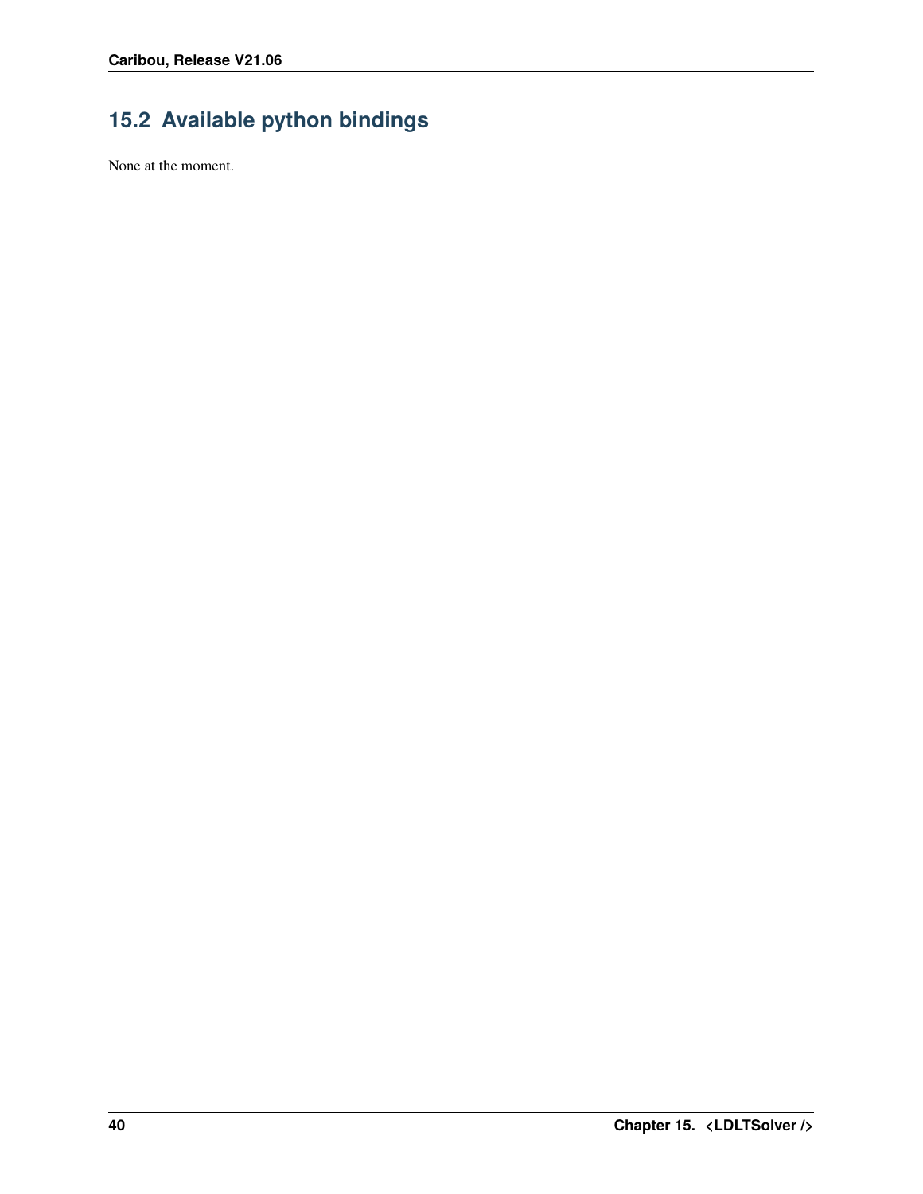## 15.2 Available python bindings

None at the moment.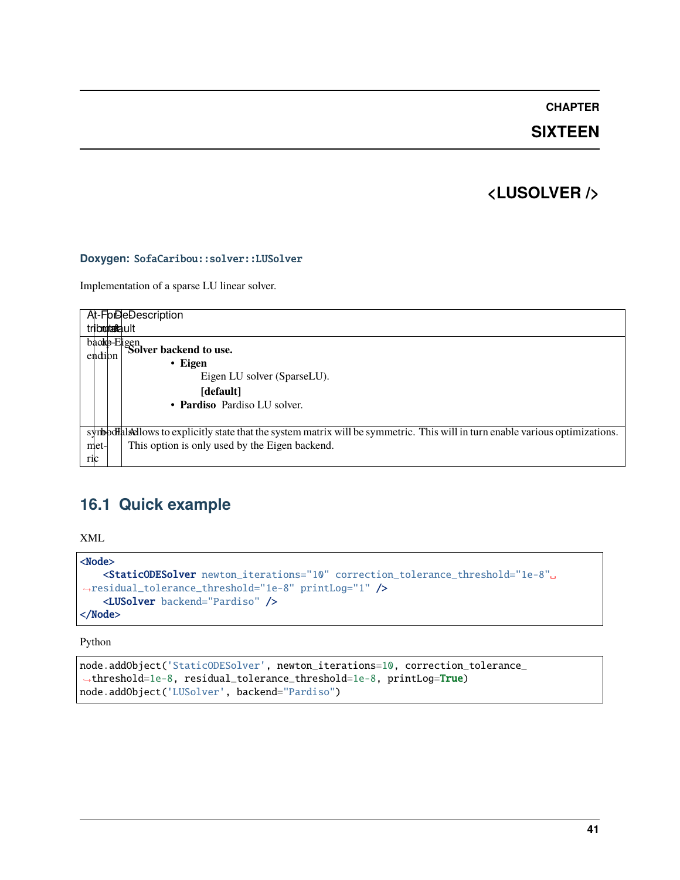CHAPTER
SIXTEEN

# <LUSOLVER />

**Doxygen:** `SofaCaribou::solver::LUSolver`

Implementation of a sparse LU linear solver.

| Attribute | Format | Default | Description |
| --- | --- | --- | --- |
| backend | option | Eigen | **Solver backend to use.**<br>• **Eigen** Eigen LU solver (SparseLU). **[default]**<br>• **Pardiso** Pardiso LU solver. |
| symmetric | bool | False | Allows to explicitly state that the system matrix will be symmetric. This will in turn enable various optimizations. This option is only used by the Eigen backend. |

## 16.1 Quick example

XML

```xml
<Node>
    <StaticODESolver newton_iterations="10" correction_tolerance_threshold="1e-8" residual_tolerance_threshold="1e-8" printLog="1" />
    <LUSolver backend="Pardiso" />
</Node>
```

Python

```python
node.addObject('StaticODESolver', newton_iterations=10, correction_tolerance_threshold=1e-8, residual_tolerance_threshold=1e-8, printLog=True)
node.addObject('LUSolver', backend="Pardiso")
```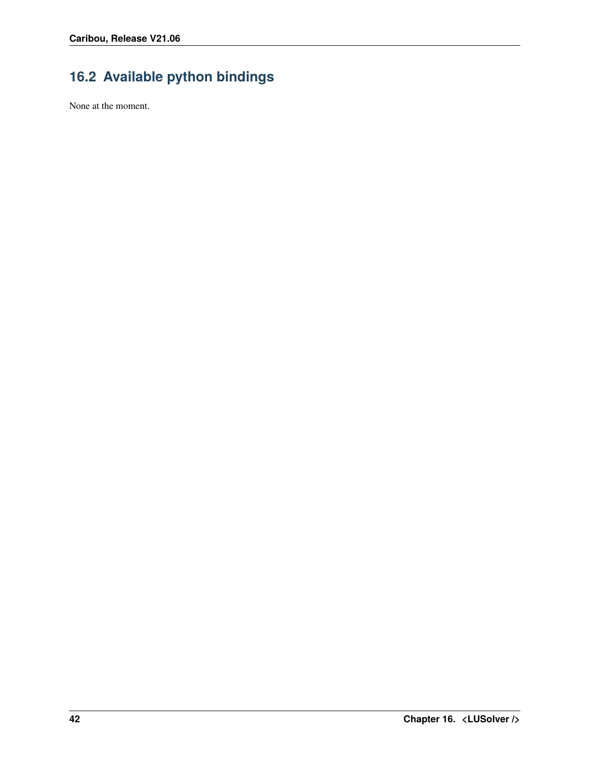## 16.2 Available python bindings

None at the moment.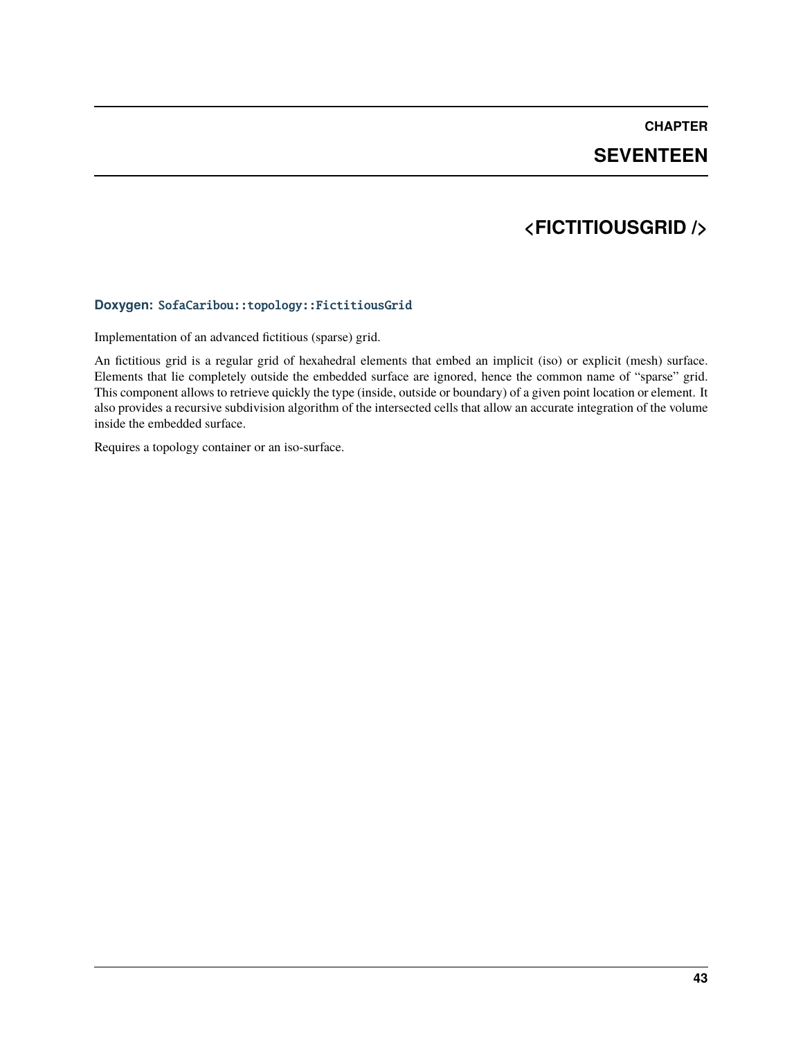# CHAPTER SEVENTEEN

# <FICTITIOUSGRID />

**Doxygen:** `SofaCaribou::topology::FictitiousGrid`

Implementation of an advanced fictitious (sparse) grid.

An fictitious grid is a regular grid of hexahedral elements that embed an implicit (iso) or explicit (mesh) surface. Elements that lie completely outside the embedded surface are ignored, hence the common name of "sparse" grid. This component allows to retrieve quickly the type (inside, outside or boundary) of a given point location or element. It also provides a recursive subdivision algorithm of the intersected cells that allow an accurate integration of the volume inside the embedded surface.

Requires a topology container or an iso-surface.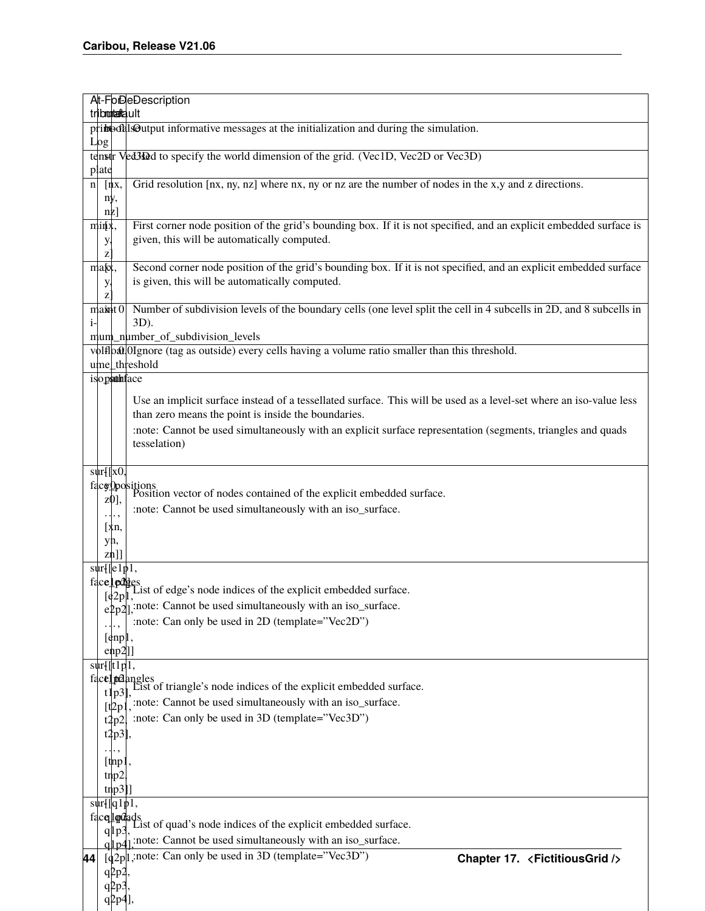| Attribute | Format | Default | Description |
|---|---|---|---|
| printLog | bool | false | Output informative messages at the initialization and during the simulation. |
| template | str | Vec3D | Used to specify the world dimension of the grid. (Vec1D, Vec2D or Vec3D) |
| n | [nx, ny, nz] | | Grid resolution [nx, ny, nz] where nx, ny or nz are the number of nodes in the x,y and z directions. |
| min | [x, y, z] | | First corner node position of the grid's bounding box. If it is not specified, and an explicit embedded surface is given, this will be automatically computed. |
| max | [x, y, z] | | Second corner node position of the grid's bounding box. If it is not specified, and an explicit embedded surface is given, this will be automatically computed. |
| maximum_number_of_subdivision_levels | int | 0 | Number of subdivision levels of the boundary cells (one level split the cell in 4 subcells in 2D, and 8 subcells in 3D). |
| volume_threshold | float | 0.0 | Ignore (tag as outside) every cells having a volume ratio smaller than this threshold. |
| iso_surface | path | | Use an implicit surface instead of a tessellated surface. This will be used as a level-set where an iso-value less than zero means the point is inside the boundaries. :note: Cannot be used simultaneously with an explicit surface representation (segments, triangles and quads tesselation) |
| surface_positions | [[x0, y0, z0], …, [xn, yn, zn]] | | Position vector of nodes contained of the explicit embedded surface. :note: Cannot be used simultaneously with an iso_surface. |
| surface_edges | [[e1p1, e1p2], [e2p1, e2p2], …, [enp1, enp2]] | | List of edge's node indices of the explicit embedded surface. :note: Cannot be used simultaneously with an iso_surface. :note: Can only be used in 2D (template="Vec2D") |
| surface_triangles | [[t1p1, t1p2, t1p3], [t2p1, t2p2, t2p3], …, [tnp1, tnp2, tnp3]] | | List of triangle's node indices of the explicit embedded surface. :note: Cannot be used simultaneously with an iso_surface. :note: Can only be used in 3D (template="Vec3D") |
| surface_quads | [[q1p1, q1p2, q1p3, q1p4], [q2p1, q2p2, q2p3, q2p4], | | List of quad's node indices of the explicit embedded surface. :note: Cannot be used simultaneously with an iso_surface. :note: Can only be used in 3D (template="Vec3D") |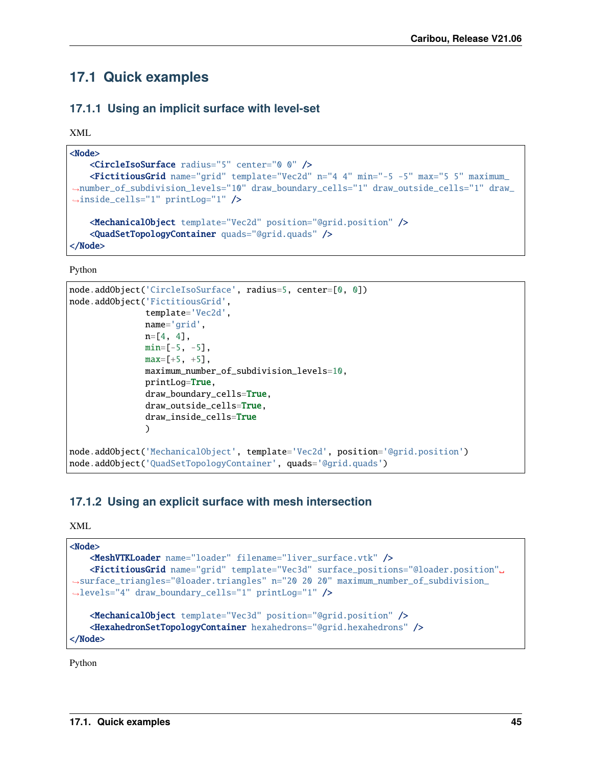## 17.1 Quick examples

### 17.1.1 Using an implicit surface with level-set

XML

```xml
<Node>
    <CircleIsoSurface radius="5" center="0 0" />
    <FictitiousGrid name="grid" template="Vec2d" n="4 4" min="-5 -5" max="5 5" maximum_number_of_subdivision_levels="10" draw_boundary_cells="1" draw_outside_cells="1" draw_inside_cells="1" printLog="1" />

    <MechanicalObject template="Vec2d" position="@grid.position" />
    <QuadSetTopologyContainer quads="@grid.quads" />
</Node>
```

Python

```python
node.addObject('CircleIsoSurface', radius=5, center=[0, 0])
node.addObject('FictitiousGrid',
               template='Vec2d',
               name='grid',
               n=[4, 4],
               min=[-5, -5],
               max=[+5, +5],
               maximum_number_of_subdivision_levels=10,
               printLog=True,
               draw_boundary_cells=True,
               draw_outside_cells=True,
               draw_inside_cells=True
               )

node.addObject('MechanicalObject', template='Vec2d', position='@grid.position')
node.addObject('QuadSetTopologyContainer', quads='@grid.quads')
```

### 17.1.2 Using an explicit surface with mesh intersection

XML

```xml
<Node>
    <MeshVTKLoader name="loader" filename="liver_surface.vtk" />
    <FictitiousGrid name="grid" template="Vec3d" surface_positions="@loader.position" surface_triangles="@loader.triangles" n="20 20 20" maximum_number_of_subdivision_levels="4" draw_boundary_cells="1" printLog="1" />

    <MechanicalObject template="Vec3d" position="@grid.position" />
    <HexahedronSetTopologyContainer hexahedrons="@grid.hexahedrons" />
</Node>
```

Python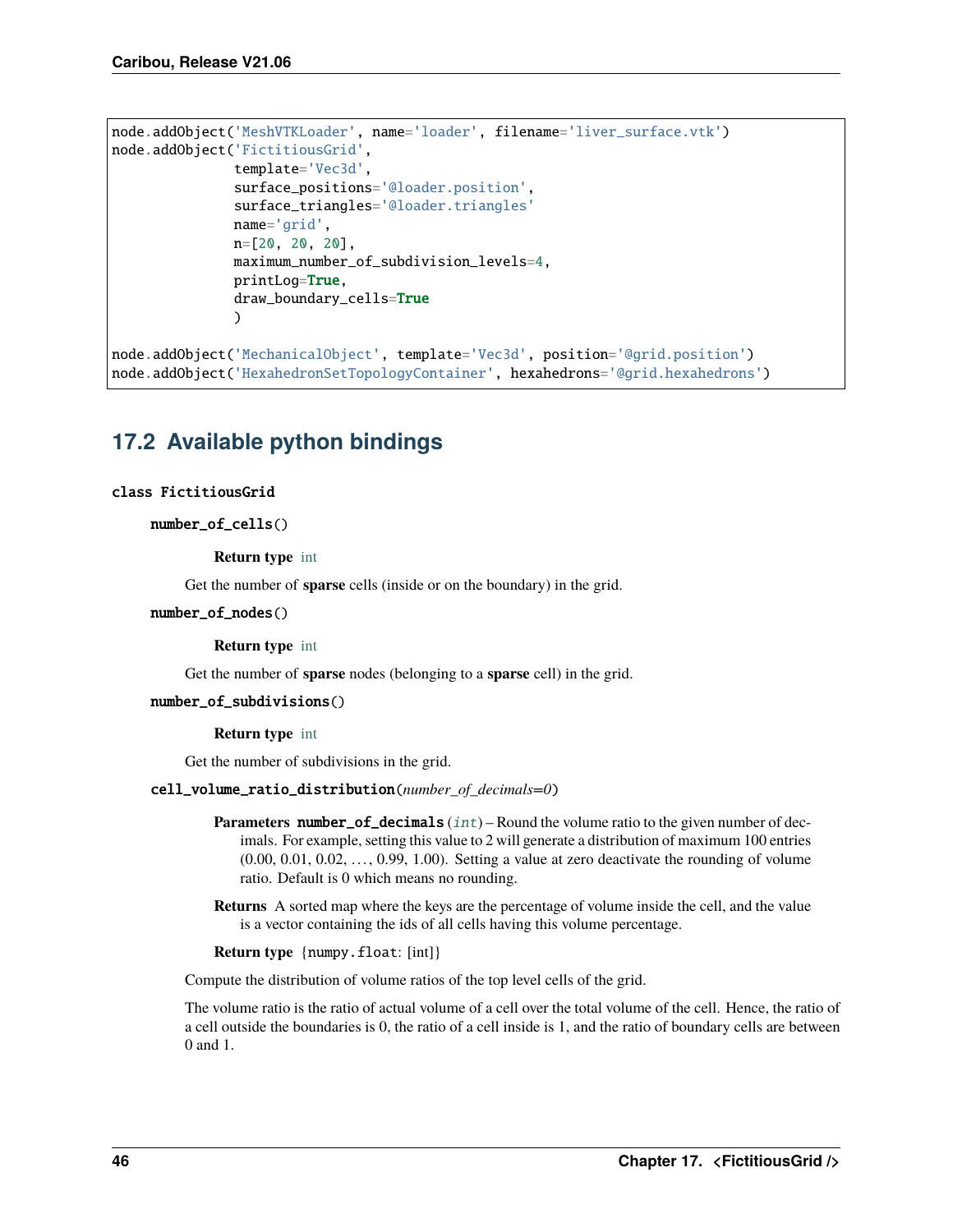```python
node.addObject('MeshVTKLoader', name='loader', filename='liver_surface.vtk')
node.addObject('FictitiousGrid',
               template='Vec3d',
               surface_positions='@loader.position',
               surface_triangles='@loader.triangles'
               name='grid',
               n=[20, 20, 20],
               maximum_number_of_subdivision_levels=4,
               printLog=True,
               draw_boundary_cells=True
               )

node.addObject('MechanicalObject', template='Vec3d', position='@grid.position')
node.addObject('HexahedronSetTopologyContainer', hexahedrons='@grid.hexahedrons')
```

## 17.2 Available python bindings

**class FictitiousGrid**

**number_of_cells()**

**Return type** int

Get the number of **sparse** cells (inside or on the boundary) in the grid.

**number_of_nodes()**

**Return type** int

Get the number of **sparse** nodes (belonging to a **sparse** cell) in the grid.

**number_of_subdivisions()**

**Return type** int

Get the number of subdivisions in the grid.

**cell_volume_ratio_distribution**(*number_of_decimals=0*)

**Parameters** **number_of_decimals** (*int*) – Round the volume ratio to the given number of decimals. For example, setting this value to 2 will generate a distribution of maximum 100 entries (0.00, 0.01, 0.02, …, 0.99, 1.00). Setting a value at zero deactivate the rounding of volume ratio. Default is 0 which means no rounding.

**Returns** A sorted map where the keys are the percentage of volume inside the cell, and the value is a vector containing the ids of all cells having this volume percentage.

**Return type** {numpy.float: [int]}

Compute the distribution of volume ratios of the top level cells of the grid.

The volume ratio is the ratio of actual volume of a cell over the total volume of the cell. Hence, the ratio of a cell outside the boundaries is 0, the ratio of a cell inside is 1, and the ratio of boundary cells are between 0 and 1.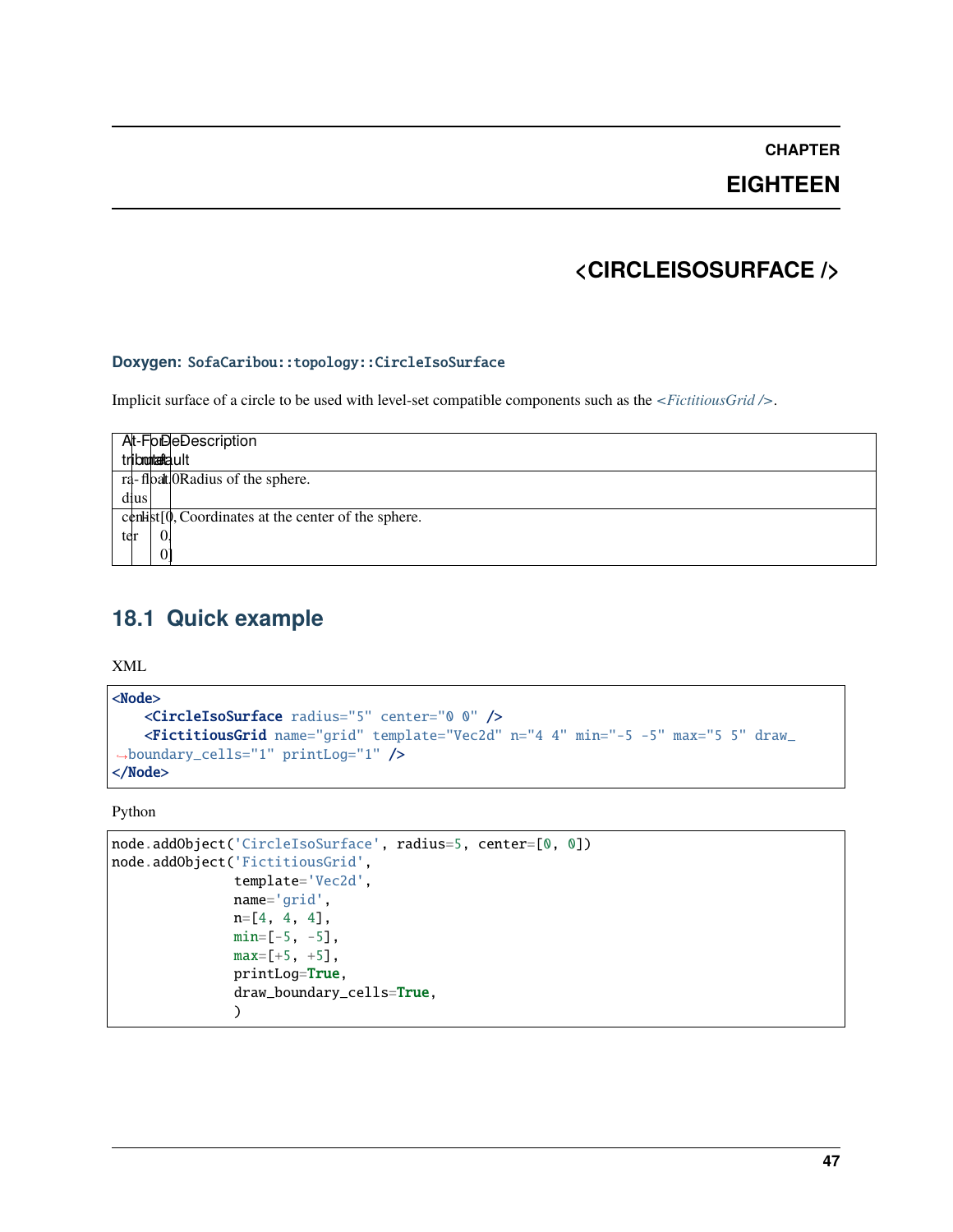// CHAPTER EIGHTEEN

# <CIRCLEISOSURFACE />

**Doxygen:** `SofaCaribou::topology::CircleIsoSurface`

Implicit surface of a circle to be used with level-set compatible components such as the *<FictitiousGrid />*.

| Attribute | Format | Default | Description |
|---|---|---|---|
| radius | float | 1.0 | Radius of the sphere. |
| center | list | [0, 0, 0] | Coordinates at the center of the sphere. |

## 18.1 Quick example

XML

```xml
<Node>
    <CircleIsoSurface radius="5" center="0 0" />
    <FictitiousGrid name="grid" template="Vec2d" n="4 4" min="-5 -5" max="5 5" draw_boundary_cells="1" printLog="1" />
</Node>
```

Python

```python
node.addObject('CircleIsoSurface', radius=5, center=[0, 0])
node.addObject('FictitiousGrid',
               template='Vec2d',
               name='grid',
               n=[4, 4, 4],
               min=[-5, -5],
               max=[+5, +5],
               printLog=True,
               draw_boundary_cells=True,
               )
```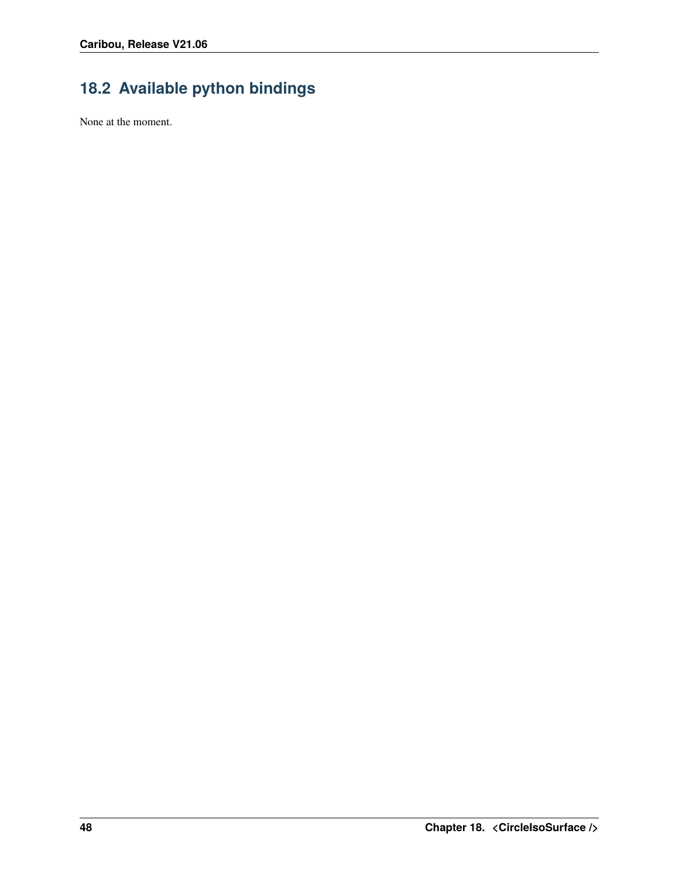## 18.2 Available python bindings

None at the moment.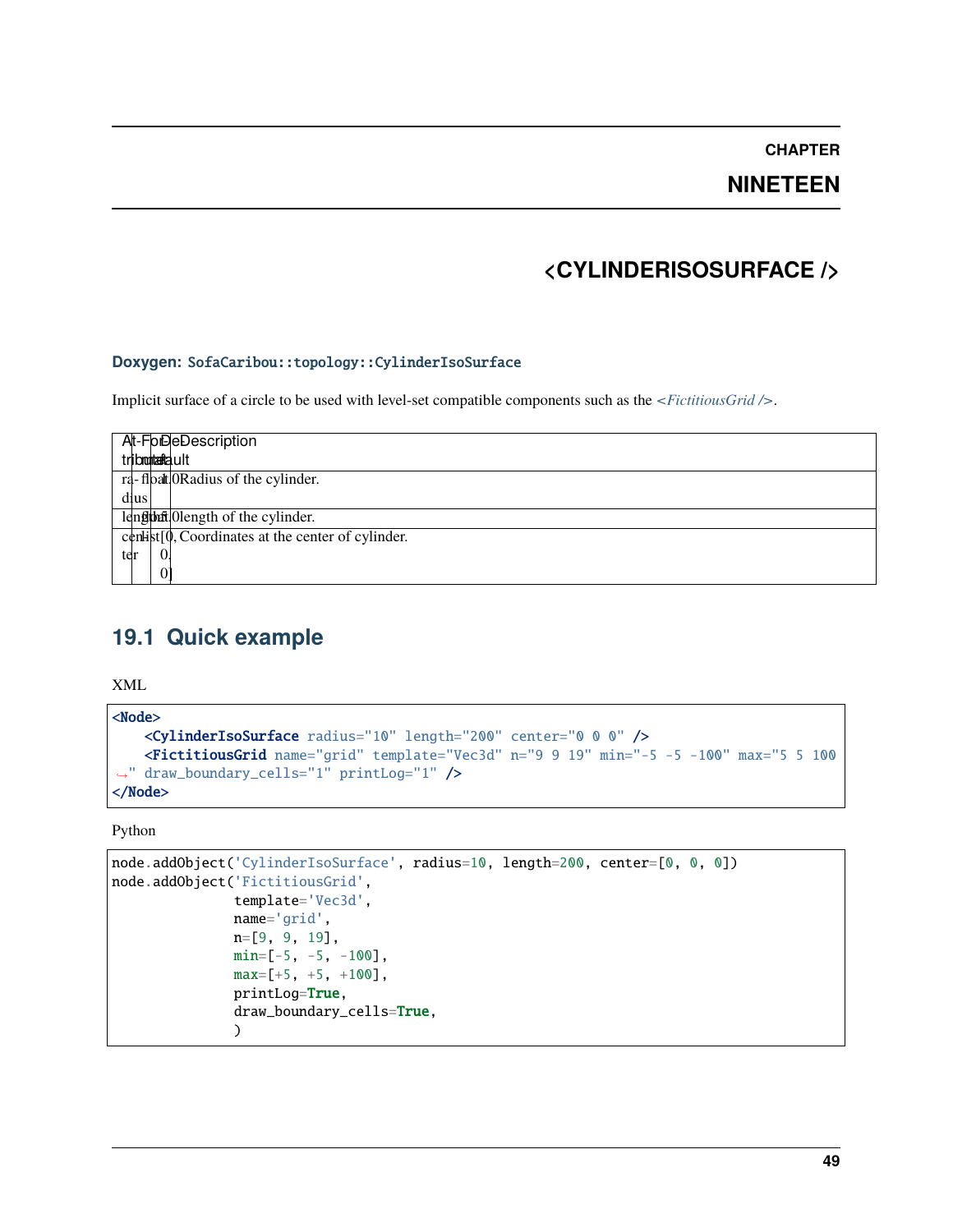# Chapter Nineteen

# <CYLINDERISOSURFACE />

**Doxygen:** `SofaCaribou::topology::CylinderIsoSurface`

Implicit surface of a circle to be used with level-set compatible components such as the *<FictitiousGrid />*.

| Attribute | Format | Default | Description |
| --- | --- | --- | --- |
| radius | float | 1.0 | Radius of the cylinder. |
| length | float | 1.0 | length of the cylinder. |
| center | list | [0, 0, 0] | Coordinates at the center of cylinder. |

## 19.1 Quick example

XML

```xml
<Node>
    <CylinderIsoSurface radius="10" length="200" center="0 0 0" />
    <FictitiousGrid name="grid" template="Vec3d" n="9 9 19" min="-5 -5 -100" max="5 5 100" draw_boundary_cells="1" printLog="1" />
</Node>
```

Python

```python
node.addObject('CylinderIsoSurface', radius=10, length=200, center=[0, 0, 0])
node.addObject('FictitiousGrid',
               template='Vec3d',
               name='grid',
               n=[9, 9, 19],
               min=[-5, -5, -100],
               max=[+5, +5, +100],
               printLog=True,
               draw_boundary_cells=True,
               )
```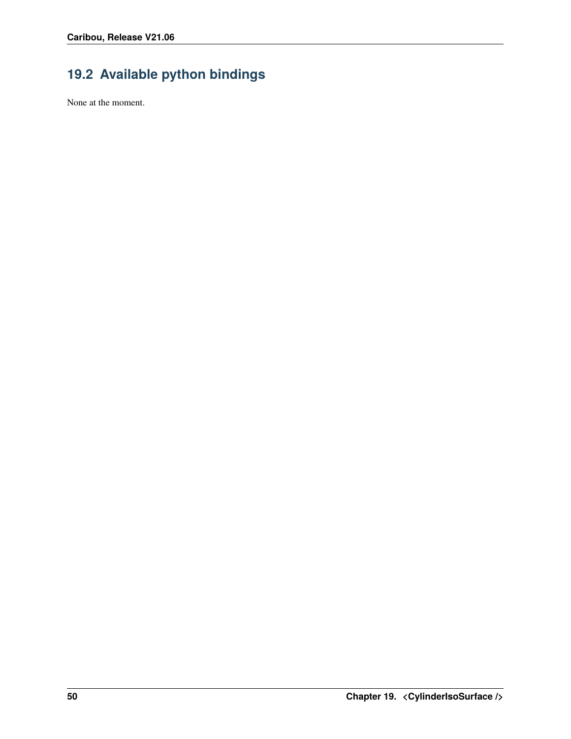## 19.2 Available python bindings

None at the moment.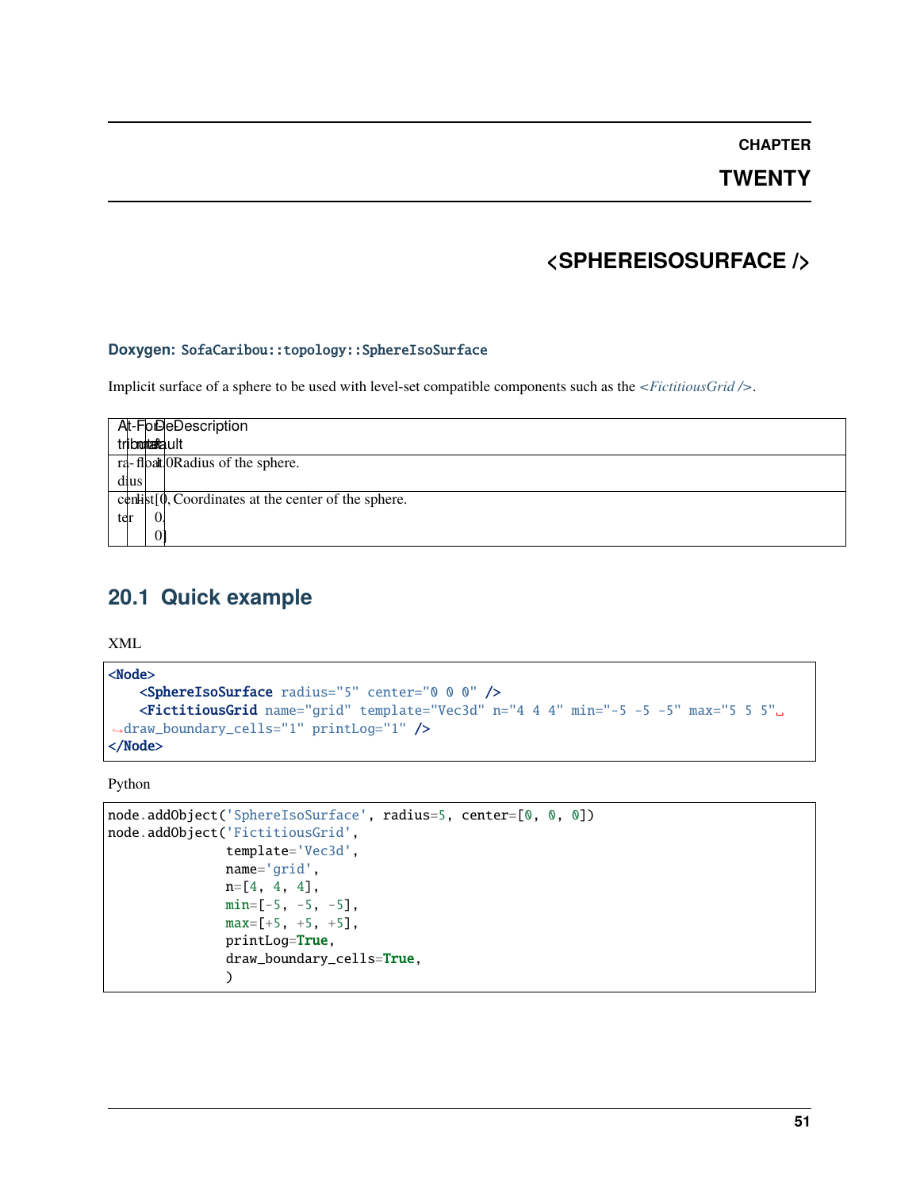# CHAPTER TWENTY

# <SPHEREISOSURFACE />

**Doxygen:** `SofaCaribou::topology::SphereIsoSurface`

Implicit surface of a sphere to be used with level-set compatible components such as the *<FictitiousGrid />*.

| Attribute | Format | Default | Description |
| --- | --- | --- | --- |
| radius | float | 1.0 | Radius of the sphere. |
| center | list | [0, 0, 0] | Coordinates at the center of the sphere. |

## 20.1 Quick example

XML

```xml
<Node>
    <SphereIsoSurface radius="5" center="0 0 0" />
    <FictitiousGrid name="grid" template="Vec3d" n="4 4 4" min="-5 -5 -5" max="5 5 5" draw_boundary_cells="1" printLog="1" />
</Node>
```

Python

```python
node.addObject('SphereIsoSurface', radius=5, center=[0, 0, 0])
node.addObject('FictitiousGrid',
               template='Vec3d',
               name='grid',
               n=[4, 4, 4],
               min=[-5, -5, -5],
               max=[+5, +5, +5],
               printLog=True,
               draw_boundary_cells=True,
               )
```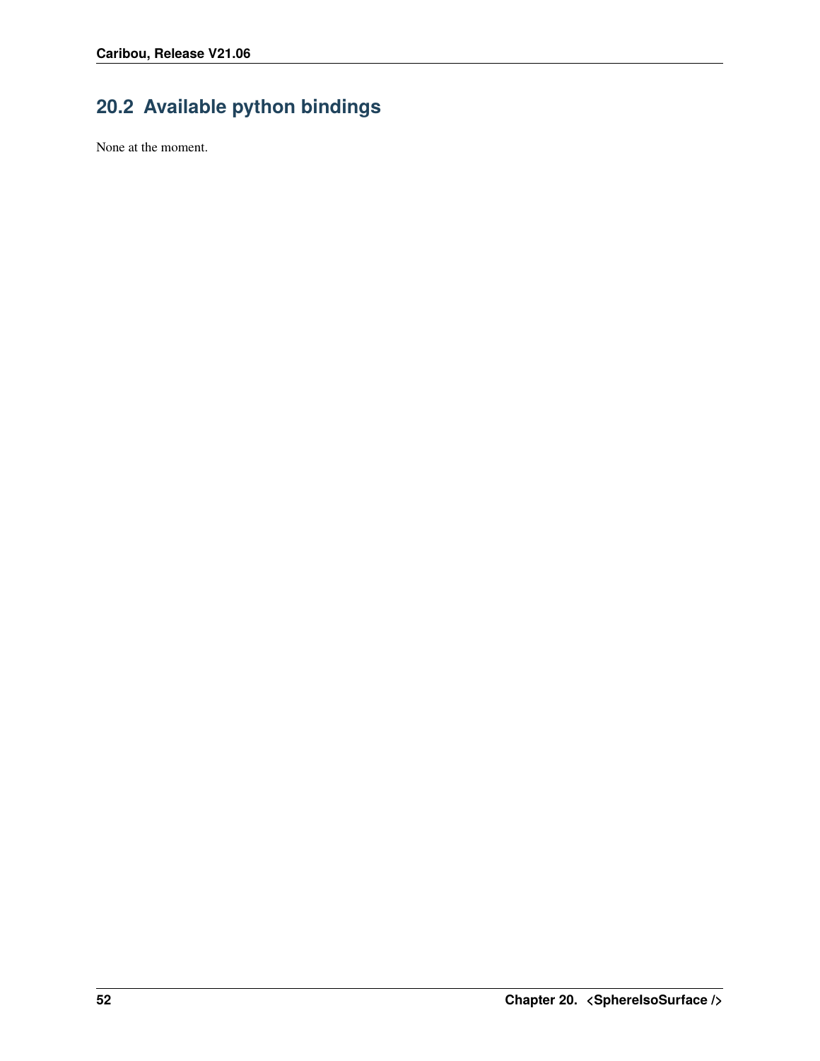## 20.2 Available python bindings

None at the moment.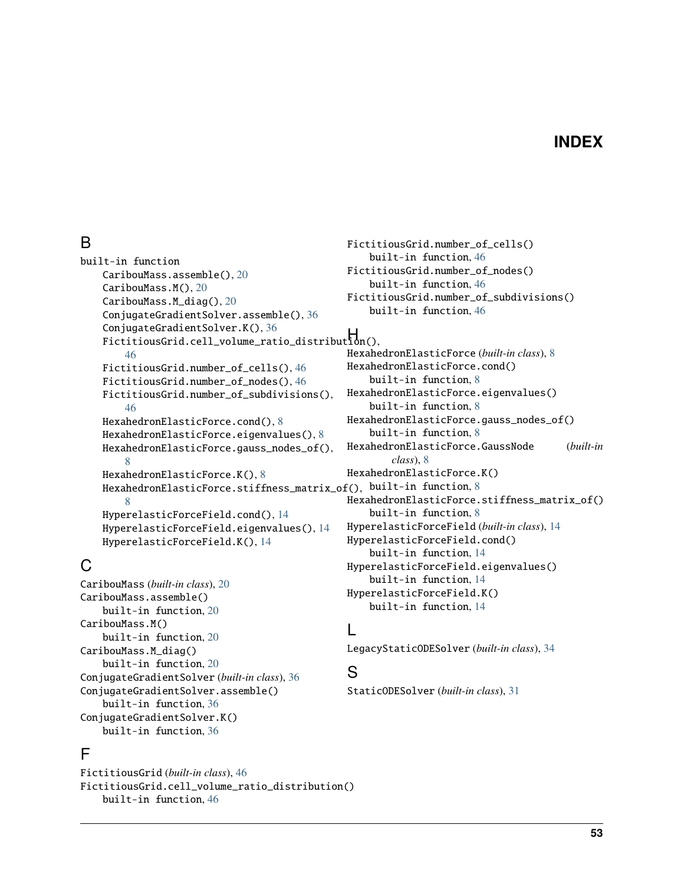# INDEX

## B

built-in function

- CaribouMass.assemble(), 20
- CaribouMass.M(), 20
- CaribouMass.M_diag(), 20
- ConjugateGradientSolver.assemble(), 36
- ConjugateGradientSolver.K(), 36
- FictitiousGrid.cell_volume_ratio_distribution(), 46
- FictitiousGrid.number_of_cells(), 46
- FictitiousGrid.number_of_nodes(), 46
- FictitiousGrid.number_of_subdivisions(), 46
- HexahedronElasticForce.cond(), 8
- HexahedronElasticForce.eigenvalues(), 8
- HexahedronElasticForce.gauss_nodes_of(), 8
- HexahedronElasticForce.K(), 8
- HexahedronElasticForce.stiffness_matrix_of(), 8
- HyperelasticForceField.cond(), 14
- HyperelasticForceField.eigenvalues(), 14
- HyperelasticForceField.K(), 14

## C

CaribouMass (*built-in class*), 20

CaribouMass.assemble()
- built-in function, 20

CaribouMass.M()
- built-in function, 20

CaribouMass.M_diag()
- built-in function, 20

ConjugateGradientSolver (*built-in class*), 36

ConjugateGradientSolver.assemble()
- built-in function, 36

ConjugateGradientSolver.K()
- built-in function, 36

## F

FictitiousGrid (*built-in class*), 46

FictitiousGrid.cell_volume_ratio_distribution()
- built-in function, 46

FictitiousGrid.number_of_cells()
- built-in function, 46

FictitiousGrid.number_of_nodes()
- built-in function, 46

FictitiousGrid.number_of_subdivisions()
- built-in function, 46

## H

HexahedronElasticForce (*built-in class*), 8

HexahedronElasticForce.cond()
- built-in function, 8

HexahedronElasticForce.eigenvalues()
- built-in function, 8

HexahedronElasticForce.gauss_nodes_of()
- built-in function, 8

HexahedronElasticForce.GaussNode (*built-in class*), 8

HexahedronElasticForce.K()
- built-in function, 8

HexahedronElasticForce.stiffness_matrix_of()
- built-in function, 8

HyperelasticForceField (*built-in class*), 14

HyperelasticForceField.cond()
- built-in function, 14

HyperelasticForceField.eigenvalues()
- built-in function, 14

HyperelasticForceField.K()
- built-in function, 14

## L

LegacyStaticODESolver (*built-in class*), 34

## S

StaticODESolver (*built-in class*), 31